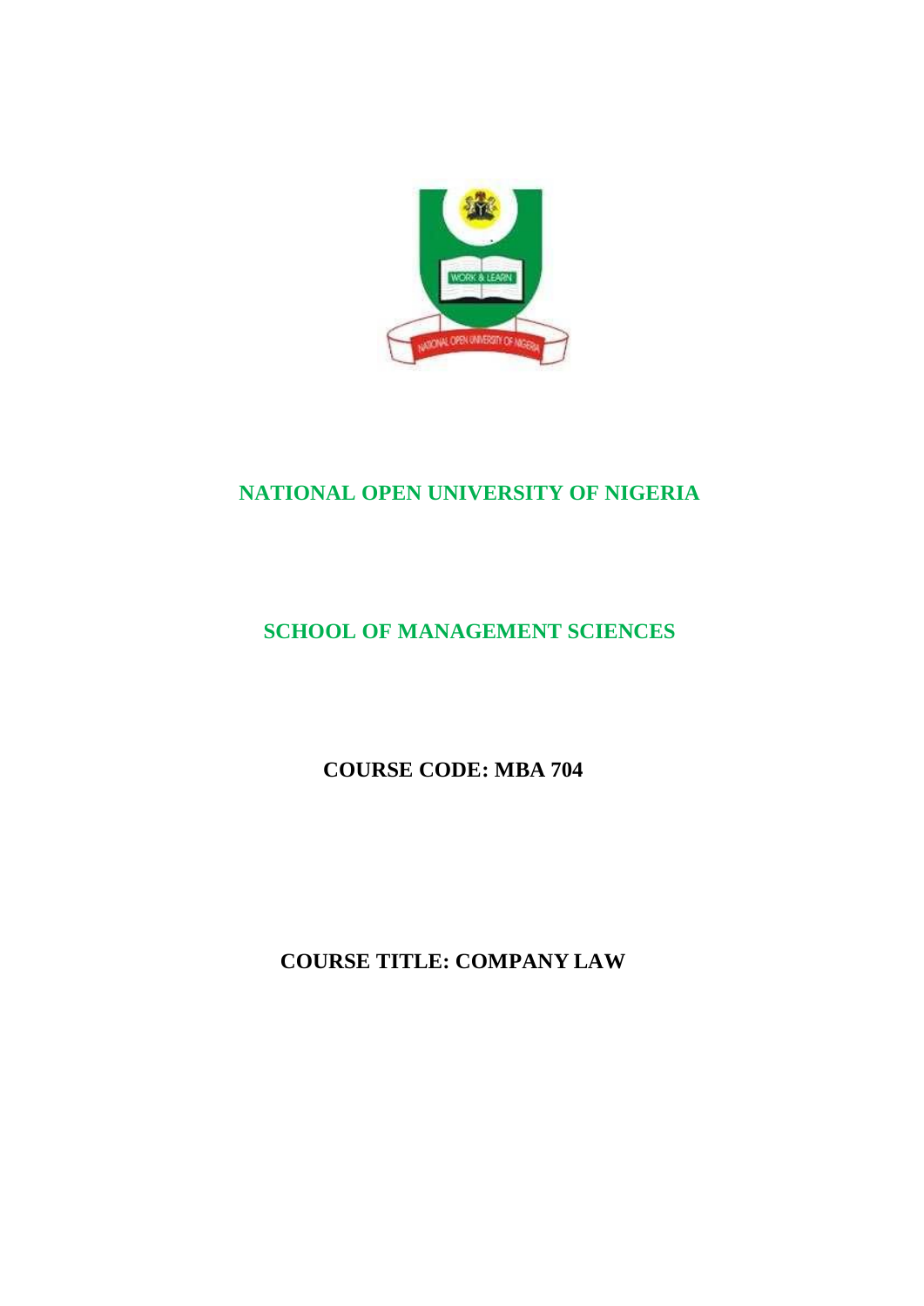# NATIONAL OPEN UNIVERSITY OF NIGERIA

## SCHOOL OF MANAGEMENT SCIENCES

**COURSE CODE: MBA 704**

**COURSE TITLE: COMPANY LAW**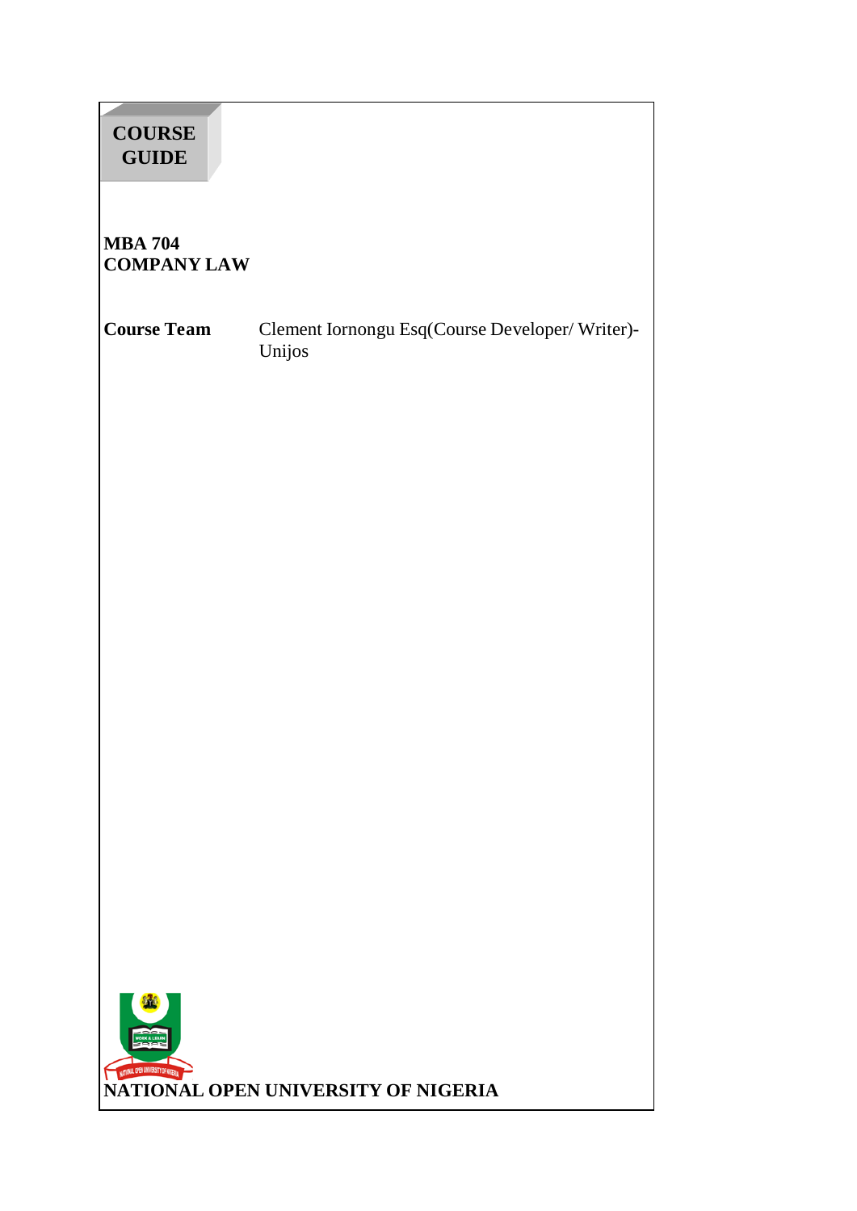# COURSE GUIDE

**MBA 704**
**COMPANY LAW**

**Course Team** Clement Iornongu Esq(Course Developer/ Writer)-Unijos

**NATIONAL OPEN UNIVERSITY OF NIGERIA**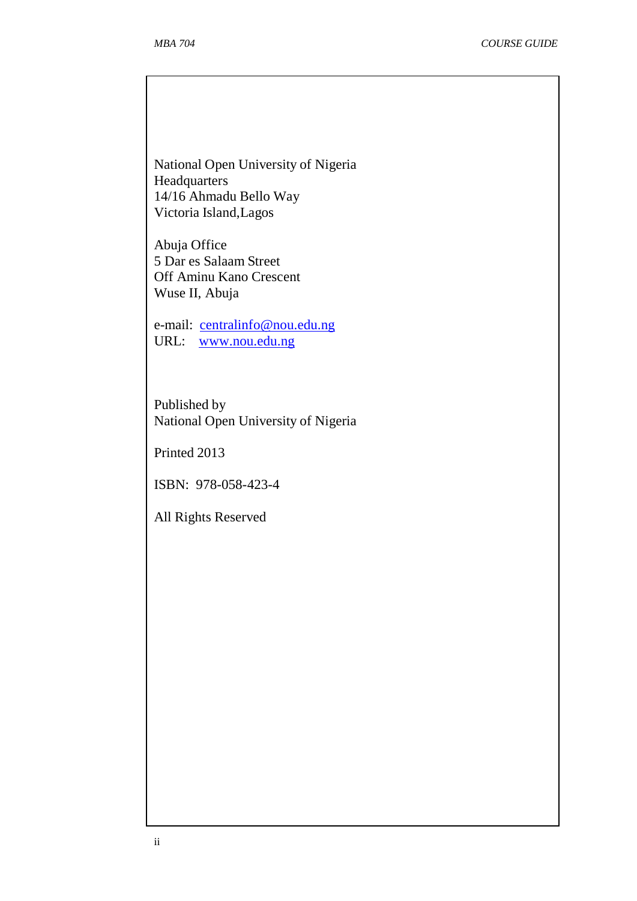National Open University of Nigeria
Headquarters
14/16 Ahmadu Bello Way
Victoria Island,Lagos

Abuja Office
5 Dar es Salaam Street
Off Aminu Kano Crescent
Wuse II, Abuja

e-mail: centralinfo@nou.edu.ng
URL: www.nou.edu.ng

Published by
National Open University of Nigeria

Printed 2013

ISBN: 978-058-423-4

All Rights Reserved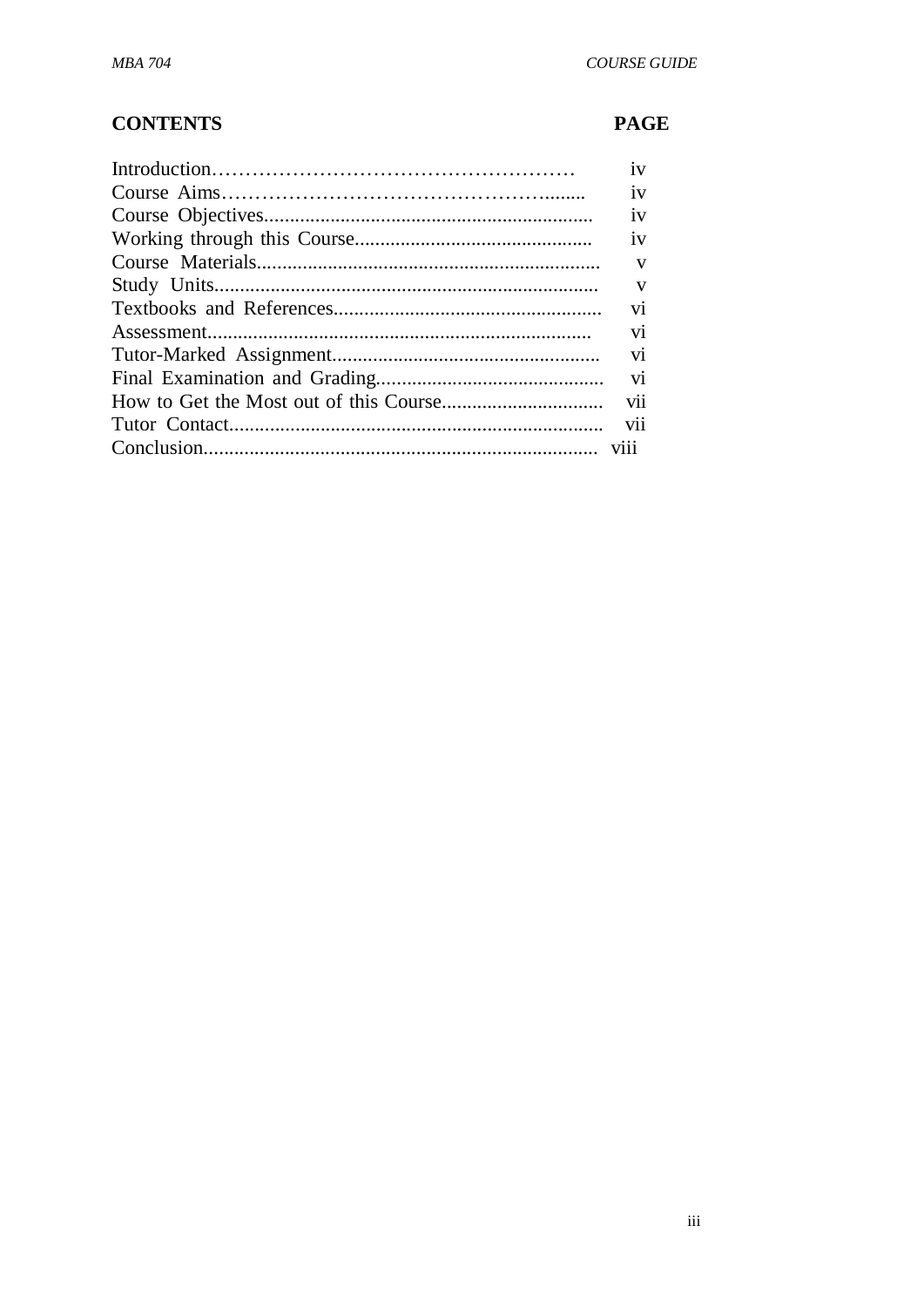| CONTENTS | PAGE |
| --- | --- |
| Introduction | iv |
| Course Aims | iv |
| Course Objectives | iv |
| Working through this Course | iv |
| Course Materials | v |
| Study Units | v |
| Textbooks and References | vi |
| Assessment | vi |
| Tutor-Marked Assignment | vi |
| Final Examination and Grading | vi |
| How to Get the Most out of this Course | vii |
| Tutor Contact | vii |
| Conclusion | viii |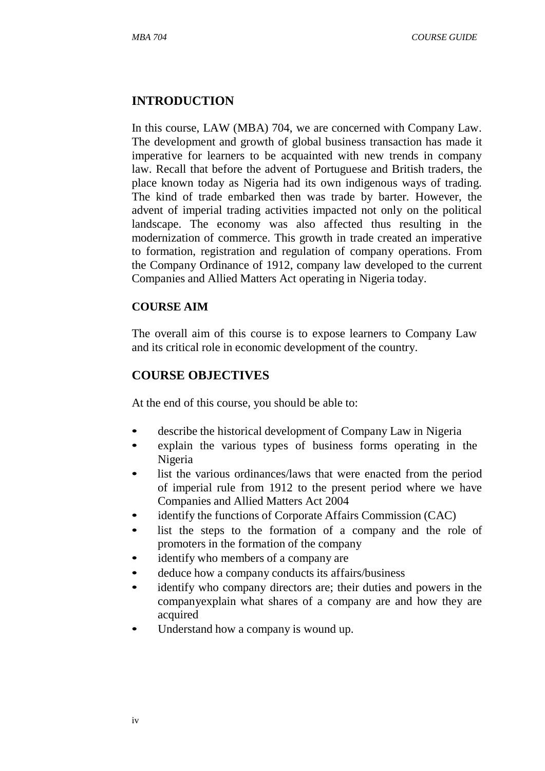## INTRODUCTION

In this course, LAW (MBA) 704, we are concerned with Company Law. The development and growth of global business transaction has made it imperative for learners to be acquainted with new trends in company law. Recall that before the advent of Portuguese and British traders, the place known today as Nigeria had its own indigenous ways of trading. The kind of trade embarked then was trade by barter. However, the advent of imperial trading activities impacted not only on the political landscape. The economy was also affected thus resulting in the modernization of commerce. This growth in trade created an imperative to formation, registration and regulation of company operations. From the Company Ordinance of 1912, company law developed to the current Companies and Allied Matters Act operating in Nigeria today.

### COURSE AIM

The overall aim of this course is to expose learners to Company Law and its critical role in economic development of the country.

## COURSE OBJECTIVES

At the end of this course, you should be able to:

- describe the historical development of Company Law in Nigeria
- explain the various types of business forms operating in the Nigeria
- list the various ordinances/laws that were enacted from the period of imperial rule from 1912 to the present period where we have Companies and Allied Matters Act 2004
- identify the functions of Corporate Affairs Commission (CAC)
- list the steps to the formation of a company and the role of promoters in the formation of the company
- identify who members of a company are
- deduce how a company conducts its affairs/business
- identify who company directors are; their duties and powers in the companyexplain what shares of a company are and how they are acquired
- Understand how a company is wound up.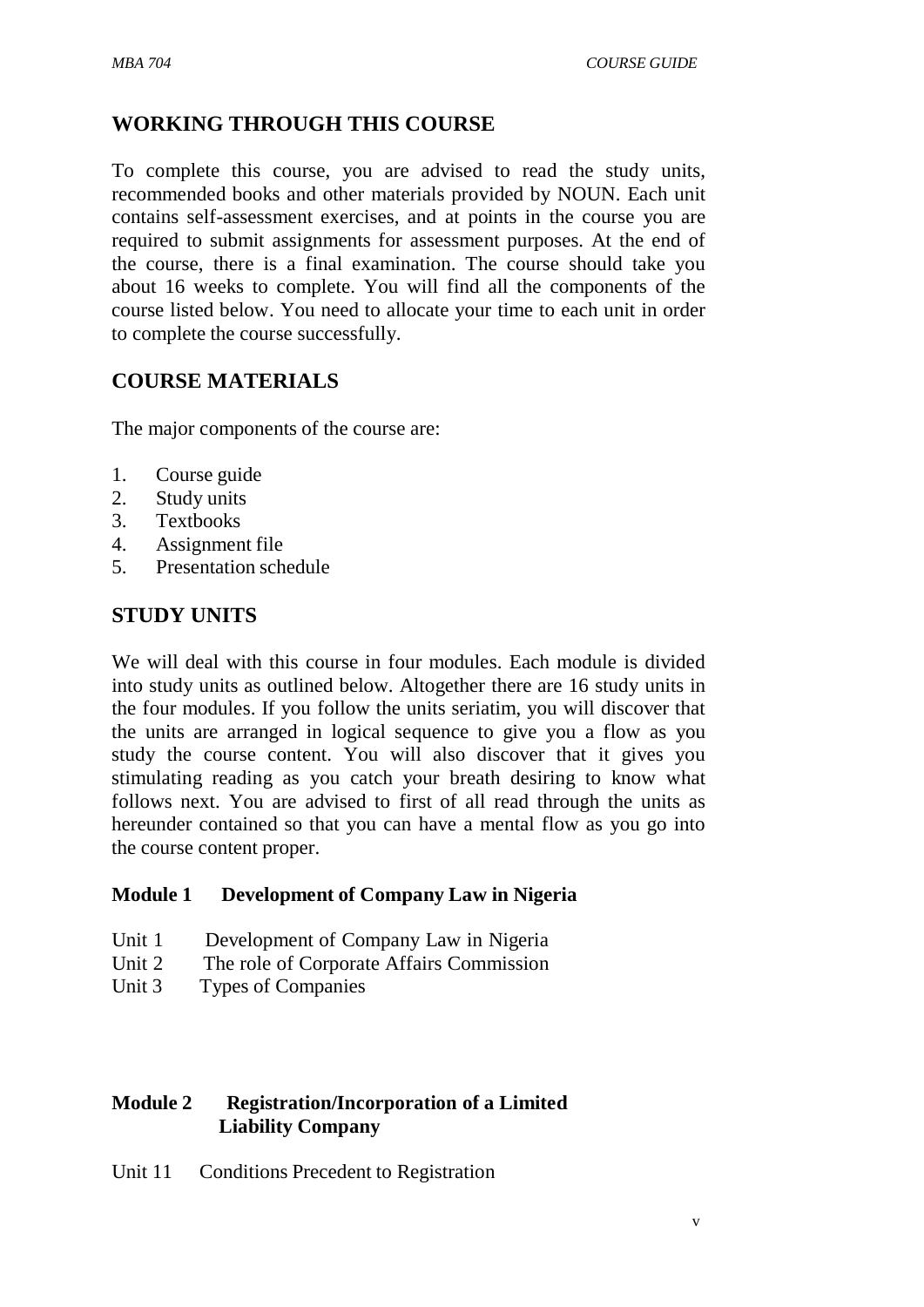## WORKING THROUGH THIS COURSE

To complete this course, you are advised to read the study units, recommended books and other materials provided by NOUN. Each unit contains self-assessment exercises, and at points in the course you are required to submit assignments for assessment purposes. At the end of the course, there is a final examination. The course should take you about 16 weeks to complete. You will find all the components of the course listed below. You need to allocate your time to each unit in order to complete the course successfully.

## COURSE MATERIALS

The major components of the course are:

1. Course guide
2. Study units
3. Textbooks
4. Assignment file
5. Presentation schedule

## STUDY UNITS

We will deal with this course in four modules. Each module is divided into study units as outlined below. Altogether there are 16 study units in the four modules. If you follow the units seriatim, you will discover that the units are arranged in logical sequence to give you a flow as you study the course content. You will also discover that it gives you stimulating reading as you catch your breath desiring to know what follows next. You are advised to first of all read through the units as hereunder contained so that you can have a mental flow as you go into the course content proper.

**Module 1 Development of Company Law in Nigeria**

Unit 1 Development of Company Law in Nigeria
Unit 2 The role of Corporate Affairs Commission
Unit 3 Types of Companies

**Module 2 Registration/Incorporation of a Limited Liability Company**

Unit 11 Conditions Precedent to Registration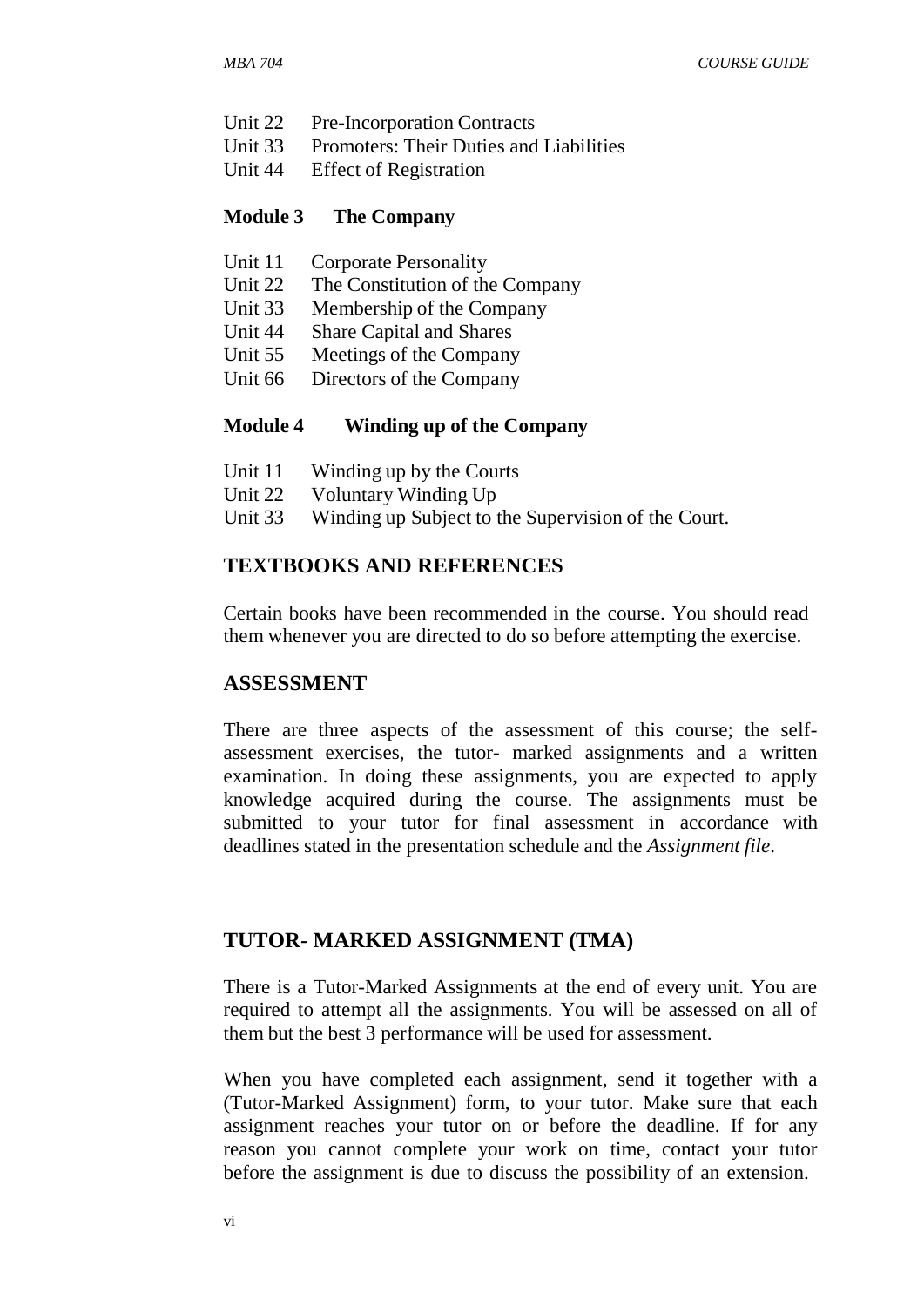Unit 22 Pre-Incorporation Contracts
Unit 33 Promoters: Their Duties and Liabilities
Unit 44 Effect of Registration

**Module 3 The Company**

Unit 11 Corporate Personality
Unit 22 The Constitution of the Company
Unit 33 Membership of the Company
Unit 44 Share Capital and Shares
Unit 55 Meetings of the Company
Unit 66 Directors of the Company

**Module 4 Winding up of the Company**

Unit 11 Winding up by the Courts
Unit 22 Voluntary Winding Up
Unit 33 Winding up Subject to the Supervision of the Court.

## TEXTBOOKS AND REFERENCES

Certain books have been recommended in the course. You should read them whenever you are directed to do so before attempting the exercise.

## ASSESSMENT

There are three aspects of the assessment of this course; the self-assessment exercises, the tutor- marked assignments and a written examination. In doing these assignments, you are expected to apply knowledge acquired during the course. The assignments must be submitted to your tutor for final assessment in accordance with deadlines stated in the presentation schedule and the *Assignment file*.

## TUTOR- MARKED ASSIGNMENT (TMA)

There is a Tutor-Marked Assignments at the end of every unit. You are required to attempt all the assignments. You will be assessed on all of them but the best 3 performance will be used for assessment.

When you have completed each assignment, send it together with a (Tutor-Marked Assignment) form, to your tutor. Make sure that each assignment reaches your tutor on or before the deadline. If for any reason you cannot complete your work on time, contact your tutor before the assignment is due to discuss the possibility of an extension.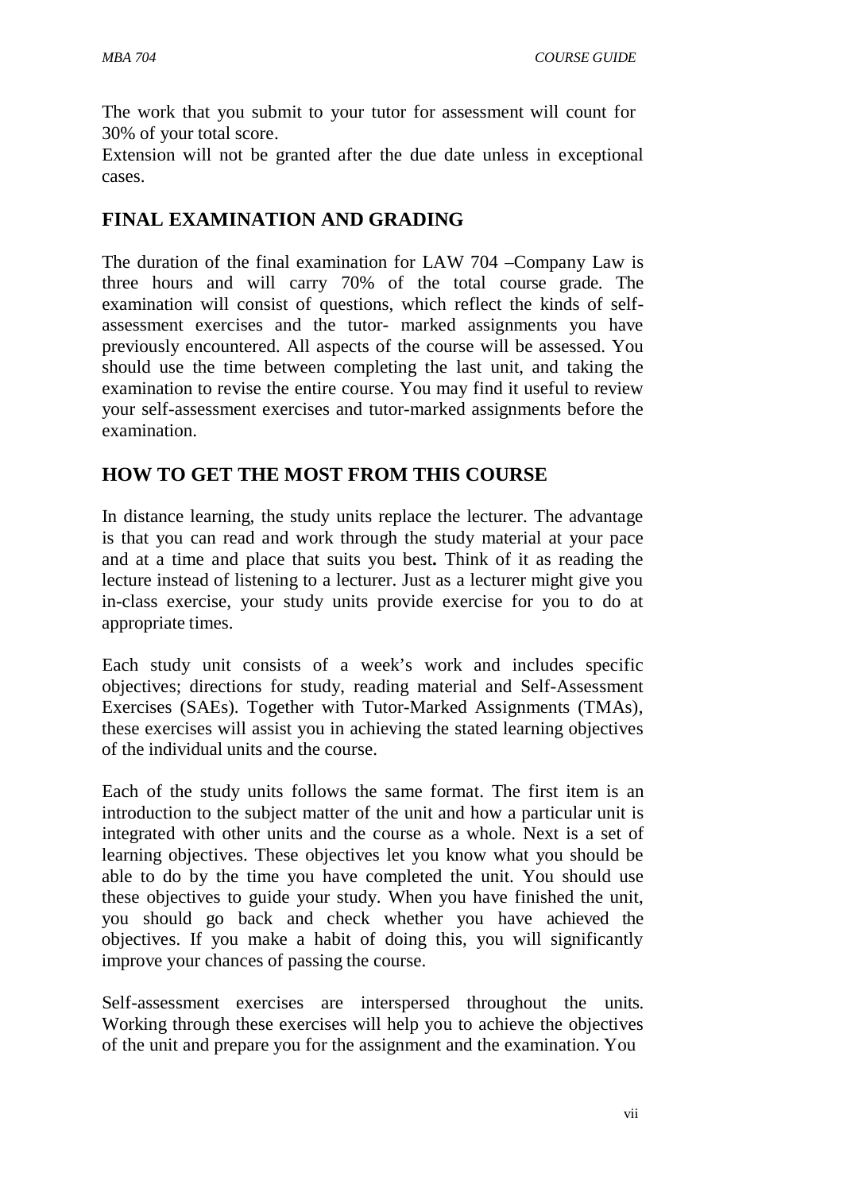The work that you submit to your tutor for assessment will count for 30% of your total score.

Extension will not be granted after the due date unless in exceptional cases.

## FINAL EXAMINATION AND GRADING

The duration of the final examination for LAW 704 –Company Law is three hours and will carry 70% of the total course grade. The examination will consist of questions, which reflect the kinds of self-assessment exercises and the tutor- marked assignments you have previously encountered. All aspects of the course will be assessed. You should use the time between completing the last unit, and taking the examination to revise the entire course. You may find it useful to review your self-assessment exercises and tutor-marked assignments before the examination.

## HOW TO GET THE MOST FROM THIS COURSE

In distance learning, the study units replace the lecturer. The advantage is that you can read and work through the study material at your pace and at a time and place that suits you best**.** Think of it as reading the lecture instead of listening to a lecturer. Just as a lecturer might give you in-class exercise, your study units provide exercise for you to do at appropriate times.

Each study unit consists of a week's work and includes specific objectives; directions for study, reading material and Self-Assessment Exercises (SAEs). Together with Tutor-Marked Assignments (TMAs), these exercises will assist you in achieving the stated learning objectives of the individual units and the course.

Each of the study units follows the same format. The first item is an introduction to the subject matter of the unit and how a particular unit is integrated with other units and the course as a whole. Next is a set of learning objectives. These objectives let you know what you should be able to do by the time you have completed the unit. You should use these objectives to guide your study. When you have finished the unit, you should go back and check whether you have achieved the objectives. If you make a habit of doing this, you will significantly improve your chances of passing the course.

Self-assessment exercises are interspersed throughout the units. Working through these exercises will help you to achieve the objectives of the unit and prepare you for the assignment and the examination. You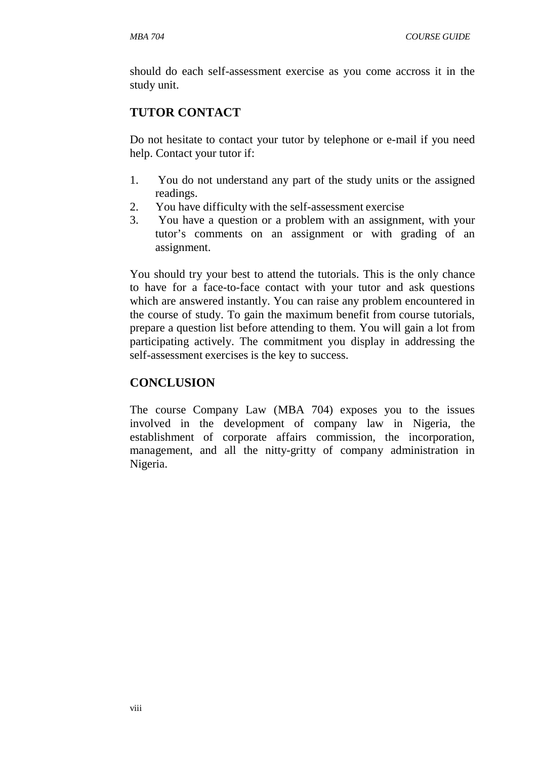should do each self-assessment exercise as you come accross it in the study unit.

## TUTOR CONTACT

Do not hesitate to contact your tutor by telephone or e-mail if you need help. Contact your tutor if:

1. You do not understand any part of the study units or the assigned readings.
2. You have difficulty with the self-assessment exercise
3. You have a question or a problem with an assignment, with your tutor's comments on an assignment or with grading of an assignment.

You should try your best to attend the tutorials. This is the only chance to have for a face-to-face contact with your tutor and ask questions which are answered instantly. You can raise any problem encountered in the course of study. To gain the maximum benefit from course tutorials, prepare a question list before attending to them. You will gain a lot from participating actively. The commitment you display in addressing the self-assessment exercises is the key to success.

## CONCLUSION

The course Company Law (MBA 704) exposes you to the issues involved in the development of company law in Nigeria, the establishment of corporate affairs commission, the incorporation, management, and all the nitty-gritty of company administration in Nigeria.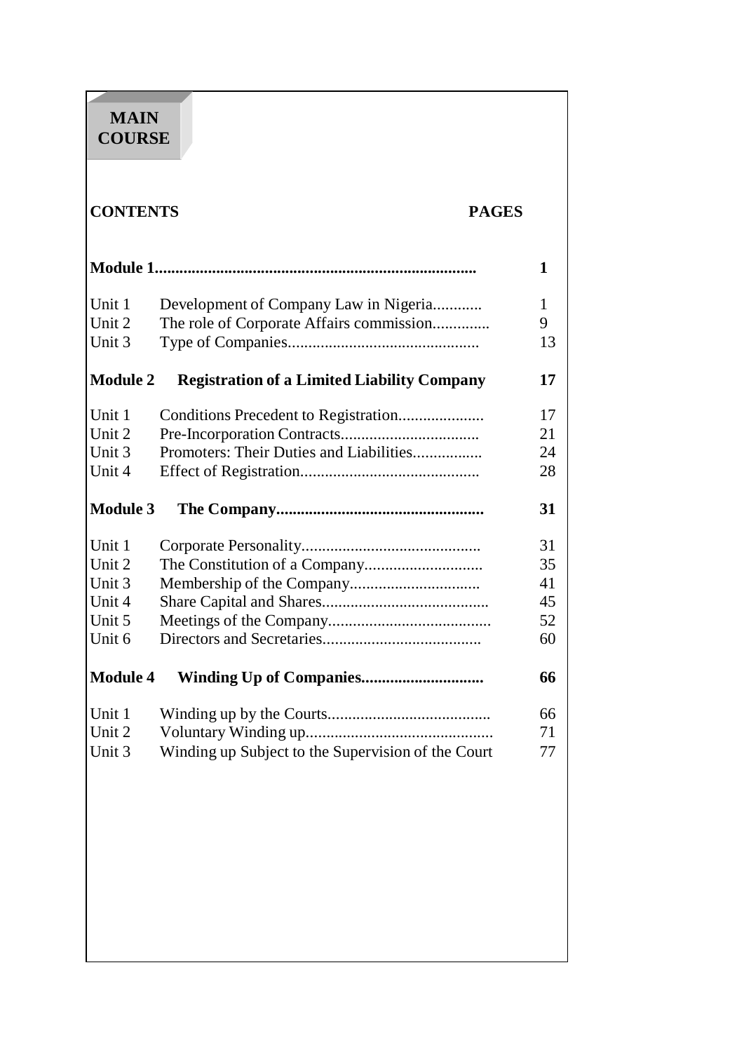# MAIN COURSE

| CONTENTS | | PAGES |
|---|---|---|
| **Module 1** | | **1** |
| Unit 1 | Development of Company Law in Nigeria | 1 |
| Unit 2 | The role of Corporate Affairs commission | 9 |
| Unit 3 | Type of Companies | 13 |
| **Module 2** | **Registration of a Limited Liability Company** | **17** |
| Unit 1 | Conditions Precedent to Registration | 17 |
| Unit 2 | Pre-Incorporation Contracts | 21 |
| Unit 3 | Promoters: Their Duties and Liabilities | 24 |
| Unit 4 | Effect of Registration | 28 |
| **Module 3** | **The Company** | **31** |
| Unit 1 | Corporate Personality | 31 |
| Unit 2 | The Constitution of a Company | 35 |
| Unit 3 | Membership of the Company | 41 |
| Unit 4 | Share Capital and Shares | 45 |
| Unit 5 | Meetings of the Company | 52 |
| Unit 6 | Directors and Secretaries | 60 |
| **Module 4** | **Winding Up of Companies** | **66** |
| Unit 1 | Winding up by the Courts | 66 |
| Unit 2 | Voluntary Winding up | 71 |
| Unit 3 | Winding up Subject to the Supervision of the Court | 77 |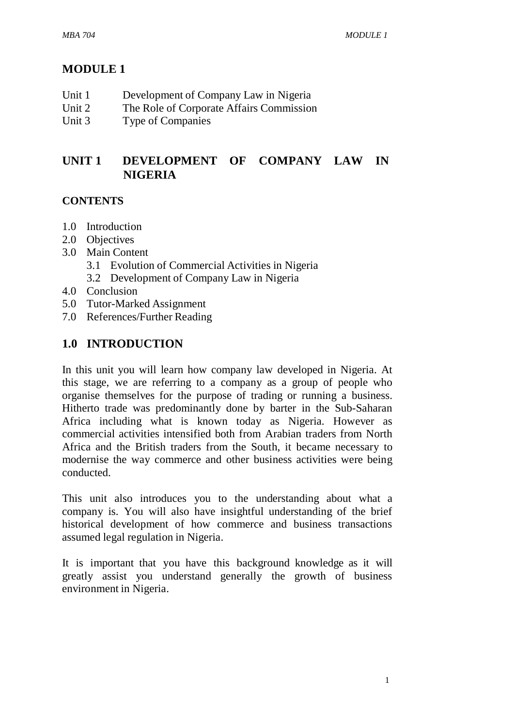# MODULE 1

Unit 1 Development of Company Law in Nigeria
Unit 2 The Role of Corporate Affairs Commission
Unit 3 Type of Companies

## UNIT 1 DEVELOPMENT OF COMPANY LAW IN NIGERIA

### CONTENTS

- 1.0 Introduction
- 2.0 Objectives
- 3.0 Main Content
  - 3.1 Evolution of Commercial Activities in Nigeria
  - 3.2 Development of Company Law in Nigeria
- 4.0 Conclusion
- 5.0 Tutor-Marked Assignment
- 7.0 References/Further Reading

## 1.0 INTRODUCTION

In this unit you will learn how company law developed in Nigeria. At this stage, we are referring to a company as a group of people who organise themselves for the purpose of trading or running a business. Hitherto trade was predominantly done by barter in the Sub-Saharan Africa including what is known today as Nigeria. However as commercial activities intensified both from Arabian traders from North Africa and the British traders from the South, it became necessary to modernise the way commerce and other business activities were being conducted.

This unit also introduces you to the understanding about what a company is. You will also have insightful understanding of the brief historical development of how commerce and business transactions assumed legal regulation in Nigeria.

It is important that you have this background knowledge as it will greatly assist you understand generally the growth of business environment in Nigeria.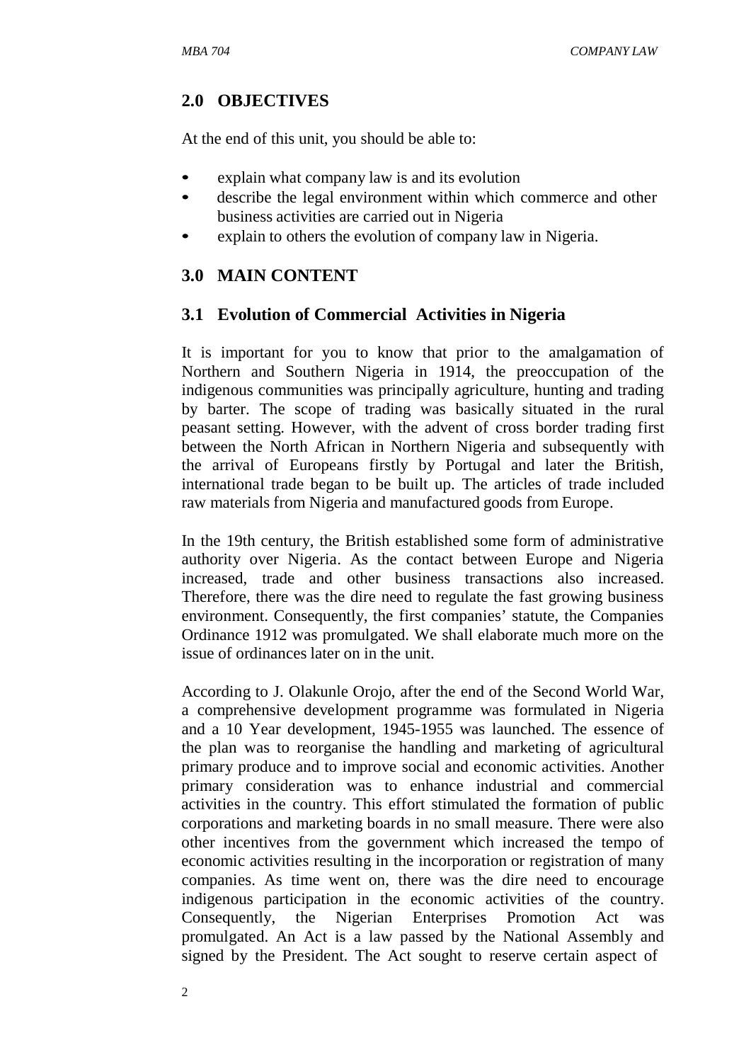## 2.0 OBJECTIVES

At the end of this unit, you should be able to:

- explain what company law is and its evolution
- describe the legal environment within which commerce and other business activities are carried out in Nigeria
- explain to others the evolution of company law in Nigeria.

## 3.0 MAIN CONTENT

### 3.1 Evolution of Commercial Activities in Nigeria

It is important for you to know that prior to the amalgamation of Northern and Southern Nigeria in 1914, the preoccupation of the indigenous communities was principally agriculture, hunting and trading by barter. The scope of trading was basically situated in the rural peasant setting. However, with the advent of cross border trading first between the North African in Northern Nigeria and subsequently with the arrival of Europeans firstly by Portugal and later the British, international trade began to be built up. The articles of trade included raw materials from Nigeria and manufactured goods from Europe.

In the 19th century, the British established some form of administrative authority over Nigeria. As the contact between Europe and Nigeria increased, trade and other business transactions also increased. Therefore, there was the dire need to regulate the fast growing business environment. Consequently, the first companies' statute, the Companies Ordinance 1912 was promulgated. We shall elaborate much more on the issue of ordinances later on in the unit.

According to J. Olakunle Orojo, after the end of the Second World War, a comprehensive development programme was formulated in Nigeria and a 10 Year development, 1945-1955 was launched. The essence of the plan was to reorganise the handling and marketing of agricultural primary produce and to improve social and economic activities. Another primary consideration was to enhance industrial and commercial activities in the country. This effort stimulated the formation of public corporations and marketing boards in no small measure. There were also other incentives from the government which increased the tempo of economic activities resulting in the incorporation or registration of many companies. As time went on, there was the dire need to encourage indigenous participation in the economic activities of the country. Consequently, the Nigerian Enterprises Promotion Act was promulgated. An Act is a law passed by the National Assembly and signed by the President. The Act sought to reserve certain aspect of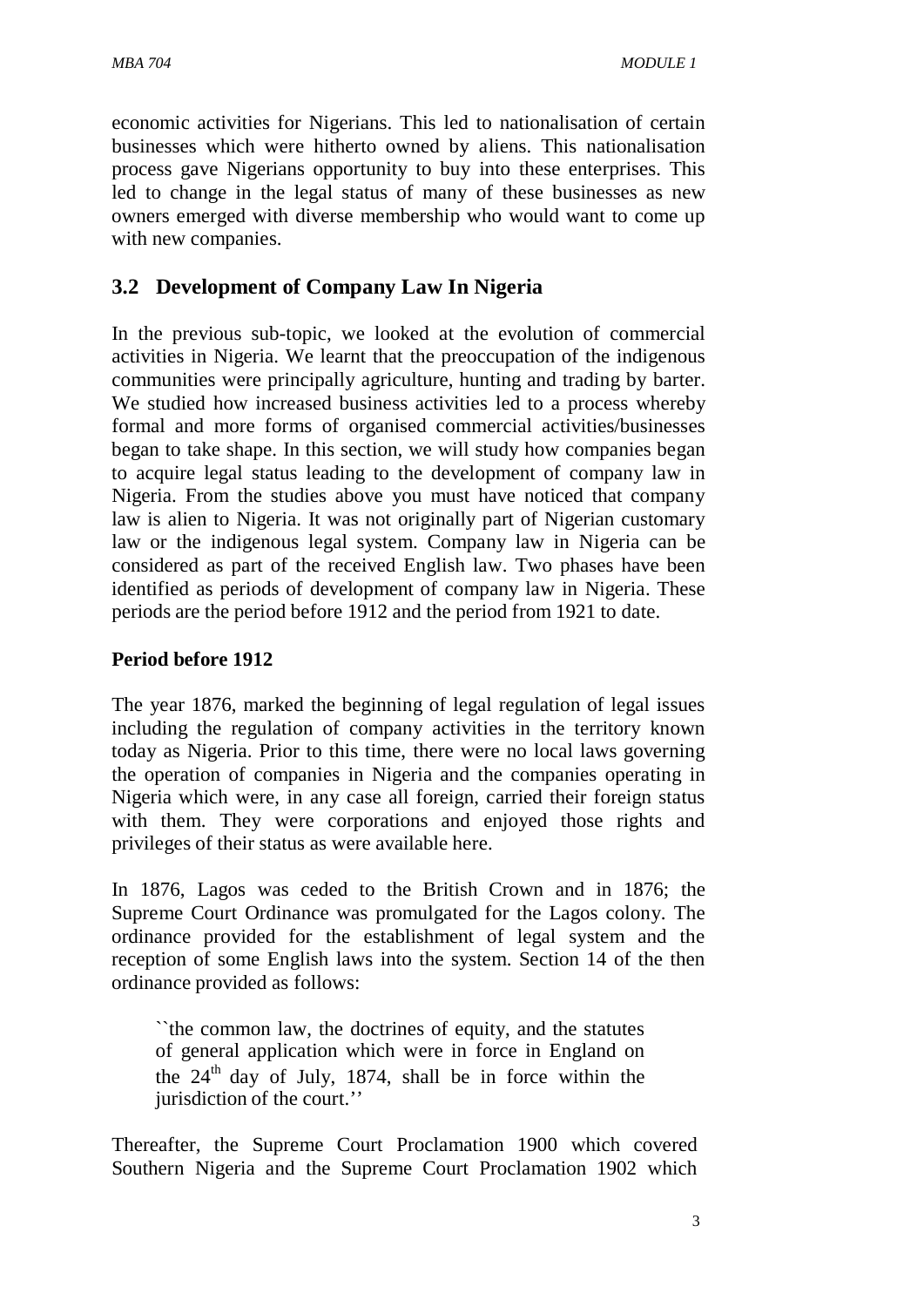economic activities for Nigerians. This led to nationalisation of certain businesses which were hitherto owned by aliens. This nationalisation process gave Nigerians opportunity to buy into these enterprises. This led to change in the legal status of many of these businesses as new owners emerged with diverse membership who would want to come up with new companies.

## 3.2 Development of Company Law In Nigeria

In the previous sub-topic, we looked at the evolution of commercial activities in Nigeria. We learnt that the preoccupation of the indigenous communities were principally agriculture, hunting and trading by barter. We studied how increased business activities led to a process whereby formal and more forms of organised commercial activities/businesses began to take shape. In this section, we will study how companies began to acquire legal status leading to the development of company law in Nigeria. From the studies above you must have noticed that company law is alien to Nigeria. It was not originally part of Nigerian customary law or the indigenous legal system. Company law in Nigeria can be considered as part of the received English law. Two phases have been identified as periods of development of company law in Nigeria. These periods are the period before 1912 and the period from 1921 to date.

**Period before 1912**

The year 1876, marked the beginning of legal regulation of legal issues including the regulation of company activities in the territory known today as Nigeria. Prior to this time, there were no local laws governing the operation of companies in Nigeria and the companies operating in Nigeria which were, in any case all foreign, carried their foreign status with them. They were corporations and enjoyed those rights and privileges of their status as were available here.

In 1876, Lagos was ceded to the British Crown and in 1876; the Supreme Court Ordinance was promulgated for the Lagos colony. The ordinance provided for the establishment of legal system and the reception of some English laws into the system. Section 14 of the then ordinance provided as follows:

> ``the common law, the doctrines of equity, and the statutes of general application which were in force in England on the 24th day of July, 1874, shall be in force within the jurisdiction of the court.''

Thereafter, the Supreme Court Proclamation 1900 which covered Southern Nigeria and the Supreme Court Proclamation 1902 which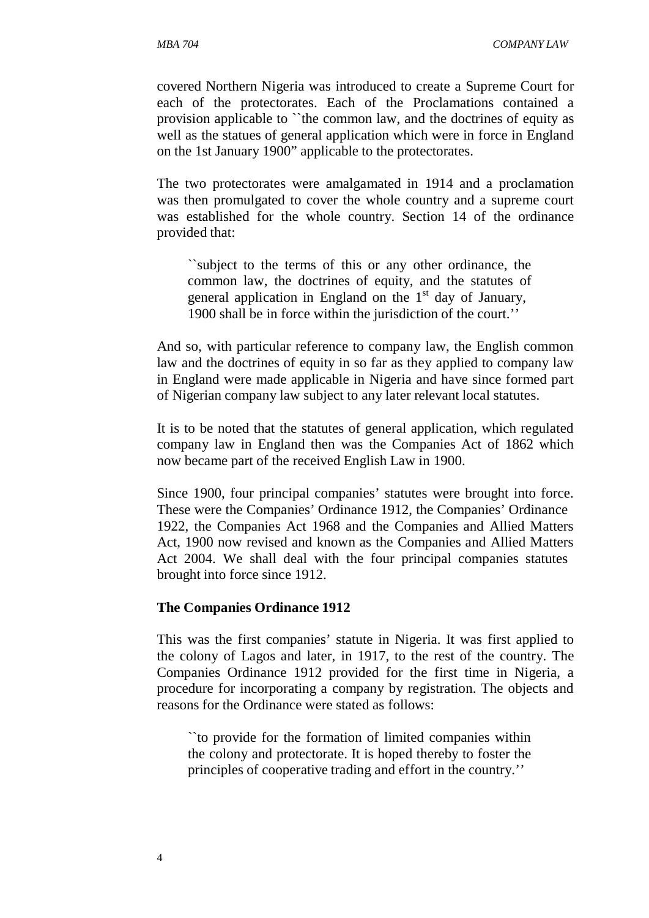covered Northern Nigeria was introduced to create a Supreme Court for each of the protectorates. Each of the Proclamations contained a provision applicable to ``the common law, and the doctrines of equity as well as the statues of general application which were in force in England on the 1st January 1900" applicable to the protectorates.

The two protectorates were amalgamated in 1914 and a proclamation was then promulgated to cover the whole country and a supreme court was established for the whole country. Section 14 of the ordinance provided that:

> ``subject to the terms of this or any other ordinance, the common law, the doctrines of equity, and the statutes of general application in England on the 1st day of January, 1900 shall be in force within the jurisdiction of the court.''

And so, with particular reference to company law, the English common law and the doctrines of equity in so far as they applied to company law in England were made applicable in Nigeria and have since formed part of Nigerian company law subject to any later relevant local statutes.

It is to be noted that the statutes of general application, which regulated company law in England then was the Companies Act of 1862 which now became part of the received English Law in 1900.

Since 1900, four principal companies' statutes were brought into force. These were the Companies' Ordinance 1912, the Companies' Ordinance 1922, the Companies Act 1968 and the Companies and Allied Matters Act, 1900 now revised and known as the Companies and Allied Matters Act 2004. We shall deal with the four principal companies statutes brought into force since 1912.

**The Companies Ordinance 1912**

This was the first companies' statute in Nigeria. It was first applied to the colony of Lagos and later, in 1917, to the rest of the country. The Companies Ordinance 1912 provided for the first time in Nigeria, a procedure for incorporating a company by registration. The objects and reasons for the Ordinance were stated as follows:

> ``to provide for the formation of limited companies within the colony and protectorate. It is hoped thereby to foster the principles of cooperative trading and effort in the country.''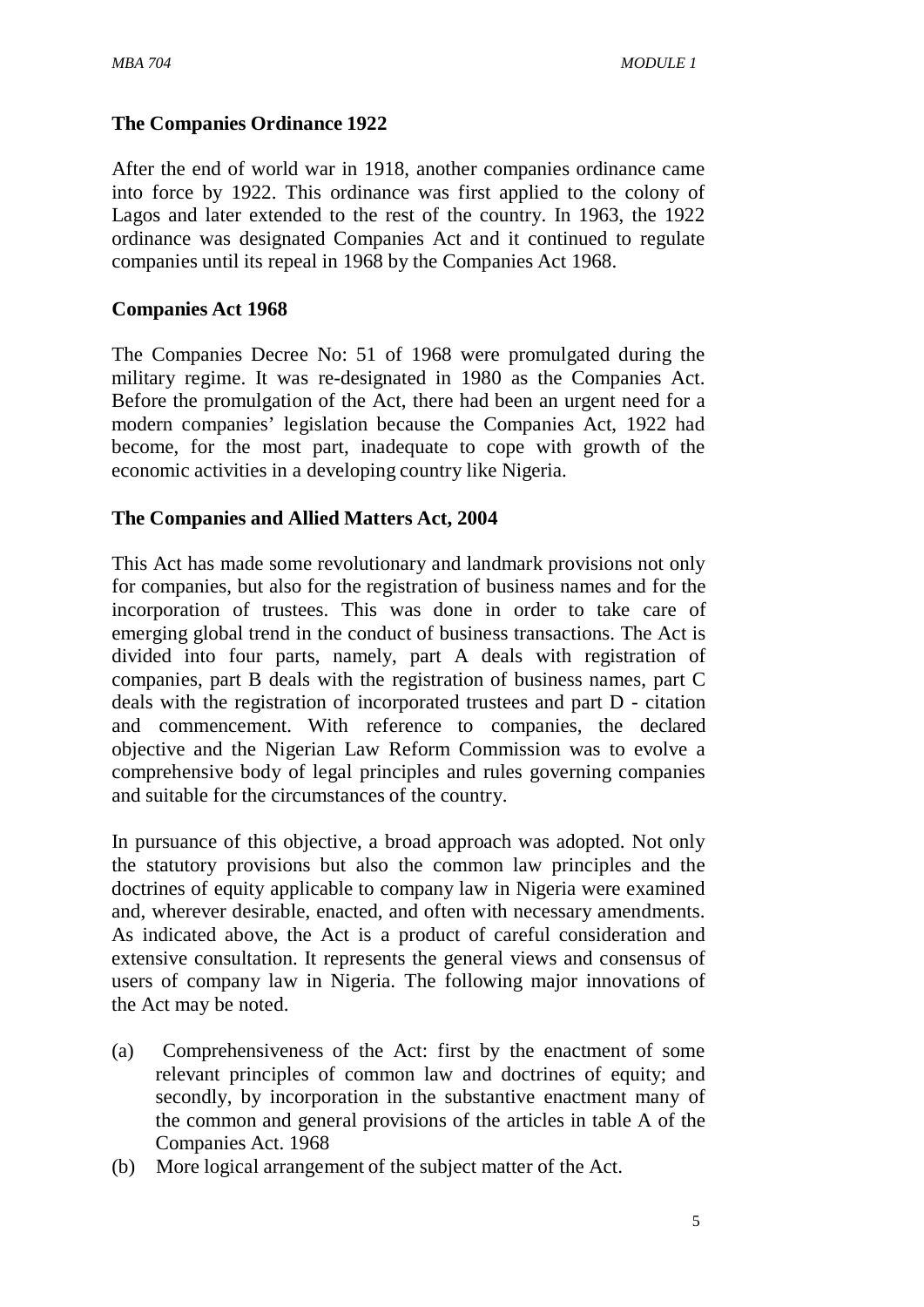### The Companies Ordinance 1922

After the end of world war in 1918, another companies ordinance came into force by 1922. This ordinance was first applied to the colony of Lagos and later extended to the rest of the country. In 1963, the 1922 ordinance was designated Companies Act and it continued to regulate companies until its repeal in 1968 by the Companies Act 1968.

### Companies Act 1968

The Companies Decree No: 51 of 1968 were promulgated during the military regime. It was re-designated in 1980 as the Companies Act. Before the promulgation of the Act, there had been an urgent need for a modern companies' legislation because the Companies Act, 1922 had become, for the most part, inadequate to cope with growth of the economic activities in a developing country like Nigeria.

### The Companies and Allied Matters Act, 2004

This Act has made some revolutionary and landmark provisions not only for companies, but also for the registration of business names and for the incorporation of trustees. This was done in order to take care of emerging global trend in the conduct of business transactions. The Act is divided into four parts, namely, part A deals with registration of companies, part B deals with the registration of business names, part C deals with the registration of incorporated trustees and part D - citation and commencement. With reference to companies, the declared objective and the Nigerian Law Reform Commission was to evolve a comprehensive body of legal principles and rules governing companies and suitable for the circumstances of the country.

In pursuance of this objective, a broad approach was adopted. Not only the statutory provisions but also the common law principles and the doctrines of equity applicable to company law in Nigeria were examined and, wherever desirable, enacted, and often with necessary amendments. As indicated above, the Act is a product of careful consideration and extensive consultation. It represents the general views and consensus of users of company law in Nigeria. The following major innovations of the Act may be noted.

(a) Comprehensiveness of the Act: first by the enactment of some relevant principles of common law and doctrines of equity; and secondly, by incorporation in the substantive enactment many of the common and general provisions of the articles in table A of the Companies Act. 1968

(b) More logical arrangement of the subject matter of the Act.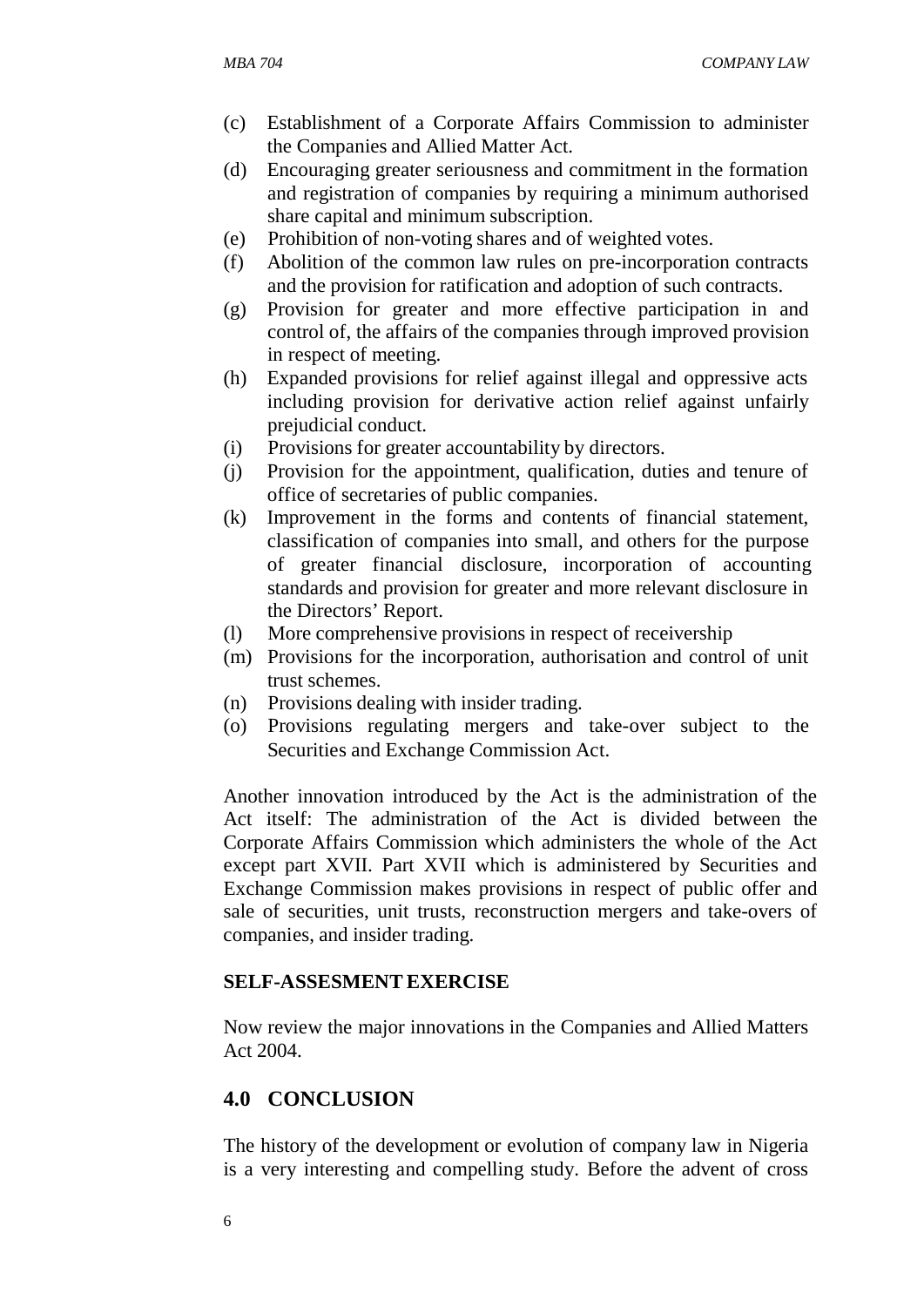(c) Establishment of a Corporate Affairs Commission to administer the Companies and Allied Matter Act.
(d) Encouraging greater seriousness and commitment in the formation and registration of companies by requiring a minimum authorised share capital and minimum subscription.
(e) Prohibition of non-voting shares and of weighted votes.
(f) Abolition of the common law rules on pre-incorporation contracts and the provision for ratification and adoption of such contracts.
(g) Provision for greater and more effective participation in and control of, the affairs of the companies through improved provision in respect of meeting.
(h) Expanded provisions for relief against illegal and oppressive acts including provision for derivative action relief against unfairly prejudicial conduct.
(i) Provisions for greater accountability by directors.
(j) Provision for the appointment, qualification, duties and tenure of office of secretaries of public companies.
(k) Improvement in the forms and contents of financial statement, classification of companies into small, and others for the purpose of greater financial disclosure, incorporation of accounting standards and provision for greater and more relevant disclosure in the Directors' Report.
(l) More comprehensive provisions in respect of receivership
(m) Provisions for the incorporation, authorisation and control of unit trust schemes.
(n) Provisions dealing with insider trading.
(o) Provisions regulating mergers and take-over subject to the Securities and Exchange Commission Act.

Another innovation introduced by the Act is the administration of the Act itself: The administration of the Act is divided between the Corporate Affairs Commission which administers the whole of the Act except part XVII. Part XVII which is administered by Securities and Exchange Commission makes provisions in respect of public offer and sale of securities, unit trusts, reconstruction mergers and take-overs of companies, and insider trading.

**SELF-ASSESMENT EXERCISE**

Now review the major innovations in the Companies and Allied Matters Act 2004.

## 4.0 CONCLUSION

The history of the development or evolution of company law in Nigeria is a very interesting and compelling study. Before the advent of cross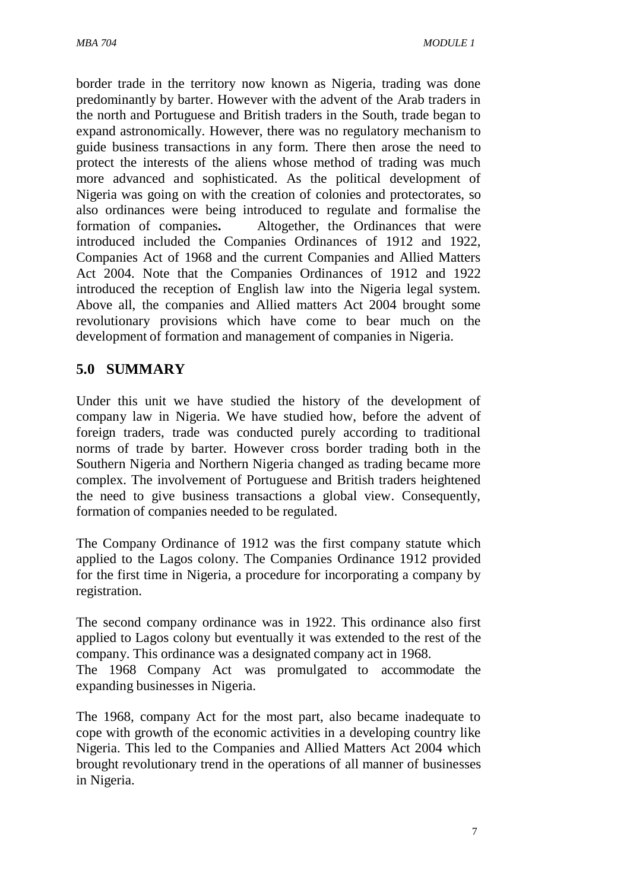border trade in the territory now known as Nigeria, trading was done predominantly by barter. However with the advent of the Arab traders in the north and Portuguese and British traders in the South, trade began to expand astronomically. However, there was no regulatory mechanism to guide business transactions in any form. There then arose the need to protect the interests of the aliens whose method of trading was much more advanced and sophisticated. As the political development of Nigeria was going on with the creation of colonies and protectorates, so also ordinances were being introduced to regulate and formalise the formation of companies**.** Altogether, the Ordinances that were introduced included the Companies Ordinances of 1912 and 1922, Companies Act of 1968 and the current Companies and Allied Matters Act 2004. Note that the Companies Ordinances of 1912 and 1922 introduced the reception of English law into the Nigeria legal system. Above all, the companies and Allied matters Act 2004 brought some revolutionary provisions which have come to bear much on the development of formation and management of companies in Nigeria.

## 5.0 SUMMARY

Under this unit we have studied the history of the development of company law in Nigeria. We have studied how, before the advent of foreign traders, trade was conducted purely according to traditional norms of trade by barter. However cross border trading both in the Southern Nigeria and Northern Nigeria changed as trading became more complex. The involvement of Portuguese and British traders heightened the need to give business transactions a global view. Consequently, formation of companies needed to be regulated.

The Company Ordinance of 1912 was the first company statute which applied to the Lagos colony. The Companies Ordinance 1912 provided for the first time in Nigeria, a procedure for incorporating a company by registration.

The second company ordinance was in 1922. This ordinance also first applied to Lagos colony but eventually it was extended to the rest of the company. This ordinance was a designated company act in 1968.
The 1968 Company Act was promulgated to accommodate the expanding businesses in Nigeria.

The 1968, company Act for the most part, also became inadequate to cope with growth of the economic activities in a developing country like Nigeria. This led to the Companies and Allied Matters Act 2004 which brought revolutionary trend in the operations of all manner of businesses in Nigeria.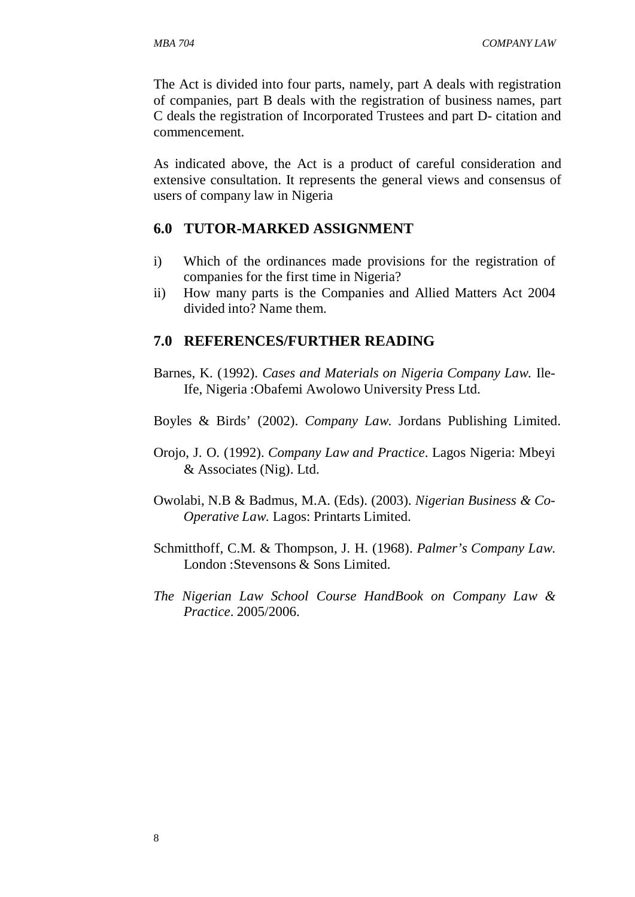The Act is divided into four parts, namely, part A deals with registration of companies, part B deals with the registration of business names, part C deals the registration of Incorporated Trustees and part D- citation and commencement.

As indicated above, the Act is a product of careful consideration and extensive consultation. It represents the general views and consensus of users of company law in Nigeria

## 6.0 TUTOR-MARKED ASSIGNMENT

i) Which of the ordinances made provisions for the registration of companies for the first time in Nigeria?
ii) How many parts is the Companies and Allied Matters Act 2004 divided into? Name them.

## 7.0 REFERENCES/FURTHER READING

Barnes, K. (1992). *Cases and Materials on Nigeria Company Law.* Ile-Ife, Nigeria :Obafemi Awolowo University Press Ltd.

Boyles & Birds' (2002). *Company Law.* Jordans Publishing Limited.

Orojo, J. O. (1992). *Company Law and Practice*. Lagos Nigeria: Mbeyi & Associates (Nig). Ltd.

Owolabi, N.B & Badmus, M.A. (Eds). (2003). *Nigerian Business & Co-Operative Law.* Lagos: Printarts Limited.

Schmitthoff, C.M. & Thompson, J. H. (1968). *Palmer's Company Law.* London :Stevensons & Sons Limited.

*The Nigerian Law School Course HandBook on Company Law & Practice*. 2005/2006.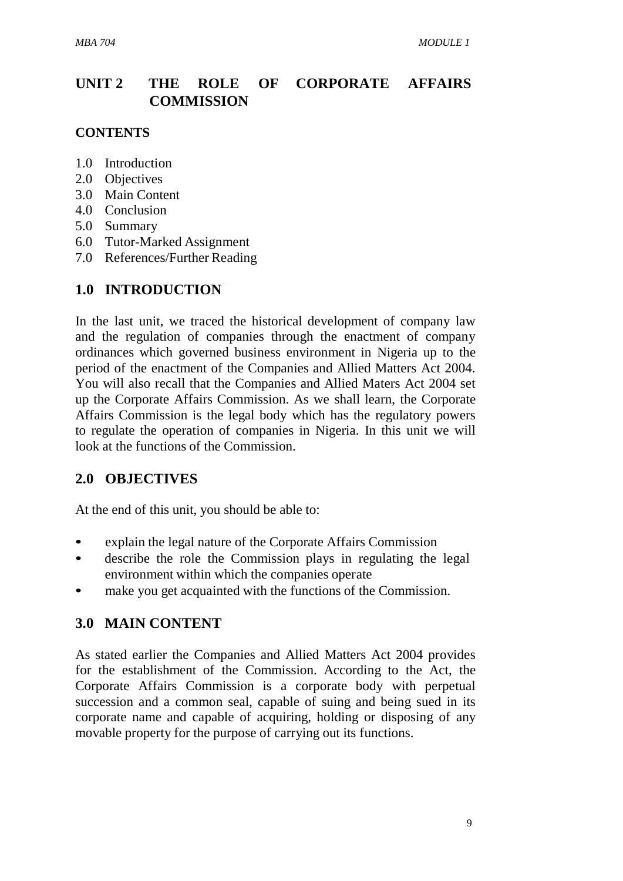# UNIT 2 THE ROLE OF CORPORATE AFFAIRS COMMISSION

**CONTENTS**

1.0 Introduction
2.0 Objectives
3.0 Main Content
4.0 Conclusion
5.0 Summary
6.0 Tutor-Marked Assignment
7.0 References/Further Reading

## 1.0 INTRODUCTION

In the last unit, we traced the historical development of company law and the regulation of companies through the enactment of company ordinances which governed business environment in Nigeria up to the period of the enactment of the Companies and Allied Matters Act 2004. You will also recall that the Companies and Allied Maters Act 2004 set up the Corporate Affairs Commission. As we shall learn, the Corporate Affairs Commission is the legal body which has the regulatory powers to regulate the operation of companies in Nigeria. In this unit we will look at the functions of the Commission.

## 2.0 OBJECTIVES

At the end of this unit, you should be able to:

- explain the legal nature of the Corporate Affairs Commission
- describe the role the Commission plays in regulating the legal environment within which the companies operate
- make you get acquainted with the functions of the Commission.

## 3.0 MAIN CONTENT

As stated earlier the Companies and Allied Matters Act 2004 provides for the establishment of the Commission. According to the Act, the Corporate Affairs Commission is a corporate body with perpetual succession and a common seal, capable of suing and being sued in its corporate name and capable of acquiring, holding or disposing of any movable property for the purpose of carrying out its functions.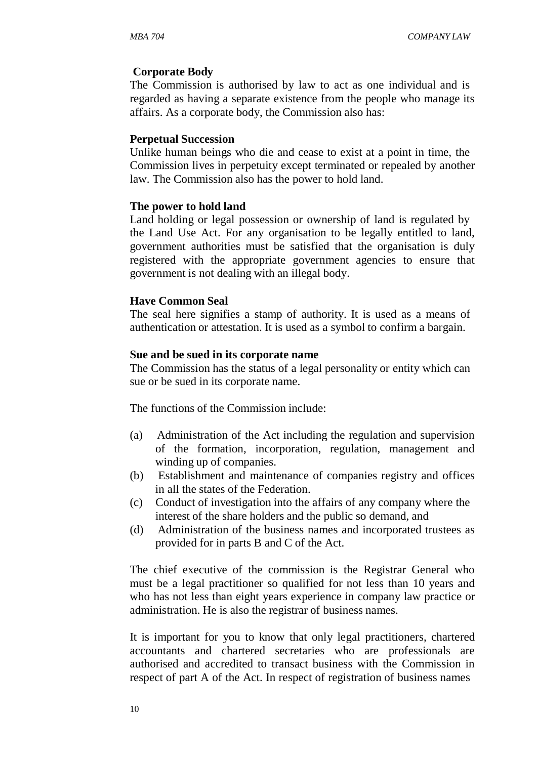**Corporate Body**

The Commission is authorised by law to act as one individual and is regarded as having a separate existence from the people who manage its affairs. As a corporate body, the Commission also has:

**Perpetual Succession**

Unlike human beings who die and cease to exist at a point in time, the Commission lives in perpetuity except terminated or repealed by another law. The Commission also has the power to hold land.

**The power to hold land**

Land holding or legal possession or ownership of land is regulated by the Land Use Act. For any organisation to be legally entitled to land, government authorities must be satisfied that the organisation is duly registered with the appropriate government agencies to ensure that government is not dealing with an illegal body.

**Have Common Seal**

The seal here signifies a stamp of authority. It is used as a means of authentication or attestation. It is used as a symbol to confirm a bargain.

**Sue and be sued in its corporate name**

The Commission has the status of a legal personality or entity which can sue or be sued in its corporate name.

The functions of the Commission include:

(a) Administration of the Act including the regulation and supervision of the formation, incorporation, regulation, management and winding up of companies.
(b) Establishment and maintenance of companies registry and offices in all the states of the Federation.
(c) Conduct of investigation into the affairs of any company where the interest of the share holders and the public so demand, and
(d) Administration of the business names and incorporated trustees as provided for in parts B and C of the Act.

The chief executive of the commission is the Registrar General who must be a legal practitioner so qualified for not less than 10 years and who has not less than eight years experience in company law practice or administration. He is also the registrar of business names.

It is important for you to know that only legal practitioners, chartered accountants and chartered secretaries who are professionals are authorised and accredited to transact business with the Commission in respect of part A of the Act. In respect of registration of business names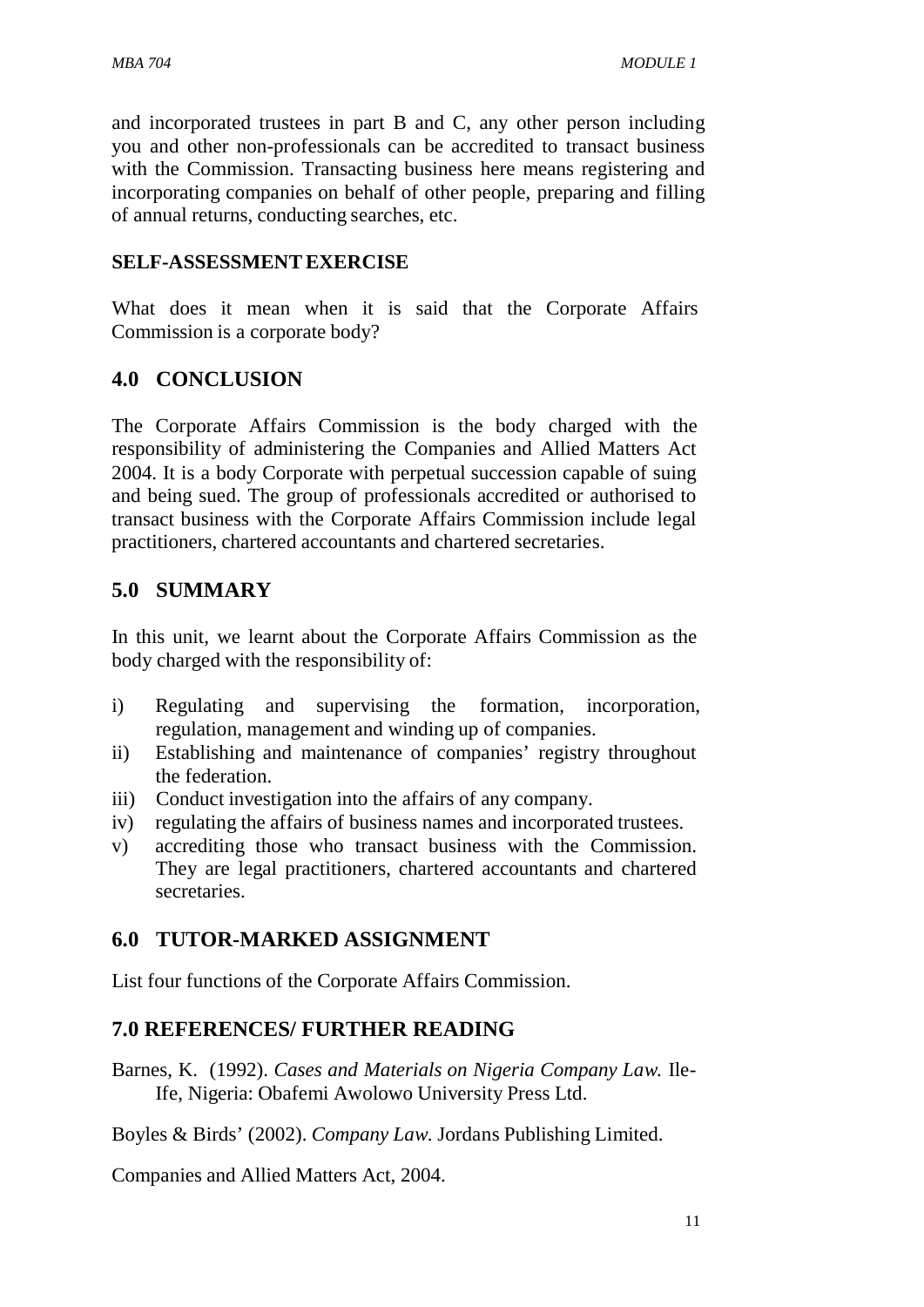and incorporated trustees in part B and C, any other person including you and other non-professionals can be accredited to transact business with the Commission. Transacting business here means registering and incorporating companies on behalf of other people, preparing and filling of annual returns, conducting searches, etc.

**SELF-ASSESSMENT EXERCISE**

What does it mean when it is said that the Corporate Affairs Commission is a corporate body?

## 4.0 CONCLUSION

The Corporate Affairs Commission is the body charged with the responsibility of administering the Companies and Allied Matters Act 2004. It is a body Corporate with perpetual succession capable of suing and being sued. The group of professionals accredited or authorised to transact business with the Corporate Affairs Commission include legal practitioners, chartered accountants and chartered secretaries.

## 5.0 SUMMARY

In this unit, we learnt about the Corporate Affairs Commission as the body charged with the responsibility of:

i) Regulating and supervising the formation, incorporation, regulation, management and winding up of companies.
ii) Establishing and maintenance of companies' registry throughout the federation.
iii) Conduct investigation into the affairs of any company.
iv) regulating the affairs of business names and incorporated trustees.
v) accrediting those who transact business with the Commission. They are legal practitioners, chartered accountants and chartered secretaries.

## 6.0 TUTOR-MARKED ASSIGNMENT

List four functions of the Corporate Affairs Commission.

## 7.0 REFERENCES/ FURTHER READING

Barnes, K. (1992). *Cases and Materials on Nigeria Company Law.* Ile-Ife, Nigeria: Obafemi Awolowo University Press Ltd.

Boyles & Birds' (2002). *Company Law.* Jordans Publishing Limited.

Companies and Allied Matters Act, 2004.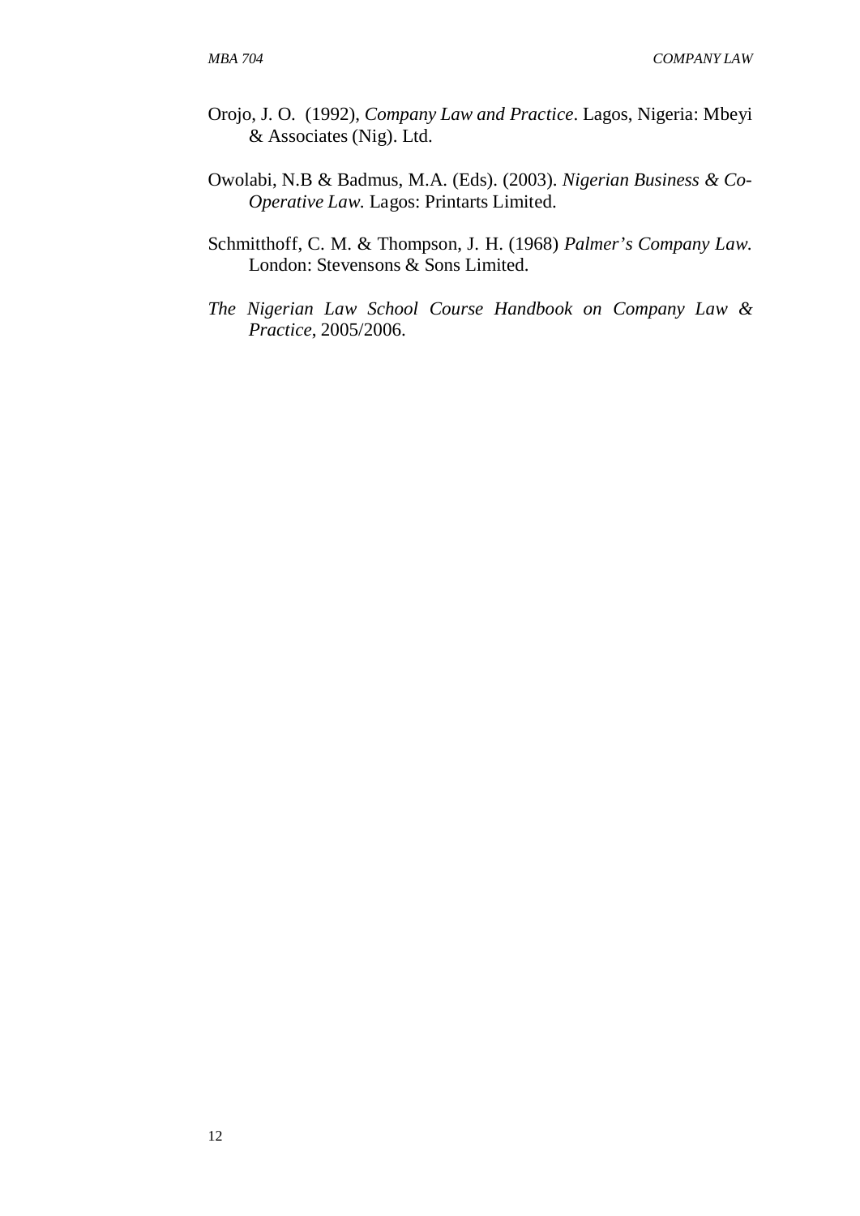Orojo, J. O. (1992), *Company Law and Practice*. Lagos, Nigeria: Mbeyi & Associates (Nig). Ltd.

Owolabi, N.B & Badmus, M.A. (Eds). (2003). *Nigerian Business & Co-Operative Law.* Lagos: Printarts Limited.

Schmitthoff, C. M. & Thompson, J. H. (1968) *Palmer's Company Law.* London: Stevensons & Sons Limited.

*The Nigerian Law School Course Handbook on Company Law & Practice*, 2005/2006.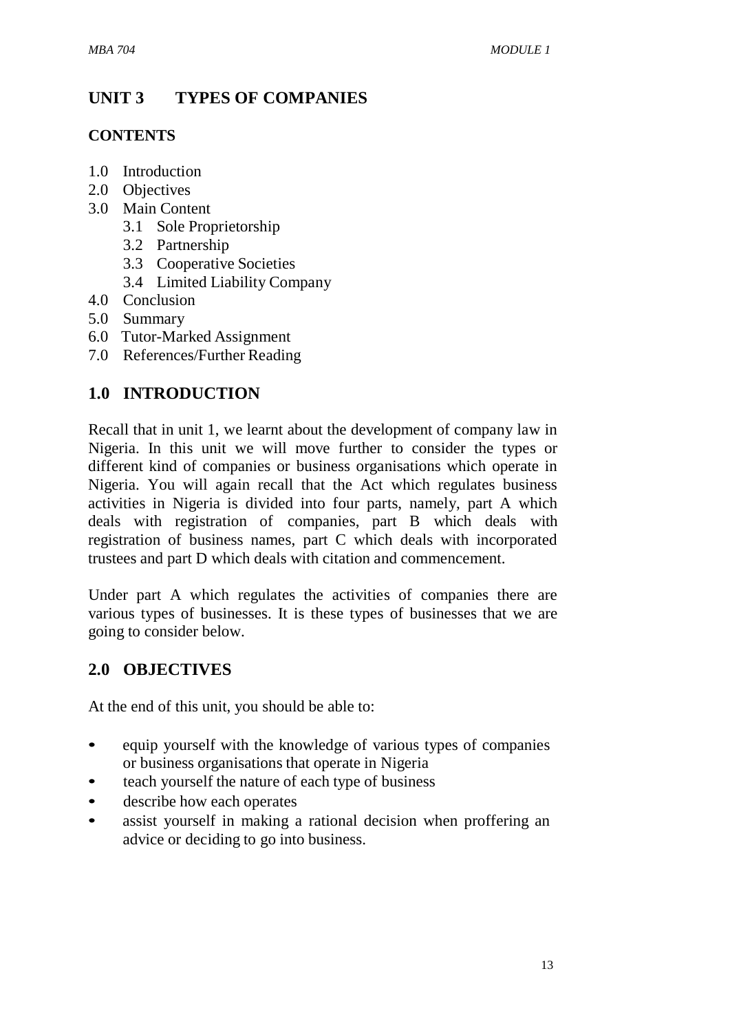# UNIT 3 TYPES OF COMPANIES

## CONTENTS

1.0 Introduction
2.0 Objectives
3.0 Main Content
   3.1 Sole Proprietorship
   3.2 Partnership
   3.3 Cooperative Societies
   3.4 Limited Liability Company
4.0 Conclusion
5.0 Summary
6.0 Tutor-Marked Assignment
7.0 References/Further Reading

## 1.0 INTRODUCTION

Recall that in unit 1, we learnt about the development of company law in Nigeria. In this unit we will move further to consider the types or different kind of companies or business organisations which operate in Nigeria. You will again recall that the Act which regulates business activities in Nigeria is divided into four parts, namely, part A which deals with registration of companies, part B which deals with registration of business names, part C which deals with incorporated trustees and part D which deals with citation and commencement.

Under part A which regulates the activities of companies there are various types of businesses. It is these types of businesses that we are going to consider below.

## 2.0 OBJECTIVES

At the end of this unit, you should be able to:

- equip yourself with the knowledge of various types of companies or business organisations that operate in Nigeria
- teach yourself the nature of each type of business
- describe how each operates
- assist yourself in making a rational decision when proffering an advice or deciding to go into business.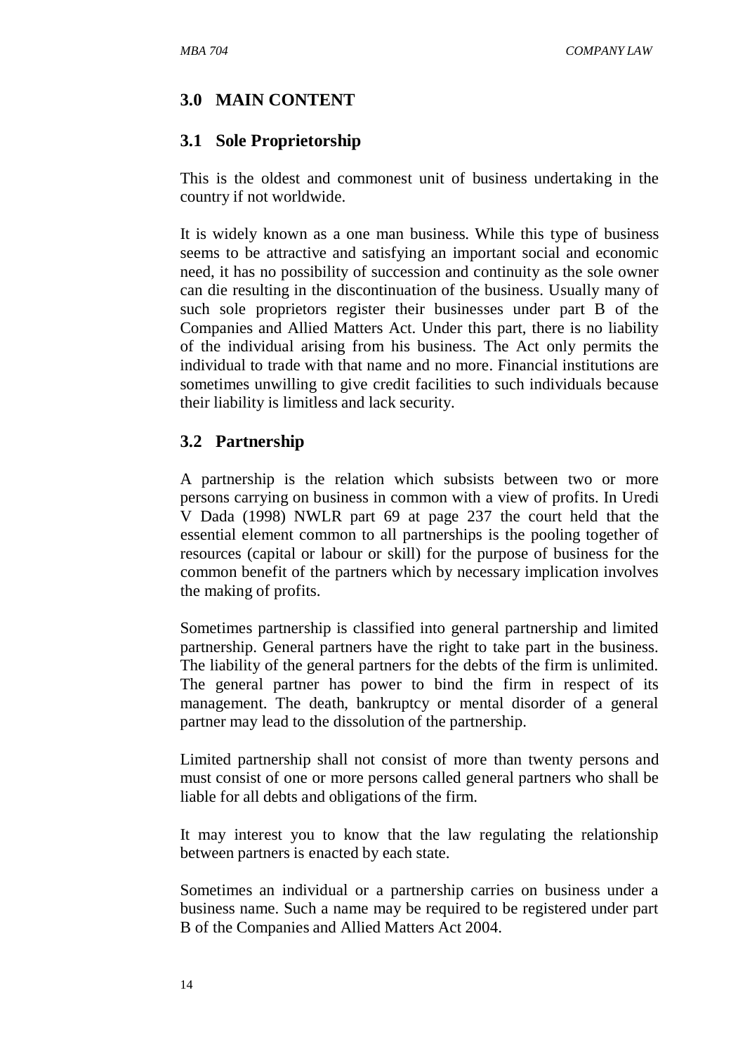## 3.0 MAIN CONTENT

### 3.1 Sole Proprietorship

This is the oldest and commonest unit of business undertaking in the country if not worldwide.

It is widely known as a one man business. While this type of business seems to be attractive and satisfying an important social and economic need, it has no possibility of succession and continuity as the sole owner can die resulting in the discontinuation of the business. Usually many of such sole proprietors register their businesses under part B of the Companies and Allied Matters Act. Under this part, there is no liability of the individual arising from his business. The Act only permits the individual to trade with that name and no more. Financial institutions are sometimes unwilling to give credit facilities to such individuals because their liability is limitless and lack security.

### 3.2 Partnership

A partnership is the relation which subsists between two or more persons carrying on business in common with a view of profits. In Uredi V Dada (1998) NWLR part 69 at page 237 the court held that the essential element common to all partnerships is the pooling together of resources (capital or labour or skill) for the purpose of business for the common benefit of the partners which by necessary implication involves the making of profits.

Sometimes partnership is classified into general partnership and limited partnership. General partners have the right to take part in the business. The liability of the general partners for the debts of the firm is unlimited. The general partner has power to bind the firm in respect of its management. The death, bankruptcy or mental disorder of a general partner may lead to the dissolution of the partnership.

Limited partnership shall not consist of more than twenty persons and must consist of one or more persons called general partners who shall be liable for all debts and obligations of the firm.

It may interest you to know that the law regulating the relationship between partners is enacted by each state.

Sometimes an individual or a partnership carries on business under a business name. Such a name may be required to be registered under part B of the Companies and Allied Matters Act 2004.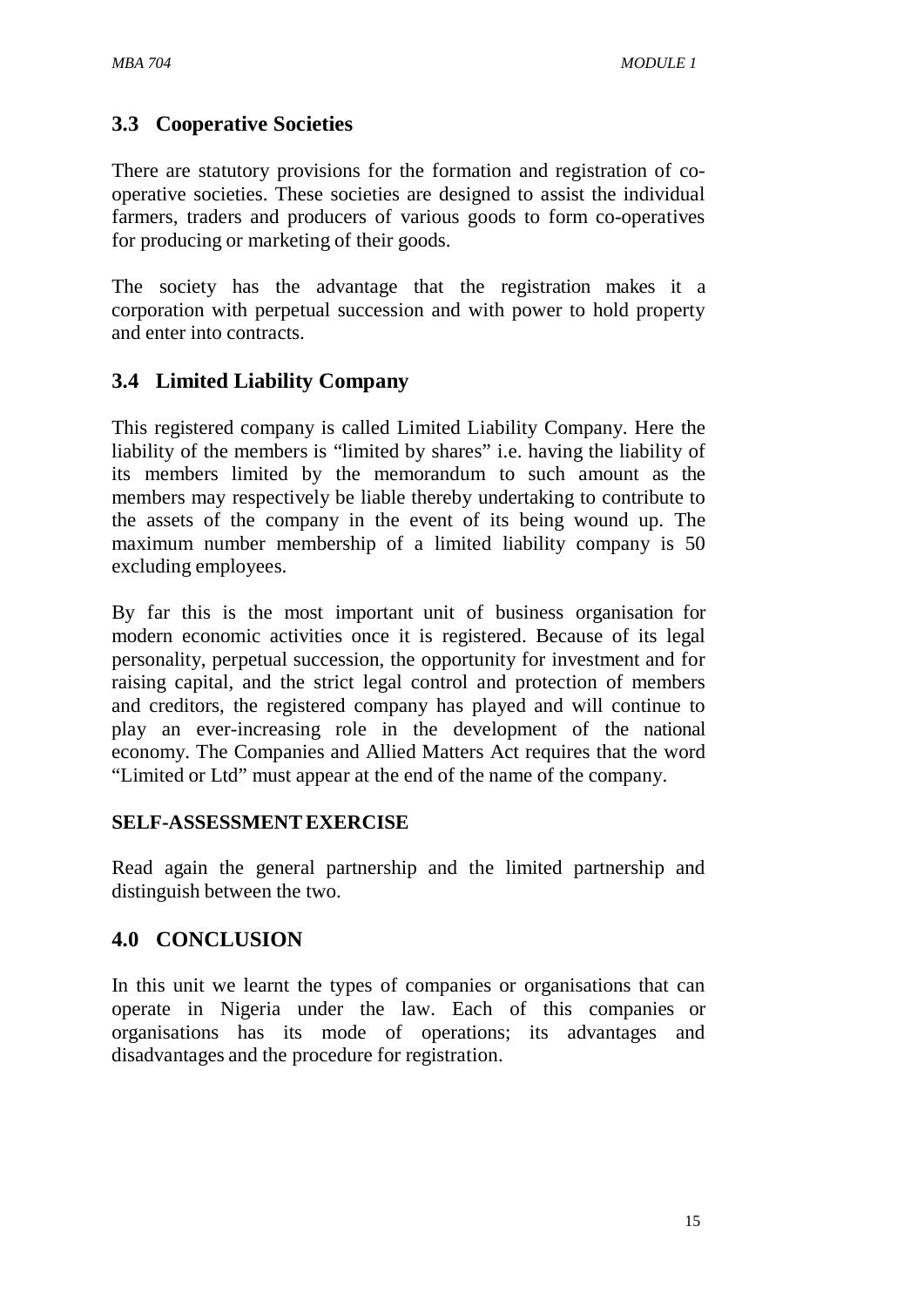## 3.3 Cooperative Societies

There are statutory provisions for the formation and registration of co-operative societies. These societies are designed to assist the individual farmers, traders and producers of various goods to form co-operatives for producing or marketing of their goods.

The society has the advantage that the registration makes it a corporation with perpetual succession and with power to hold property and enter into contracts.

## 3.4 Limited Liability Company

This registered company is called Limited Liability Company. Here the liability of the members is "limited by shares" i.e. having the liability of its members limited by the memorandum to such amount as the members may respectively be liable thereby undertaking to contribute to the assets of the company in the event of its being wound up. The maximum number membership of a limited liability company is 50 excluding employees.

By far this is the most important unit of business organisation for modern economic activities once it is registered. Because of its legal personality, perpetual succession, the opportunity for investment and for raising capital, and the strict legal control and protection of members and creditors, the registered company has played and will continue to play an ever-increasing role in the development of the national economy. The Companies and Allied Matters Act requires that the word "Limited or Ltd" must appear at the end of the name of the company.

**SELF-ASSESSMENT EXERCISE**

Read again the general partnership and the limited partnership and distinguish between the two.

## 4.0 CONCLUSION

In this unit we learnt the types of companies or organisations that can operate in Nigeria under the law. Each of this companies or organisations has its mode of operations; its advantages and disadvantages and the procedure for registration.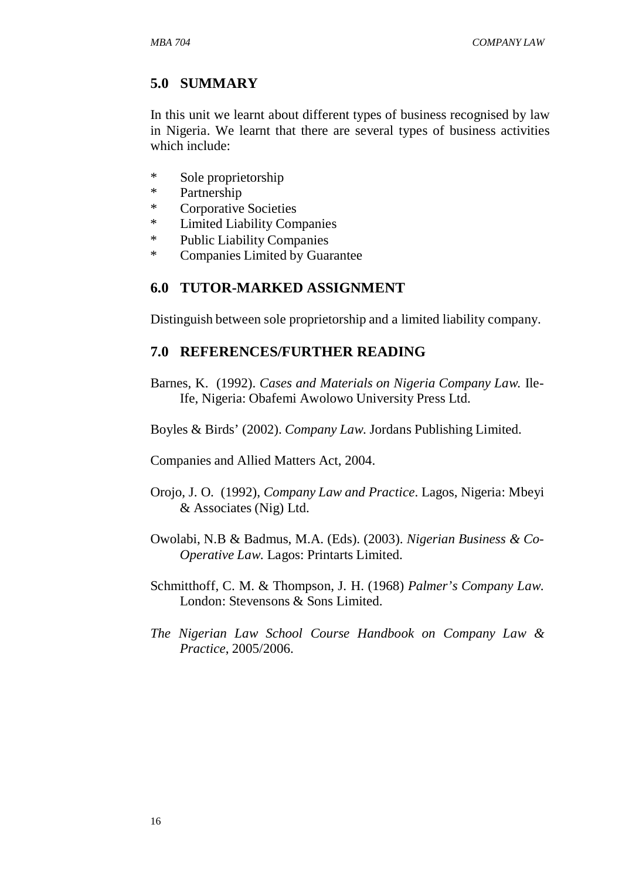## 5.0 SUMMARY

In this unit we learnt about different types of business recognised by law in Nigeria. We learnt that there are several types of business activities which include:

* Sole proprietorship
* Partnership
* Corporative Societies
* Limited Liability Companies
* Public Liability Companies
* Companies Limited by Guarantee

## 6.0 TUTOR-MARKED ASSIGNMENT

Distinguish between sole proprietorship and a limited liability company.

## 7.0 REFERENCES/FURTHER READING

Barnes, K. (1992). *Cases and Materials on Nigeria Company Law.* Ile-Ife, Nigeria: Obafemi Awolowo University Press Ltd.

Boyles & Birds' (2002). *Company Law.* Jordans Publishing Limited.

Companies and Allied Matters Act, 2004.

Orojo, J. O. (1992), *Company Law and Practice*. Lagos, Nigeria: Mbeyi & Associates (Nig) Ltd.

Owolabi, N.B & Badmus, M.A. (Eds). (2003). *Nigerian Business & Co-Operative Law.* Lagos: Printarts Limited.

Schmitthoff, C. M. & Thompson, J. H. (1968) *Palmer's Company Law.* London: Stevensons & Sons Limited.

*The Nigerian Law School Course Handbook on Company Law & Practice*, 2005/2006.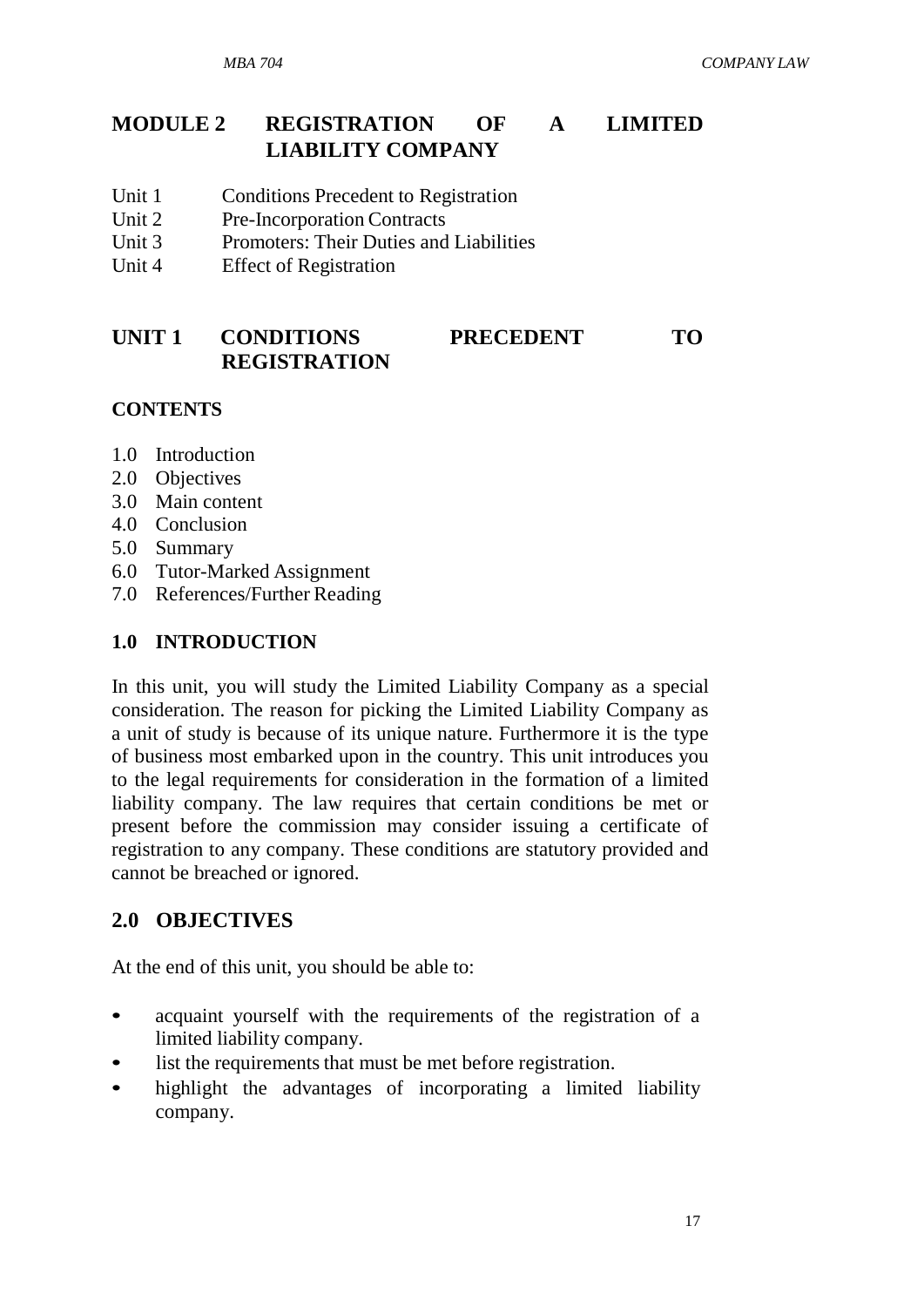# MODULE 2 REGISTRATION OF A LIMITED LIABILITY COMPANY

Unit 1 Conditions Precedent to Registration
Unit 2 Pre-Incorporation Contracts
Unit 3 Promoters: Their Duties and Liabilities
Unit 4 Effect of Registration

## UNIT 1 CONDITIONS PRECEDENT TO REGISTRATION

**CONTENTS**

1.0 Introduction
2.0 Objectives
3.0 Main content
4.0 Conclusion
5.0 Summary
6.0 Tutor-Marked Assignment
7.0 References/Further Reading

### 1.0 INTRODUCTION

In this unit, you will study the Limited Liability Company as a special consideration. The reason for picking the Limited Liability Company as a unit of study is because of its unique nature. Furthermore it is the type of business most embarked upon in the country. This unit introduces you to the legal requirements for consideration in the formation of a limited liability company. The law requires that certain conditions be met or present before the commission may consider issuing a certificate of registration to any company. These conditions are statutory provided and cannot be breached or ignored.

### 2.0 OBJECTIVES

At the end of this unit, you should be able to:

- acquaint yourself with the requirements of the registration of a limited liability company.
- list the requirements that must be met before registration.
- highlight the advantages of incorporating a limited liability company.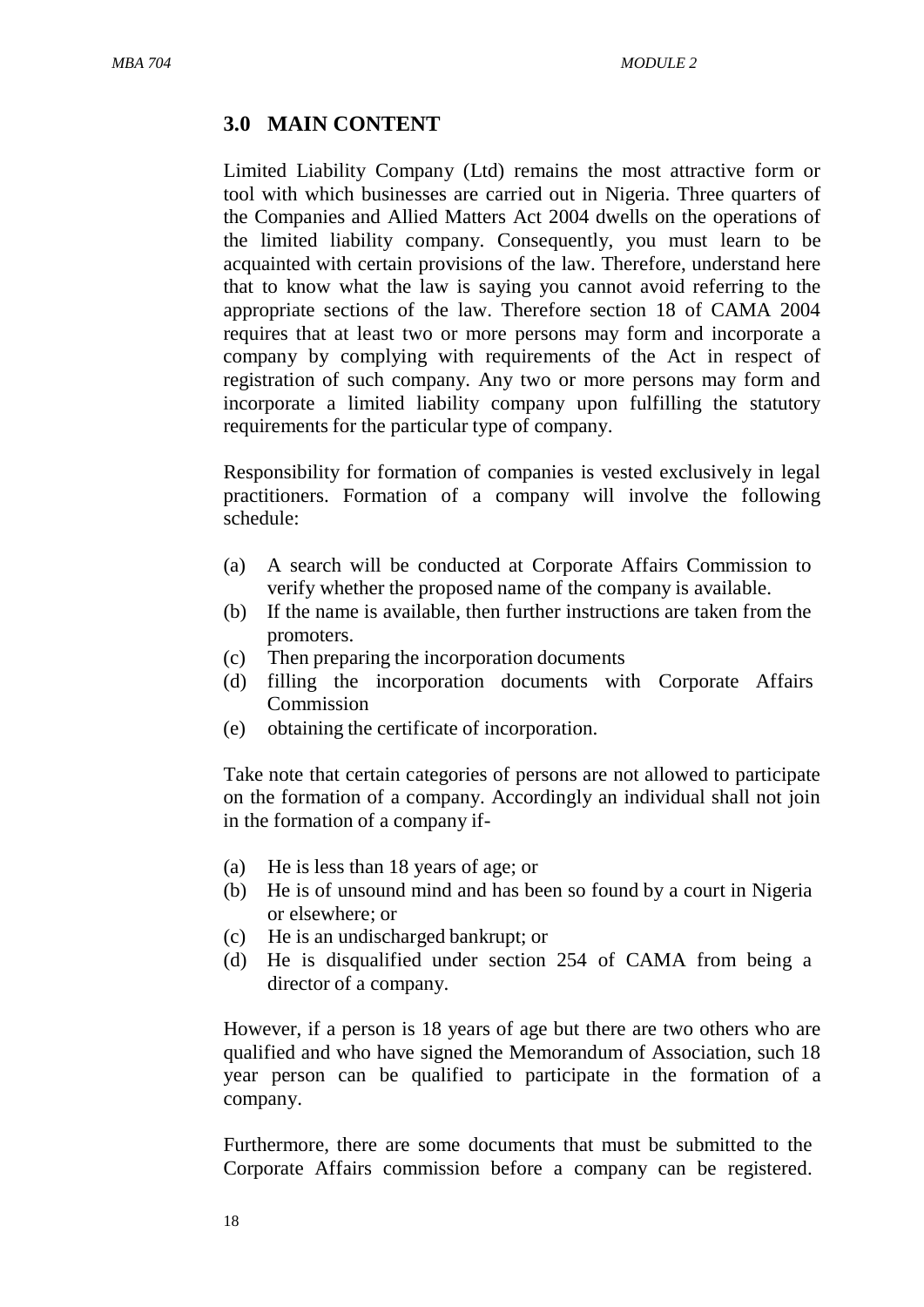## 3.0 MAIN CONTENT

Limited Liability Company (Ltd) remains the most attractive form or tool with which businesses are carried out in Nigeria. Three quarters of the Companies and Allied Matters Act 2004 dwells on the operations of the limited liability company. Consequently, you must learn to be acquainted with certain provisions of the law. Therefore, understand here that to know what the law is saying you cannot avoid referring to the appropriate sections of the law. Therefore section 18 of CAMA 2004 requires that at least two or more persons may form and incorporate a company by complying with requirements of the Act in respect of registration of such company. Any two or more persons may form and incorporate a limited liability company upon fulfilling the statutory requirements for the particular type of company.

Responsibility for formation of companies is vested exclusively in legal practitioners. Formation of a company will involve the following schedule:

(a) A search will be conducted at Corporate Affairs Commission to verify whether the proposed name of the company is available.
(b) If the name is available, then further instructions are taken from the promoters.
(c) Then preparing the incorporation documents
(d) filling the incorporation documents with Corporate Affairs Commission
(e) obtaining the certificate of incorporation.

Take note that certain categories of persons are not allowed to participate on the formation of a company. Accordingly an individual shall not join in the formation of a company if-

(a) He is less than 18 years of age; or
(b) He is of unsound mind and has been so found by a court in Nigeria or elsewhere; or
(c) He is an undischarged bankrupt; or
(d) He is disqualified under section 254 of CAMA from being a director of a company.

However, if a person is 18 years of age but there are two others who are qualified and who have signed the Memorandum of Association, such 18 year person can be qualified to participate in the formation of a company.

Furthermore, there are some documents that must be submitted to the Corporate Affairs commission before a company can be registered.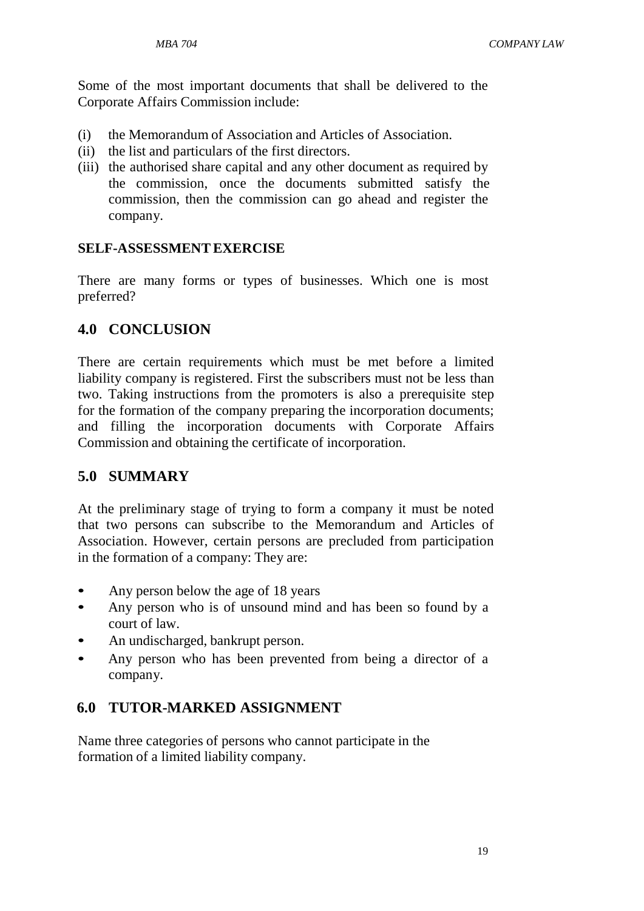Some of the most important documents that shall be delivered to the Corporate Affairs Commission include:

(i) the Memorandum of Association and Articles of Association.
(ii) the list and particulars of the first directors.
(iii) the authorised share capital and any other document as required by the commission, once the documents submitted satisfy the commission, then the commission can go ahead and register the company.

**SELF-ASSESSMENT EXERCISE**

There are many forms or types of businesses. Which one is most preferred?

## 4.0 CONCLUSION

There are certain requirements which must be met before a limited liability company is registered. First the subscribers must not be less than two. Taking instructions from the promoters is also a prerequisite step for the formation of the company preparing the incorporation documents; and filling the incorporation documents with Corporate Affairs Commission and obtaining the certificate of incorporation.

## 5.0 SUMMARY

At the preliminary stage of trying to form a company it must be noted that two persons can subscribe to the Memorandum and Articles of Association. However, certain persons are precluded from participation in the formation of a company: They are:

- Any person below the age of 18 years
- Any person who is of unsound mind and has been so found by a court of law.
- An undischarged, bankrupt person.
- Any person who has been prevented from being a director of a company.

## 6.0 TUTOR-MARKED ASSIGNMENT

Name three categories of persons who cannot participate in the formation of a limited liability company.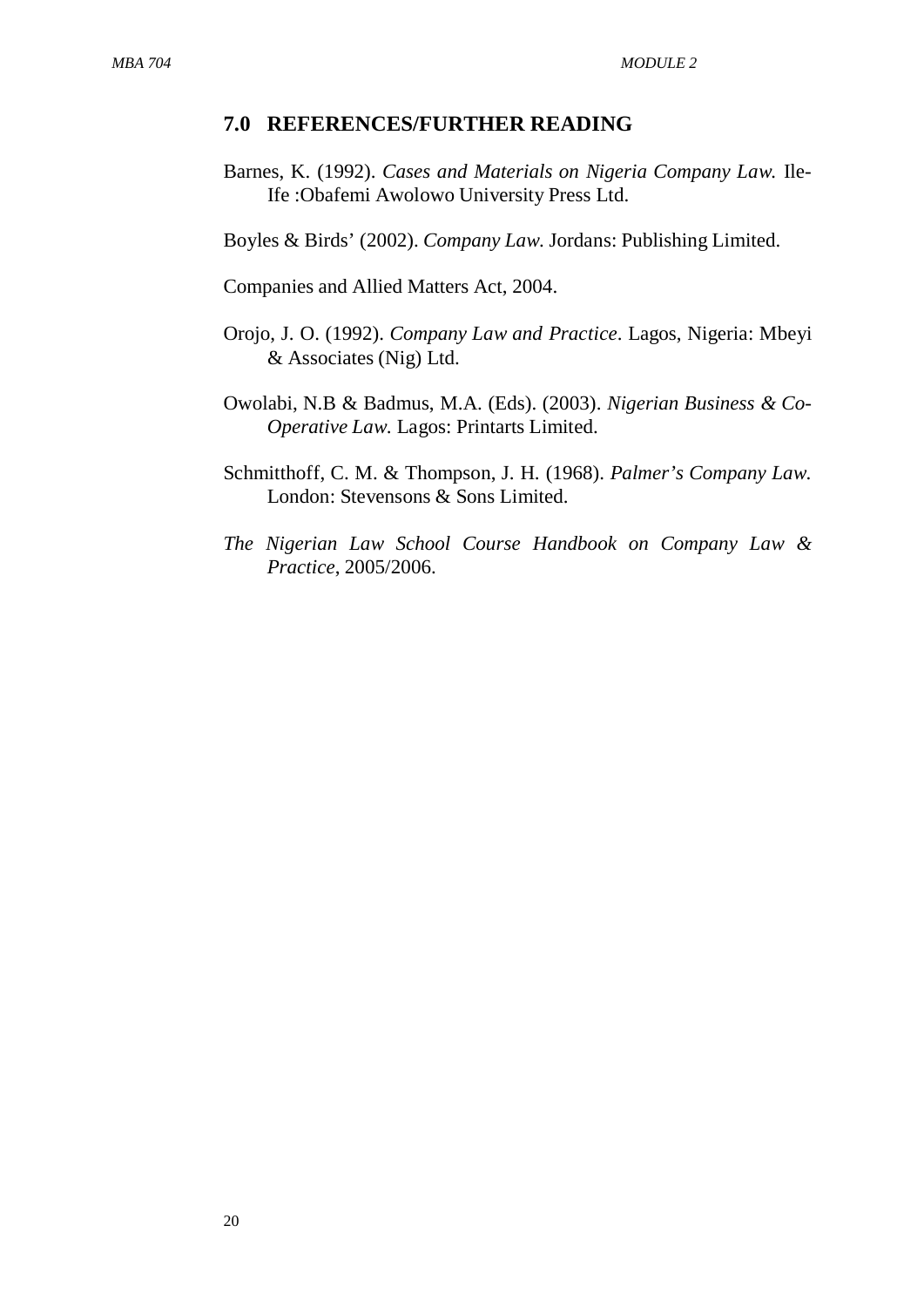## 7.0 REFERENCES/FURTHER READING

Barnes, K. (1992). *Cases and Materials on Nigeria Company Law.* Ile-Ife :Obafemi Awolowo University Press Ltd.

Boyles & Birds' (2002). *Company Law.* Jordans: Publishing Limited.

Companies and Allied Matters Act, 2004.

Orojo, J. O. (1992). *Company Law and Practice*. Lagos, Nigeria: Mbeyi & Associates (Nig) Ltd.

Owolabi, N.B & Badmus, M.A. (Eds). (2003). *Nigerian Business & Co-Operative Law.* Lagos: Printarts Limited.

Schmitthoff, C. M. & Thompson, J. H. (1968). *Palmer's Company Law.* London: Stevensons & Sons Limited.

*The Nigerian Law School Course Handbook on Company Law & Practice*, 2005/2006.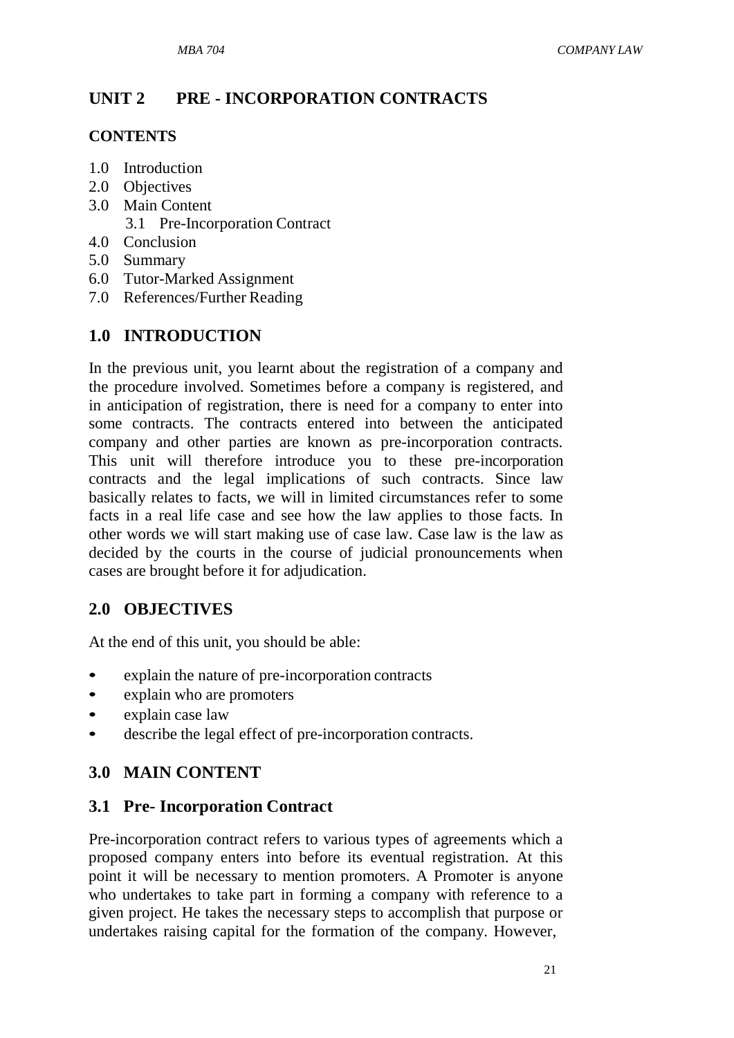# UNIT 2 PRE - INCORPORATION CONTRACTS

## CONTENTS

1.0 Introduction
2.0 Objectives
3.0 Main Content
   3.1 Pre-Incorporation Contract
4.0 Conclusion
5.0 Summary
6.0 Tutor-Marked Assignment
7.0 References/Further Reading

## 1.0 INTRODUCTION

In the previous unit, you learnt about the registration of a company and the procedure involved. Sometimes before a company is registered, and in anticipation of registration, there is need for a company to enter into some contracts. The contracts entered into between the anticipated company and other parties are known as pre-incorporation contracts. This unit will therefore introduce you to these pre-incorporation contracts and the legal implications of such contracts. Since law basically relates to facts, we will in limited circumstances refer to some facts in a real life case and see how the law applies to those facts. In other words we will start making use of case law. Case law is the law as decided by the courts in the course of judicial pronouncements when cases are brought before it for adjudication.

## 2.0 OBJECTIVES

At the end of this unit, you should be able:

- explain the nature of pre-incorporation contracts
- explain who are promoters
- explain case law
- describe the legal effect of pre-incorporation contracts.

## 3.0 MAIN CONTENT

### 3.1 Pre- Incorporation Contract

Pre-incorporation contract refers to various types of agreements which a proposed company enters into before its eventual registration. At this point it will be necessary to mention promoters. A Promoter is anyone who undertakes to take part in forming a company with reference to a given project. He takes the necessary steps to accomplish that purpose or undertakes raising capital for the formation of the company. However,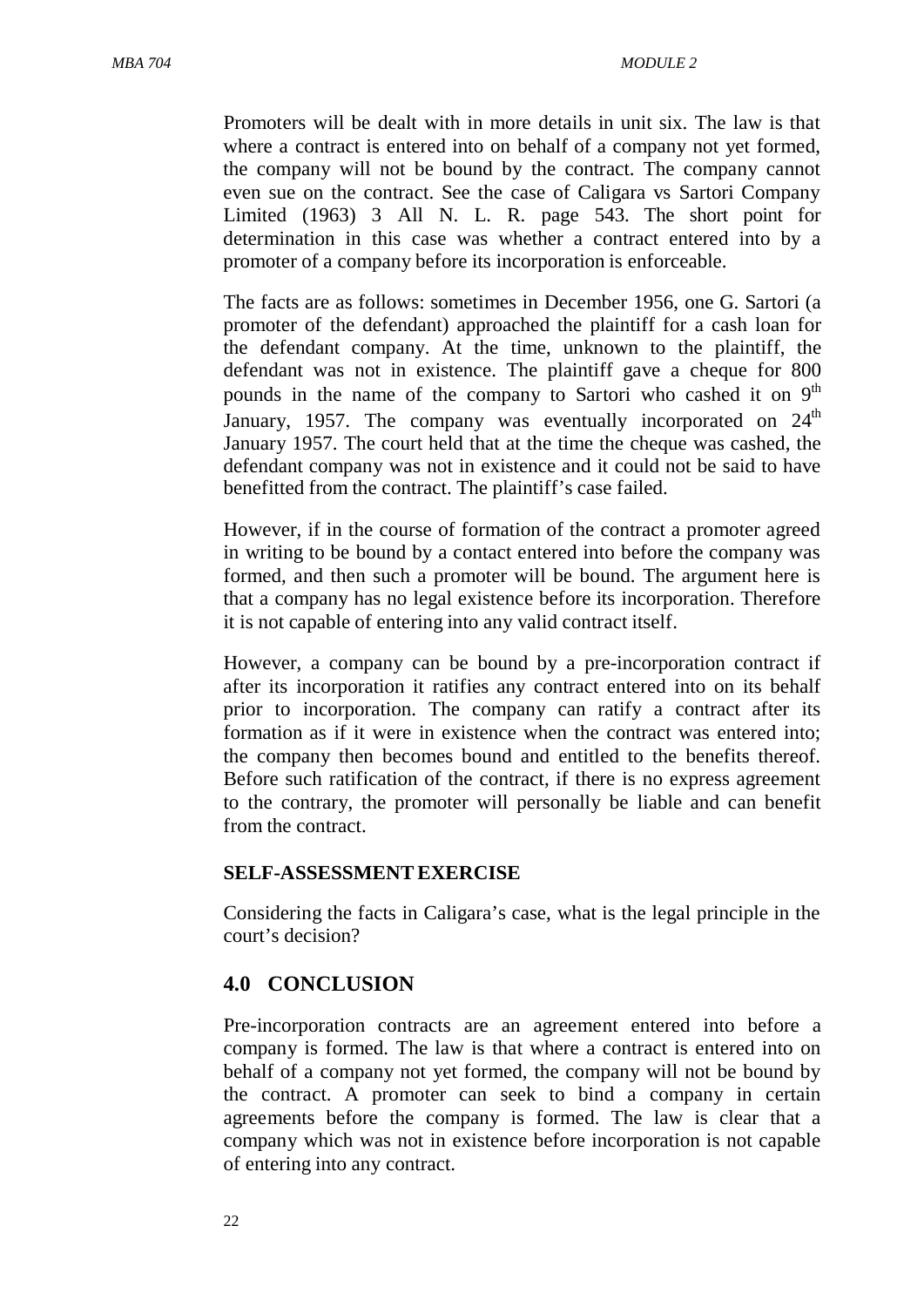Promoters will be dealt with in more details in unit six. The law is that where a contract is entered into on behalf of a company not yet formed, the company will not be bound by the contract. The company cannot even sue on the contract. See the case of Caligara vs Sartori Company Limited (1963) 3 All N. L. R. page 543. The short point for determination in this case was whether a contract entered into by a promoter of a company before its incorporation is enforceable.

The facts are as follows: sometimes in December 1956, one G. Sartori (a promoter of the defendant) approached the plaintiff for a cash loan for the defendant company. At the time, unknown to the plaintiff, the defendant was not in existence. The plaintiff gave a cheque for 800 pounds in the name of the company to Sartori who cashed it on 9th January, 1957. The company was eventually incorporated on 24th January 1957. The court held that at the time the cheque was cashed, the defendant company was not in existence and it could not be said to have benefitted from the contract. The plaintiff's case failed.

However, if in the course of formation of the contract a promoter agreed in writing to be bound by a contact entered into before the company was formed, and then such a promoter will be bound. The argument here is that a company has no legal existence before its incorporation. Therefore it is not capable of entering into any valid contract itself.

However, a company can be bound by a pre-incorporation contract if after its incorporation it ratifies any contract entered into on its behalf prior to incorporation. The company can ratify a contract after its formation as if it were in existence when the contract was entered into; the company then becomes bound and entitled to the benefits thereof. Before such ratification of the contract, if there is no express agreement to the contrary, the promoter will personally be liable and can benefit from the contract.

**SELF-ASSESSMENT EXERCISE**

Considering the facts in Caligara's case, what is the legal principle in the court's decision?

## 4.0 CONCLUSION

Pre-incorporation contracts are an agreement entered into before a company is formed. The law is that where a contract is entered into on behalf of a company not yet formed, the company will not be bound by the contract. A promoter can seek to bind a company in certain agreements before the company is formed. The law is clear that a company which was not in existence before incorporation is not capable of entering into any contract.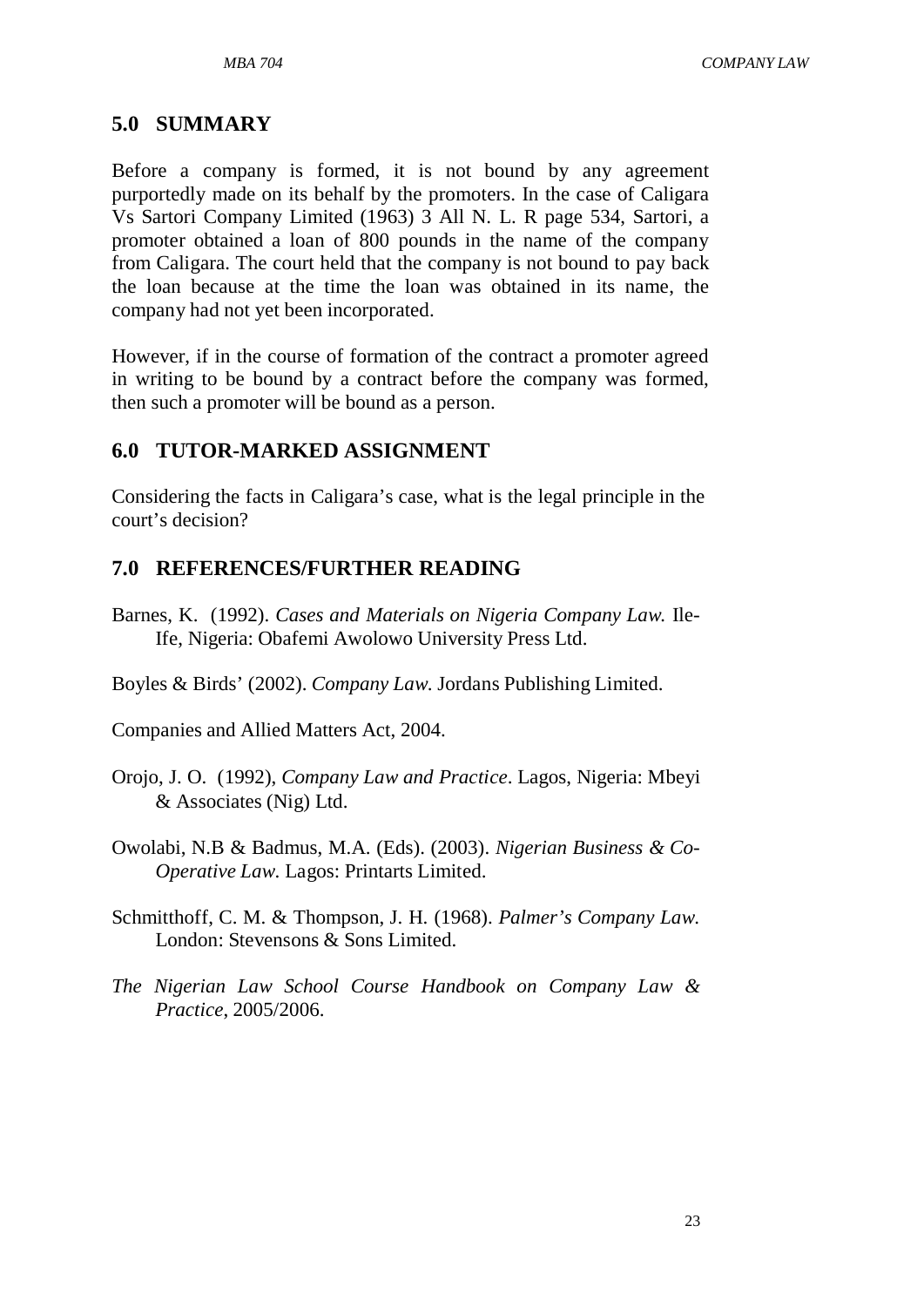## 5.0 SUMMARY

Before a company is formed, it is not bound by any agreement purportedly made on its behalf by the promoters. In the case of Caligara Vs Sartori Company Limited (1963) 3 All N. L. R page 534, Sartori, a promoter obtained a loan of 800 pounds in the name of the company from Caligara. The court held that the company is not bound to pay back the loan because at the time the loan was obtained in its name, the company had not yet been incorporated.

However, if in the course of formation of the contract a promoter agreed in writing to be bound by a contract before the company was formed, then such a promoter will be bound as a person.

## 6.0 TUTOR-MARKED ASSIGNMENT

Considering the facts in Caligara's case, what is the legal principle in the court's decision?

## 7.0 REFERENCES/FURTHER READING

Barnes, K. (1992). *Cases and Materials on Nigeria Company Law.* Ile-Ife, Nigeria: Obafemi Awolowo University Press Ltd.

Boyles & Birds' (2002). *Company Law.* Jordans Publishing Limited.

Companies and Allied Matters Act, 2004.

Orojo, J. O. (1992), *Company Law and Practice*. Lagos, Nigeria: Mbeyi & Associates (Nig) Ltd.

Owolabi, N.B & Badmus, M.A. (Eds). (2003). *Nigerian Business & Co-Operative Law.* Lagos: Printarts Limited.

Schmitthoff, C. M. & Thompson, J. H. (1968). *Palmer's Company Law.* London: Stevensons & Sons Limited.

*The Nigerian Law School Course Handbook on Company Law & Practice*, 2005/2006.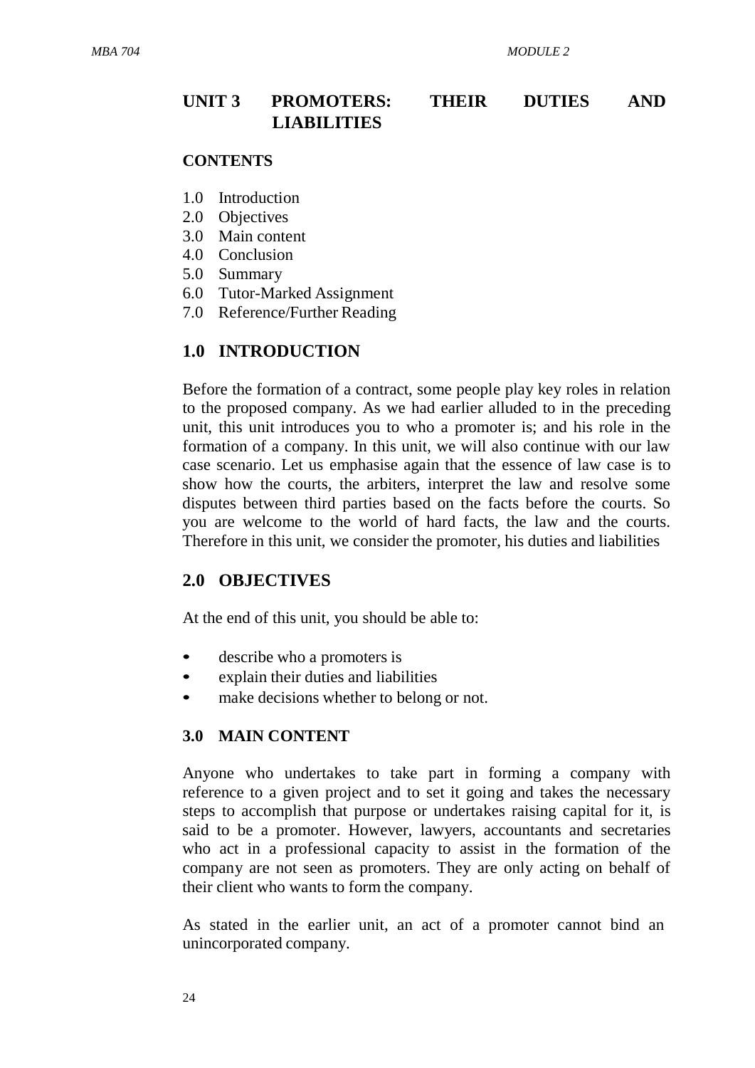# UNIT 3 PROMOTERS: THEIR DUTIES AND LIABILITIES

## CONTENTS

1.0 Introduction
2.0 Objectives
3.0 Main content
4.0 Conclusion
5.0 Summary
6.0 Tutor-Marked Assignment
7.0 Reference/Further Reading

## 1.0 INTRODUCTION

Before the formation of a contract, some people play key roles in relation to the proposed company. As we had earlier alluded to in the preceding unit, this unit introduces you to who a promoter is; and his role in the formation of a company. In this unit, we will also continue with our law case scenario. Let us emphasise again that the essence of law case is to show how the courts, the arbiters, interpret the law and resolve some disputes between third parties based on the facts before the courts. So you are welcome to the world of hard facts, the law and the courts. Therefore in this unit, we consider the promoter, his duties and liabilities

## 2.0 OBJECTIVES

At the end of this unit, you should be able to:

- describe who a promoters is
- explain their duties and liabilities
- make decisions whether to belong or not.

## 3.0 MAIN CONTENT

Anyone who undertakes to take part in forming a company with reference to a given project and to set it going and takes the necessary steps to accomplish that purpose or undertakes raising capital for it, is said to be a promoter. However, lawyers, accountants and secretaries who act in a professional capacity to assist in the formation of the company are not seen as promoters. They are only acting on behalf of their client who wants to form the company.

As stated in the earlier unit, an act of a promoter cannot bind an unincorporated company.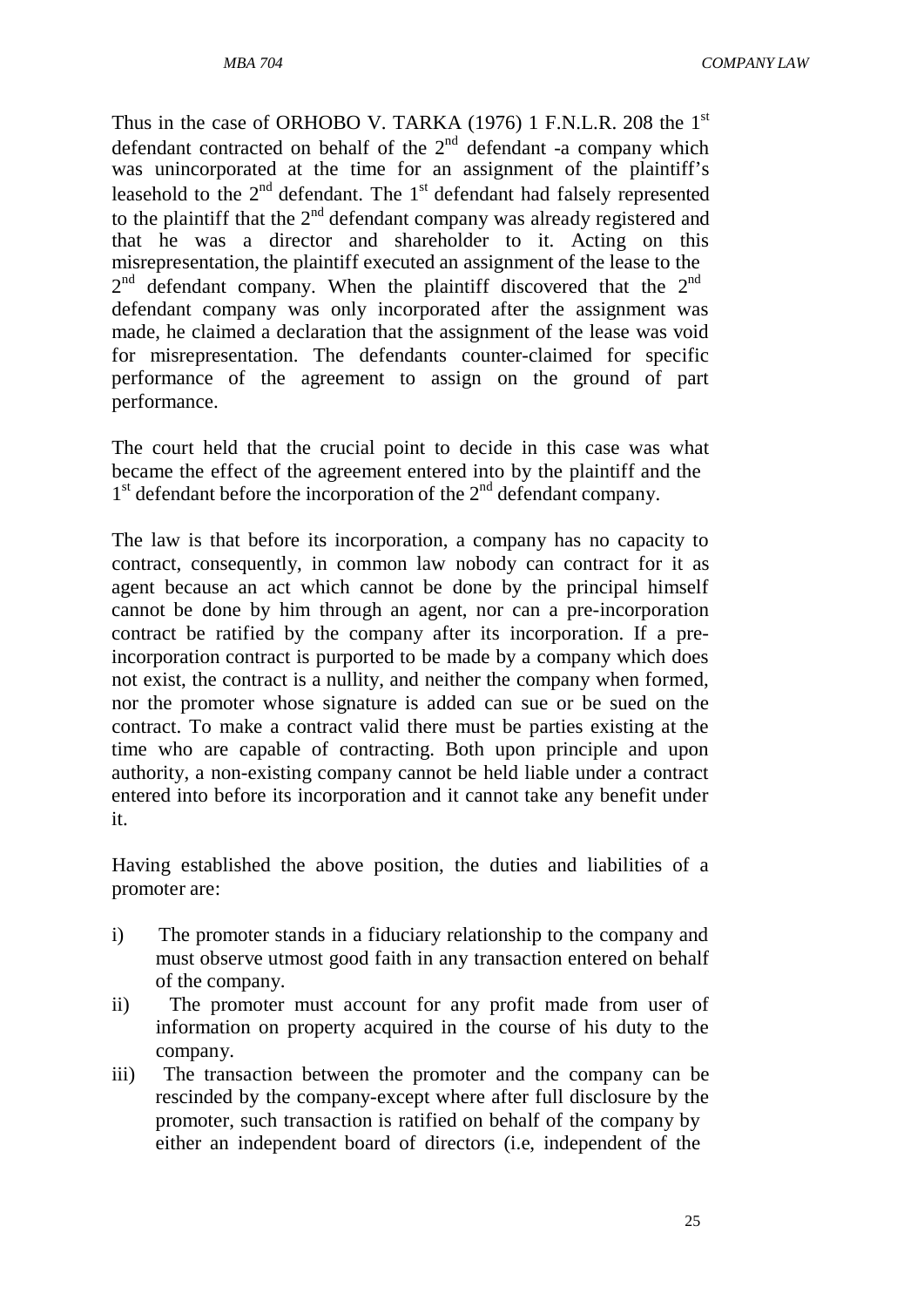Thus in the case of ORHOBO V. TARKA (1976) 1 F.N.L.R. 208 the 1st defendant contracted on behalf of the 2nd defendant -a company which was unincorporated at the time for an assignment of the plaintiff's leasehold to the 2nd defendant. The 1st defendant had falsely represented to the plaintiff that the 2nd defendant company was already registered and that he was a director and shareholder to it. Acting on this misrepresentation, the plaintiff executed an assignment of the lease to the 2nd defendant company. When the plaintiff discovered that the 2nd defendant company was only incorporated after the assignment was made, he claimed a declaration that the assignment of the lease was void for misrepresentation. The defendants counter-claimed for specific performance of the agreement to assign on the ground of part performance.

The court held that the crucial point to decide in this case was what became the effect of the agreement entered into by the plaintiff and the 1st defendant before the incorporation of the 2nd defendant company.

The law is that before its incorporation, a company has no capacity to contract, consequently, in common law nobody can contract for it as agent because an act which cannot be done by the principal himself cannot be done by him through an agent, nor can a pre-incorporation contract be ratified by the company after its incorporation. If a pre-incorporation contract is purported to be made by a company which does not exist, the contract is a nullity, and neither the company when formed, nor the promoter whose signature is added can sue or be sued on the contract. To make a contract valid there must be parties existing at the time who are capable of contracting. Both upon principle and upon authority, a non-existing company cannot be held liable under a contract entered into before its incorporation and it cannot take any benefit under it.

Having established the above position, the duties and liabilities of a promoter are:

i) The promoter stands in a fiduciary relationship to the company and must observe utmost good faith in any transaction entered on behalf of the company.
ii) The promoter must account for any profit made from user of information on property acquired in the course of his duty to the company.
iii) The transaction between the promoter and the company can be rescinded by the company-except where after full disclosure by the promoter, such transaction is ratified on behalf of the company by either an independent board of directors (i.e, independent of the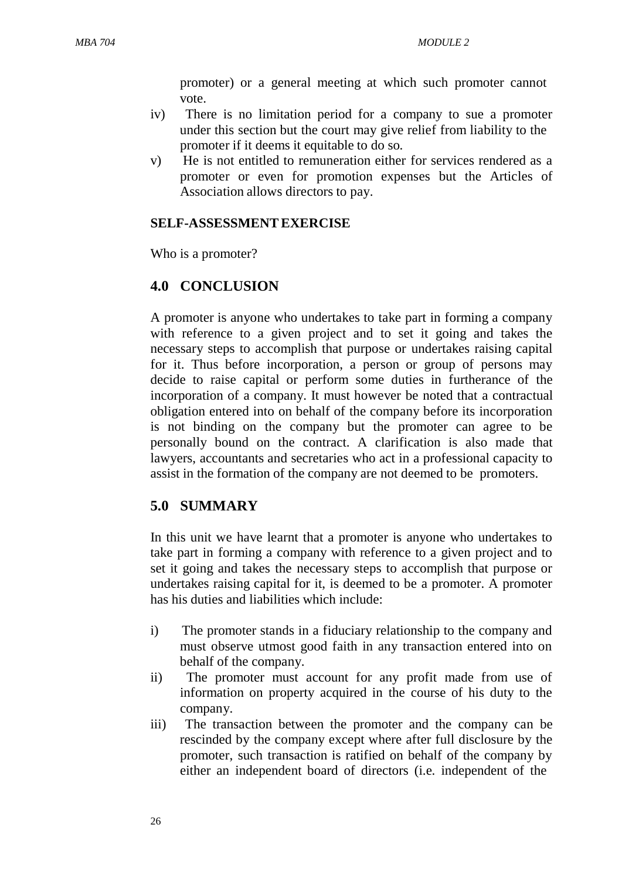promoter) or a general meeting at which such promoter cannot vote.

iv) There is no limitation period for a company to sue a promoter under this section but the court may give relief from liability to the promoter if it deems it equitable to do so.

v) He is not entitled to remuneration either for services rendered as a promoter or even for promotion expenses but the Articles of Association allows directors to pay.

**SELF-ASSESSMENT EXERCISE**

Who is a promoter?

## 4.0 CONCLUSION

A promoter is anyone who undertakes to take part in forming a company with reference to a given project and to set it going and takes the necessary steps to accomplish that purpose or undertakes raising capital for it. Thus before incorporation, a person or group of persons may decide to raise capital or perform some duties in furtherance of the incorporation of a company. It must however be noted that a contractual obligation entered into on behalf of the company before its incorporation is not binding on the company but the promoter can agree to be personally bound on the contract. A clarification is also made that lawyers, accountants and secretaries who act in a professional capacity to assist in the formation of the company are not deemed to be promoters.

## 5.0 SUMMARY

In this unit we have learnt that a promoter is anyone who undertakes to take part in forming a company with reference to a given project and to set it going and takes the necessary steps to accomplish that purpose or undertakes raising capital for it, is deemed to be a promoter. A promoter has his duties and liabilities which include:

i) The promoter stands in a fiduciary relationship to the company and must observe utmost good faith in any transaction entered into on behalf of the company.

ii) The promoter must account for any profit made from use of information on property acquired in the course of his duty to the company.

iii) The transaction between the promoter and the company can be rescinded by the company except where after full disclosure by the promoter, such transaction is ratified on behalf of the company by either an independent board of directors (i.e. independent of the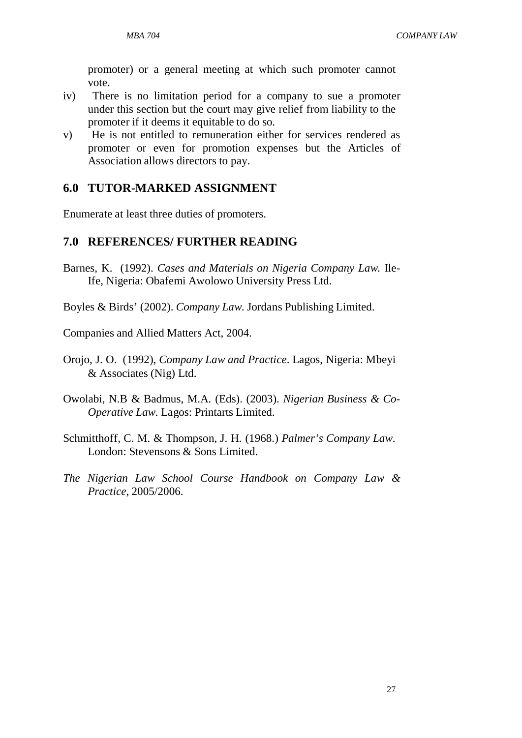promoter) or a general meeting at which such promoter cannot vote.

iv) There is no limitation period for a company to sue a promoter under this section but the court may give relief from liability to the promoter if it deems it equitable to do so.

v) He is not entitled to remuneration either for services rendered as promoter or even for promotion expenses but the Articles of Association allows directors to pay.

## 6.0 TUTOR-MARKED ASSIGNMENT

Enumerate at least three duties of promoters.

## 7.0 REFERENCES/ FURTHER READING

Barnes, K. (1992). *Cases and Materials on Nigeria Company Law.* Ile-Ife, Nigeria: Obafemi Awolowo University Press Ltd.

Boyles & Birds' (2002). *Company Law.* Jordans Publishing Limited.

Companies and Allied Matters Act, 2004.

Orojo, J. O. (1992), *Company Law and Practice*. Lagos, Nigeria: Mbeyi & Associates (Nig) Ltd.

Owolabi, N.B & Badmus, M.A. (Eds). (2003). *Nigerian Business & Co-Operative Law.* Lagos: Printarts Limited.

Schmitthoff, C. M. & Thompson, J. H. (1968.) *Palmer's Company Law*. London: Stevensons & Sons Limited.

*The Nigerian Law School Course Handbook on Company Law & Practice*, 2005/2006.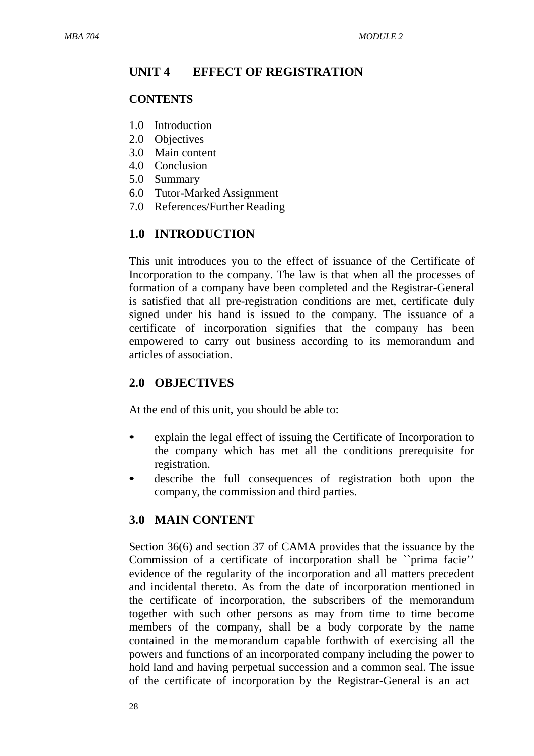## UNIT 4 EFFECT OF REGISTRATION

**CONTENTS**

1.0 Introduction
2.0 Objectives
3.0 Main content
4.0 Conclusion
5.0 Summary
6.0 Tutor-Marked Assignment
7.0 References/Further Reading

## 1.0 INTRODUCTION

This unit introduces you to the effect of issuance of the Certificate of Incorporation to the company. The law is that when all the processes of formation of a company have been completed and the Registrar-General is satisfied that all pre-registration conditions are met, certificate duly signed under his hand is issued to the company. The issuance of a certificate of incorporation signifies that the company has been empowered to carry out business according to its memorandum and articles of association.

## 2.0 OBJECTIVES

At the end of this unit, you should be able to:

- explain the legal effect of issuing the Certificate of Incorporation to the company which has met all the conditions prerequisite for registration.
- describe the full consequences of registration both upon the company, the commission and third parties.

## 3.0 MAIN CONTENT

Section 36(6) and section 37 of CAMA provides that the issuance by the Commission of a certificate of incorporation shall be ``prima facie'' evidence of the regularity of the incorporation and all matters precedent and incidental thereto. As from the date of incorporation mentioned in the certificate of incorporation, the subscribers of the memorandum together with such other persons as may from time to time become members of the company, shall be a body corporate by the name contained in the memorandum capable forthwith of exercising all the powers and functions of an incorporated company including the power to hold land and having perpetual succession and a common seal. The issue of the certificate of incorporation by the Registrar-General is an act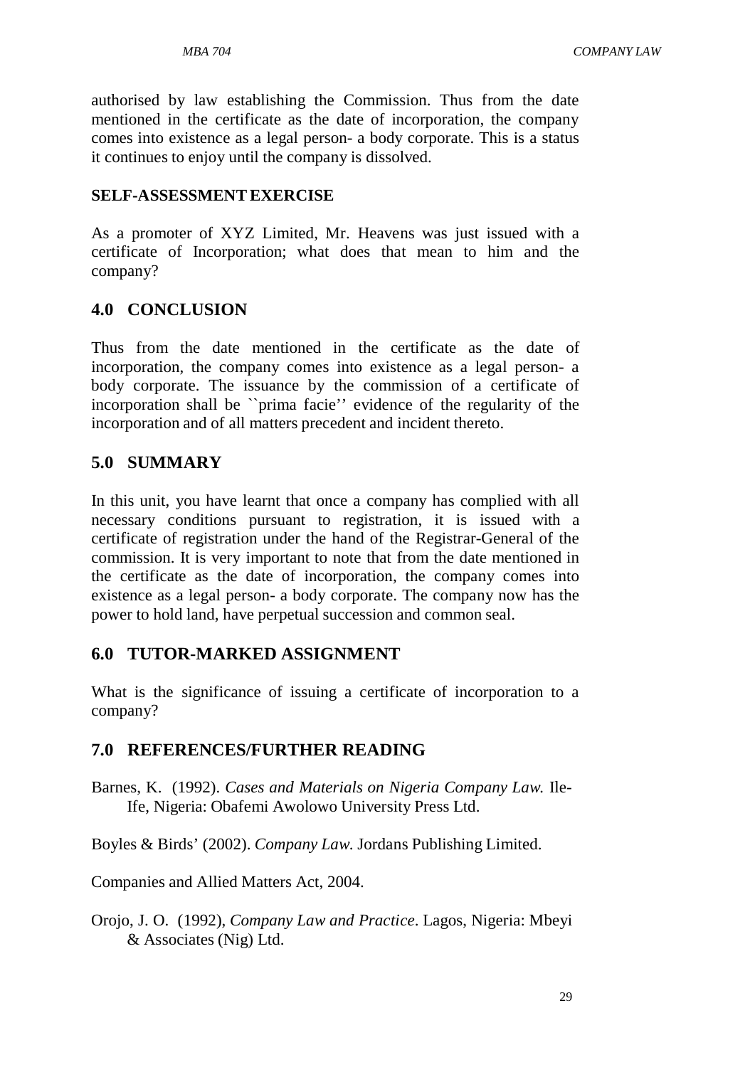authorised by law establishing the Commission. Thus from the date mentioned in the certificate as the date of incorporation, the company comes into existence as a legal person- a body corporate. This is a status it continues to enjoy until the company is dissolved.

**SELF-ASSESSMENT EXERCISE**

As a promoter of XYZ Limited, Mr. Heavens was just issued with a certificate of Incorporation; what does that mean to him and the company?

## 4.0 CONCLUSION

Thus from the date mentioned in the certificate as the date of incorporation, the company comes into existence as a legal person- a body corporate. The issuance by the commission of a certificate of incorporation shall be ``prima facie'' evidence of the regularity of the incorporation and of all matters precedent and incident thereto.

## 5.0 SUMMARY

In this unit, you have learnt that once a company has complied with all necessary conditions pursuant to registration, it is issued with a certificate of registration under the hand of the Registrar-General of the commission. It is very important to note that from the date mentioned in the certificate as the date of incorporation, the company comes into existence as a legal person- a body corporate. The company now has the power to hold land, have perpetual succession and common seal.

## 6.0 TUTOR-MARKED ASSIGNMENT

What is the significance of issuing a certificate of incorporation to a company?

## 7.0 REFERENCES/FURTHER READING

Barnes, K. (1992). *Cases and Materials on Nigeria Company Law.* Ile-Ife, Nigeria: Obafemi Awolowo University Press Ltd.

Boyles & Birds' (2002). *Company Law.* Jordans Publishing Limited.

Companies and Allied Matters Act, 2004.

Orojo, J. O. (1992), *Company Law and Practice*. Lagos, Nigeria: Mbeyi & Associates (Nig) Ltd.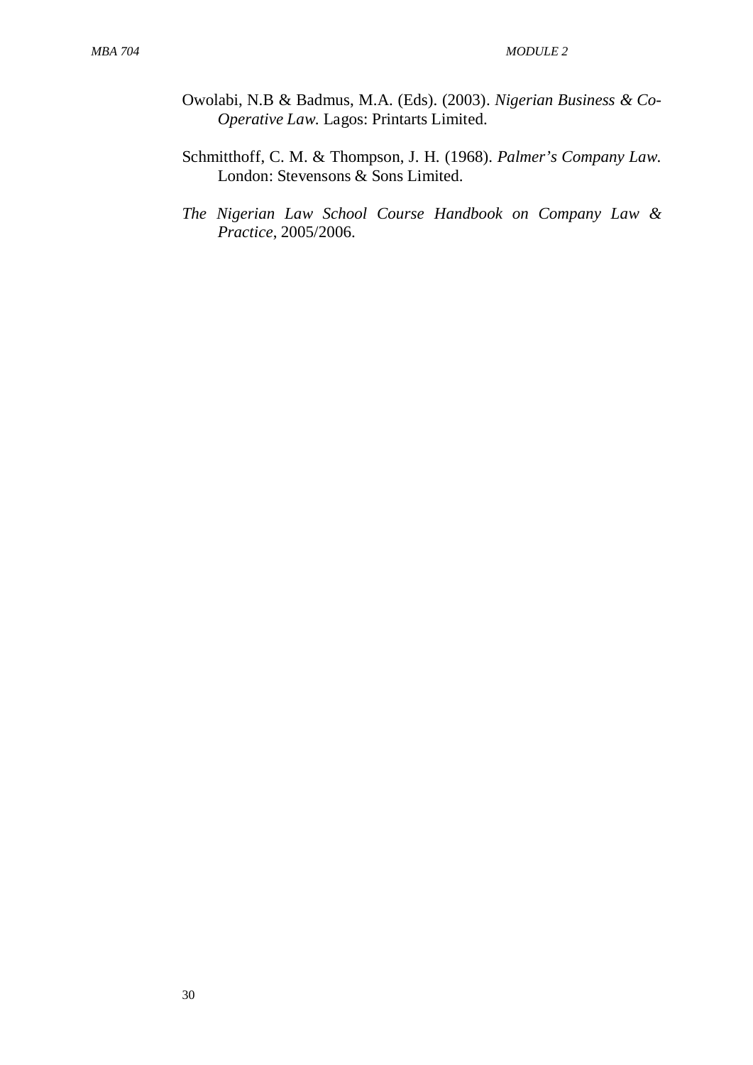Owolabi, N.B & Badmus, M.A. (Eds). (2003). *Nigerian Business & Co-Operative Law.* Lagos: Printarts Limited.

Schmitthoff, C. M. & Thompson, J. H. (1968). *Palmer's Company Law.* London: Stevensons & Sons Limited.

*The Nigerian Law School Course Handbook on Company Law & Practice*, 2005/2006.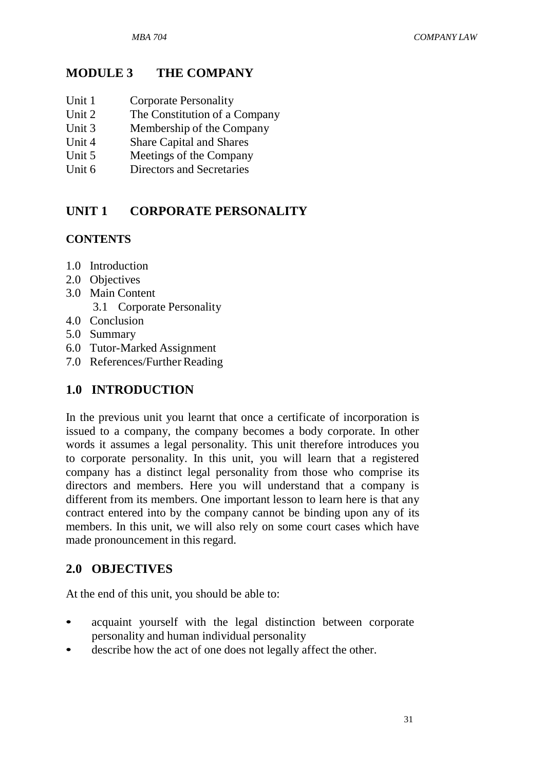## MODULE 3 THE COMPANY

- Unit 1 Corporate Personality
- Unit 2 The Constitution of a Company
- Unit 3 Membership of the Company
- Unit 4 Share Capital and Shares
- Unit 5 Meetings of the Company
- Unit 6 Directors and Secretaries

## UNIT 1 CORPORATE PERSONALITY

### CONTENTS

- 1.0 Introduction
- 2.0 Objectives
- 3.0 Main Content
    - 3.1 Corporate Personality
- 4.0 Conclusion
- 5.0 Summary
- 6.0 Tutor-Marked Assignment
- 7.0 References/Further Reading

## 1.0 INTRODUCTION

In the previous unit you learnt that once a certificate of incorporation is issued to a company, the company becomes a body corporate. In other words it assumes a legal personality. This unit therefore introduces you to corporate personality. In this unit, you will learn that a registered company has a distinct legal personality from those who comprise its directors and members. Here you will understand that a company is different from its members. One important lesson to learn here is that any contract entered into by the company cannot be binding upon any of its members. In this unit, we will also rely on some court cases which have made pronouncement in this regard.

## 2.0 OBJECTIVES

At the end of this unit, you should be able to:

- acquaint yourself with the legal distinction between corporate personality and human individual personality
- describe how the act of one does not legally affect the other.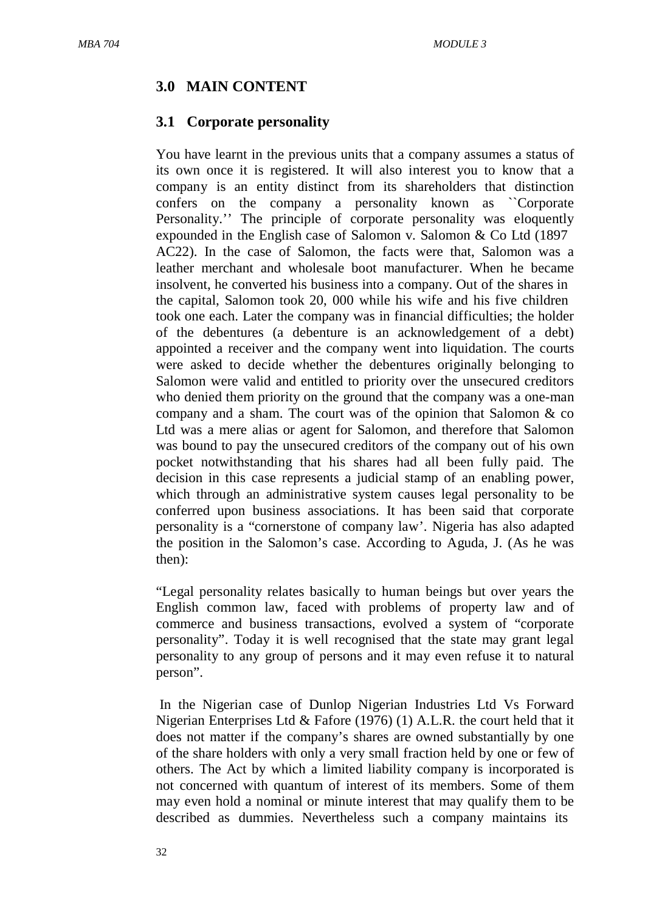## 3.0 MAIN CONTENT

### 3.1 Corporate personality

You have learnt in the previous units that a company assumes a status of its own once it is registered. It will also interest you to know that a company is an entity distinct from its shareholders that distinction confers on the company a personality known as ``Corporate Personality.'' The principle of corporate personality was eloquently expounded in the English case of Salomon v. Salomon & Co Ltd (1897 AC22). In the case of Salomon, the facts were that, Salomon was a leather merchant and wholesale boot manufacturer. When he became insolvent, he converted his business into a company. Out of the shares in the capital, Salomon took 20, 000 while his wife and his five children took one each. Later the company was in financial difficulties; the holder of the debentures (a debenture is an acknowledgement of a debt) appointed a receiver and the company went into liquidation. The courts were asked to decide whether the debentures originally belonging to Salomon were valid and entitled to priority over the unsecured creditors who denied them priority on the ground that the company was a one-man company and a sham. The court was of the opinion that Salomon & co Ltd was a mere alias or agent for Salomon, and therefore that Salomon was bound to pay the unsecured creditors of the company out of his own pocket notwithstanding that his shares had all been fully paid. The decision in this case represents a judicial stamp of an enabling power, which through an administrative system causes legal personality to be conferred upon business associations. It has been said that corporate personality is a "cornerstone of company law'. Nigeria has also adapted the position in the Salomon's case. According to Aguda, J. (As he was then):

"Legal personality relates basically to human beings but over years the English common law, faced with problems of property law and of commerce and business transactions, evolved a system of "corporate personality". Today it is well recognised that the state may grant legal personality to any group of persons and it may even refuse it to natural person".

In the Nigerian case of Dunlop Nigerian Industries Ltd Vs Forward Nigerian Enterprises Ltd & Fafore (1976) (1) A.L.R. the court held that it does not matter if the company's shares are owned substantially by one of the share holders with only a very small fraction held by one or few of others. The Act by which a limited liability company is incorporated is not concerned with quantum of interest of its members. Some of them may even hold a nominal or minute interest that may qualify them to be described as dummies. Nevertheless such a company maintains its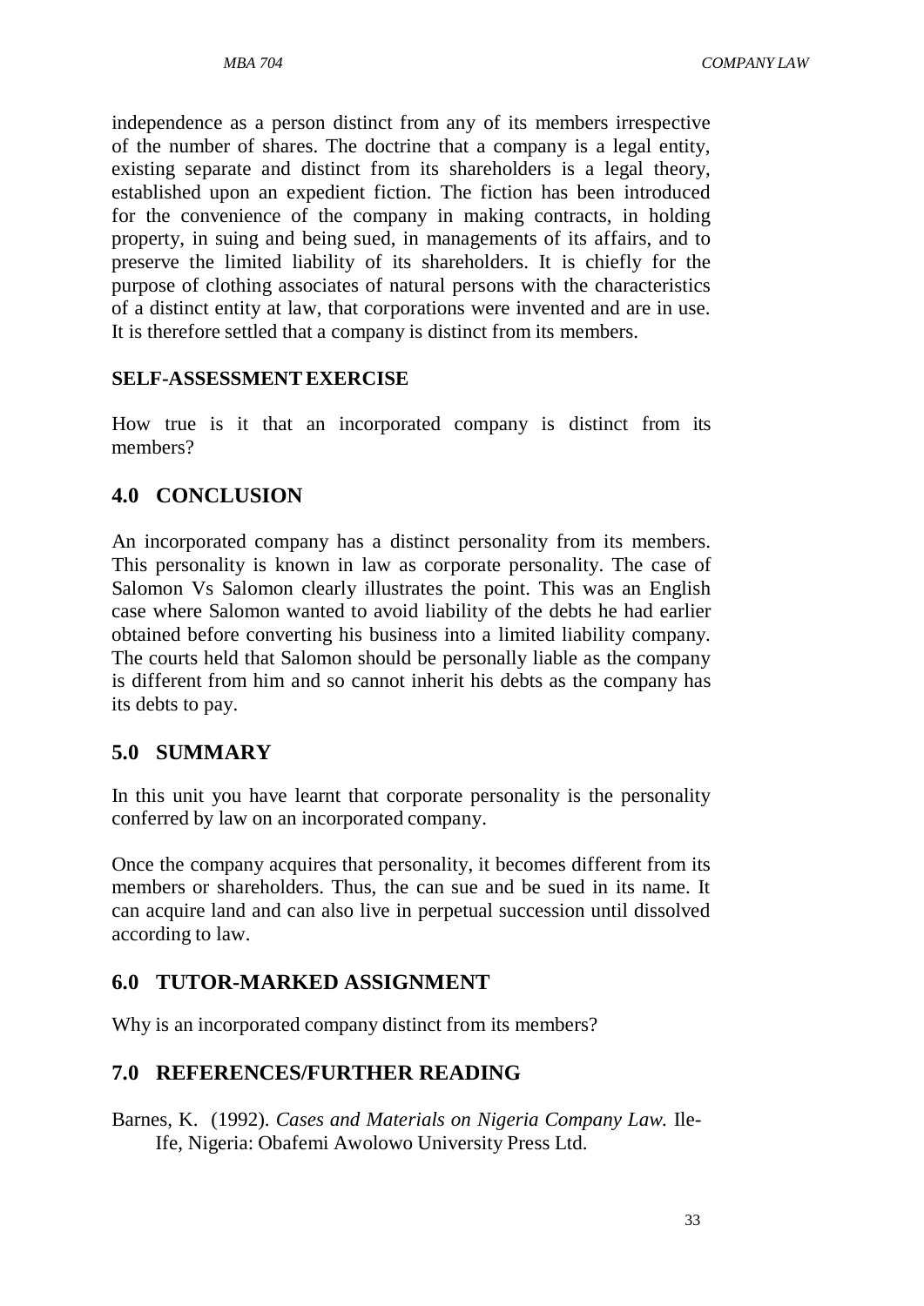independence as a person distinct from any of its members irrespective of the number of shares. The doctrine that a company is a legal entity, existing separate and distinct from its shareholders is a legal theory, established upon an expedient fiction. The fiction has been introduced for the convenience of the company in making contracts, in holding property, in suing and being sued, in managements of its affairs, and to preserve the limited liability of its shareholders. It is chiefly for the purpose of clothing associates of natural persons with the characteristics of a distinct entity at law, that corporations were invented and are in use. It is therefore settled that a company is distinct from its members.

**SELF-ASSESSMENT EXERCISE**

How true is it that an incorporated company is distinct from its members?

## 4.0 CONCLUSION

An incorporated company has a distinct personality from its members. This personality is known in law as corporate personality. The case of Salomon Vs Salomon clearly illustrates the point. This was an English case where Salomon wanted to avoid liability of the debts he had earlier obtained before converting his business into a limited liability company. The courts held that Salomon should be personally liable as the company is different from him and so cannot inherit his debts as the company has its debts to pay.

## 5.0 SUMMARY

In this unit you have learnt that corporate personality is the personality conferred by law on an incorporated company.

Once the company acquires that personality, it becomes different from its members or shareholders. Thus, the can sue and be sued in its name. It can acquire land and can also live in perpetual succession until dissolved according to law.

## 6.0 TUTOR-MARKED ASSIGNMENT

Why is an incorporated company distinct from its members?

## 7.0 REFERENCES/FURTHER READING

Barnes, K. (1992). *Cases and Materials on Nigeria Company Law.* Ile-Ife, Nigeria: Obafemi Awolowo University Press Ltd.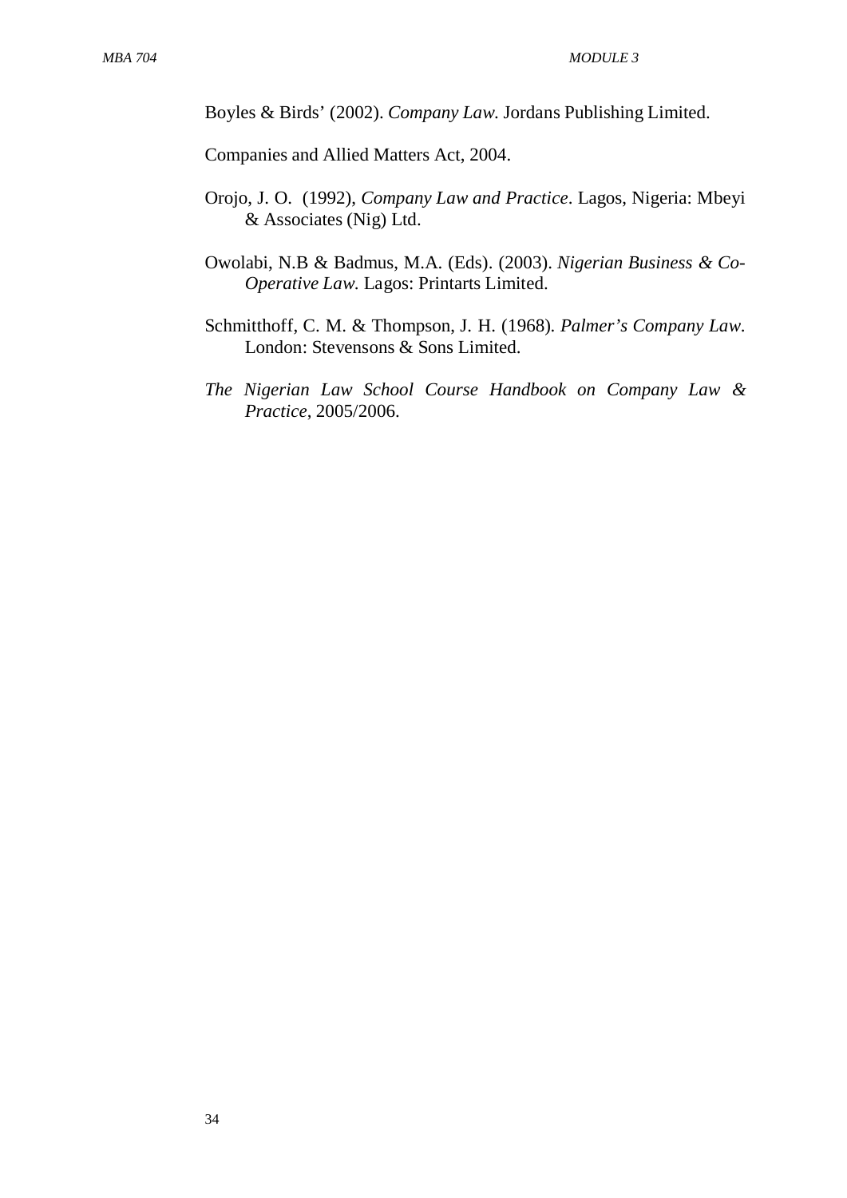Boyles & Birds' (2002). *Company Law.* Jordans Publishing Limited.

Companies and Allied Matters Act, 2004.

Orojo, J. O. (1992), *Company Law and Practice*. Lagos, Nigeria: Mbeyi & Associates (Nig) Ltd.

Owolabi, N.B & Badmus, M.A. (Eds). (2003). *Nigerian Business & Co-Operative Law.* Lagos: Printarts Limited.

Schmitthoff, C. M. & Thompson, J. H. (1968). *Palmer's Company Law*. London: Stevensons & Sons Limited.

*The Nigerian Law School Course Handbook on Company Law & Practice*, 2005/2006.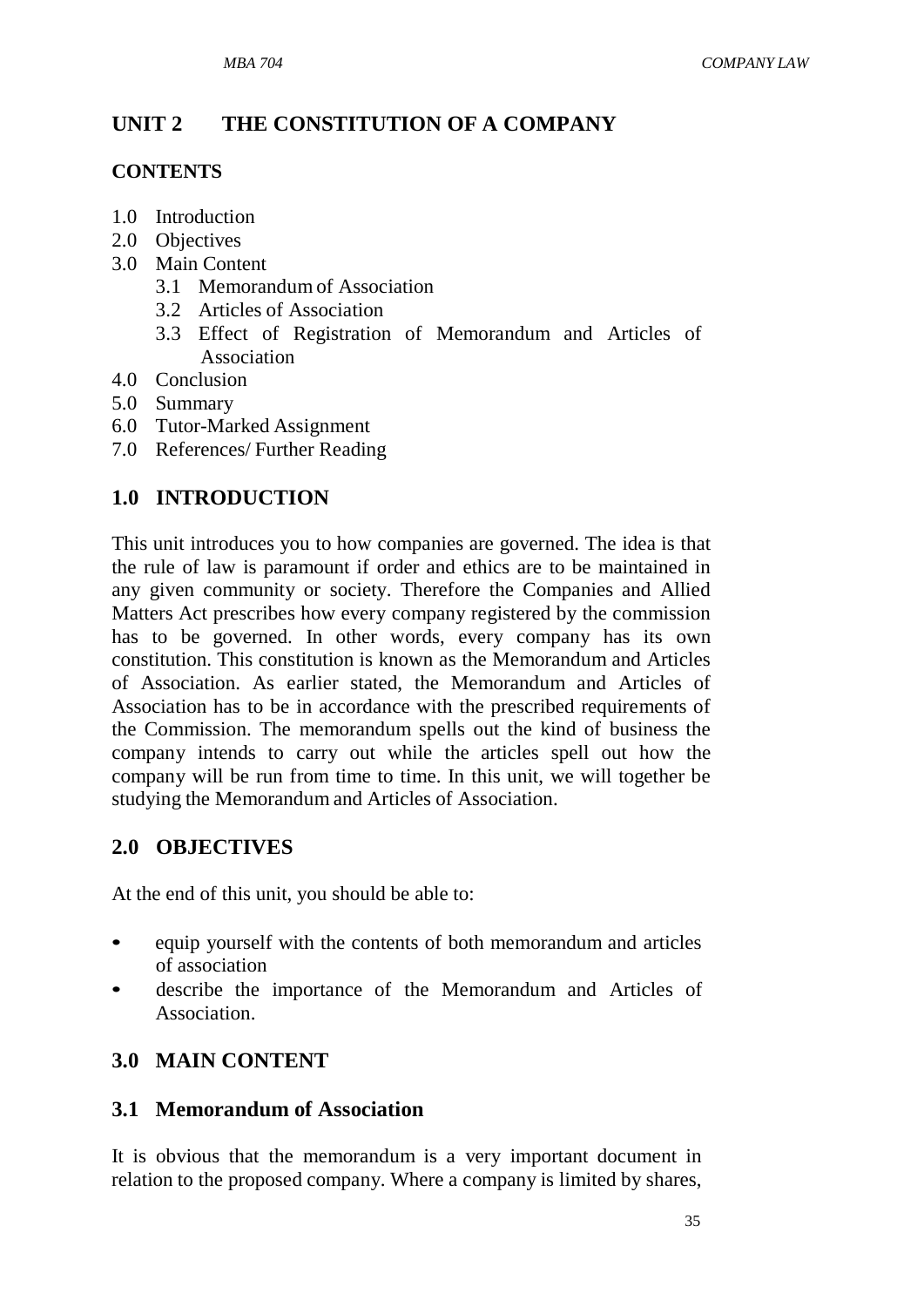# UNIT 2 THE CONSTITUTION OF A COMPANY

**CONTENTS**

- 1.0 Introduction
- 2.0 Objectives
- 3.0 Main Content
  - 3.1 Memorandum of Association
  - 3.2 Articles of Association
  - 3.3 Effect of Registration of Memorandum and Articles of Association
- 4.0 Conclusion
- 5.0 Summary
- 6.0 Tutor-Marked Assignment
- 7.0 References/ Further Reading

## 1.0 INTRODUCTION

This unit introduces you to how companies are governed. The idea is that the rule of law is paramount if order and ethics are to be maintained in any given community or society. Therefore the Companies and Allied Matters Act prescribes how every company registered by the commission has to be governed. In other words, every company has its own constitution. This constitution is known as the Memorandum and Articles of Association. As earlier stated, the Memorandum and Articles of Association has to be in accordance with the prescribed requirements of the Commission. The memorandum spells out the kind of business the company intends to carry out while the articles spell out how the company will be run from time to time. In this unit, we will together be studying the Memorandum and Articles of Association.

## 2.0 OBJECTIVES

At the end of this unit, you should be able to:

- equip yourself with the contents of both memorandum and articles of association
- describe the importance of the Memorandum and Articles of Association.

## 3.0 MAIN CONTENT

### 3.1 Memorandum of Association

It is obvious that the memorandum is a very important document in relation to the proposed company. Where a company is limited by shares,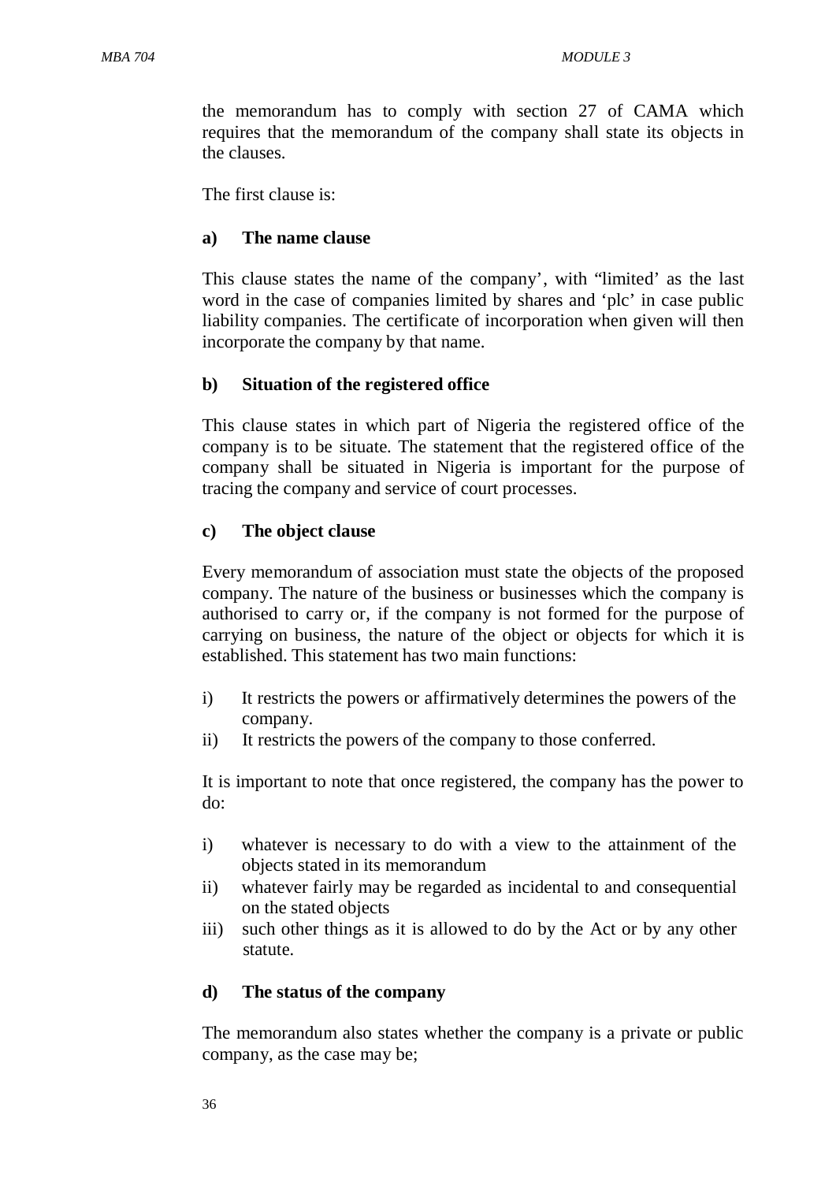the memorandum has to comply with section 27 of CAMA which requires that the memorandum of the company shall state its objects in the clauses.

The first clause is:

**a) The name clause**

This clause states the name of the company', with "limited' as the last word in the case of companies limited by shares and 'plc' in case public liability companies. The certificate of incorporation when given will then incorporate the company by that name.

**b) Situation of the registered office**

This clause states in which part of Nigeria the registered office of the company is to be situate. The statement that the registered office of the company shall be situated in Nigeria is important for the purpose of tracing the company and service of court processes.

**c) The object clause**

Every memorandum of association must state the objects of the proposed company. The nature of the business or businesses which the company is authorised to carry or, if the company is not formed for the purpose of carrying on business, the nature of the object or objects for which it is established. This statement has two main functions:

i) It restricts the powers or affirmatively determines the powers of the company.
ii) It restricts the powers of the company to those conferred.

It is important to note that once registered, the company has the power to do:

i) whatever is necessary to do with a view to the attainment of the objects stated in its memorandum
ii) whatever fairly may be regarded as incidental to and consequential on the stated objects
iii) such other things as it is allowed to do by the Act or by any other statute.

**d) The status of the company**

The memorandum also states whether the company is a private or public company, as the case may be;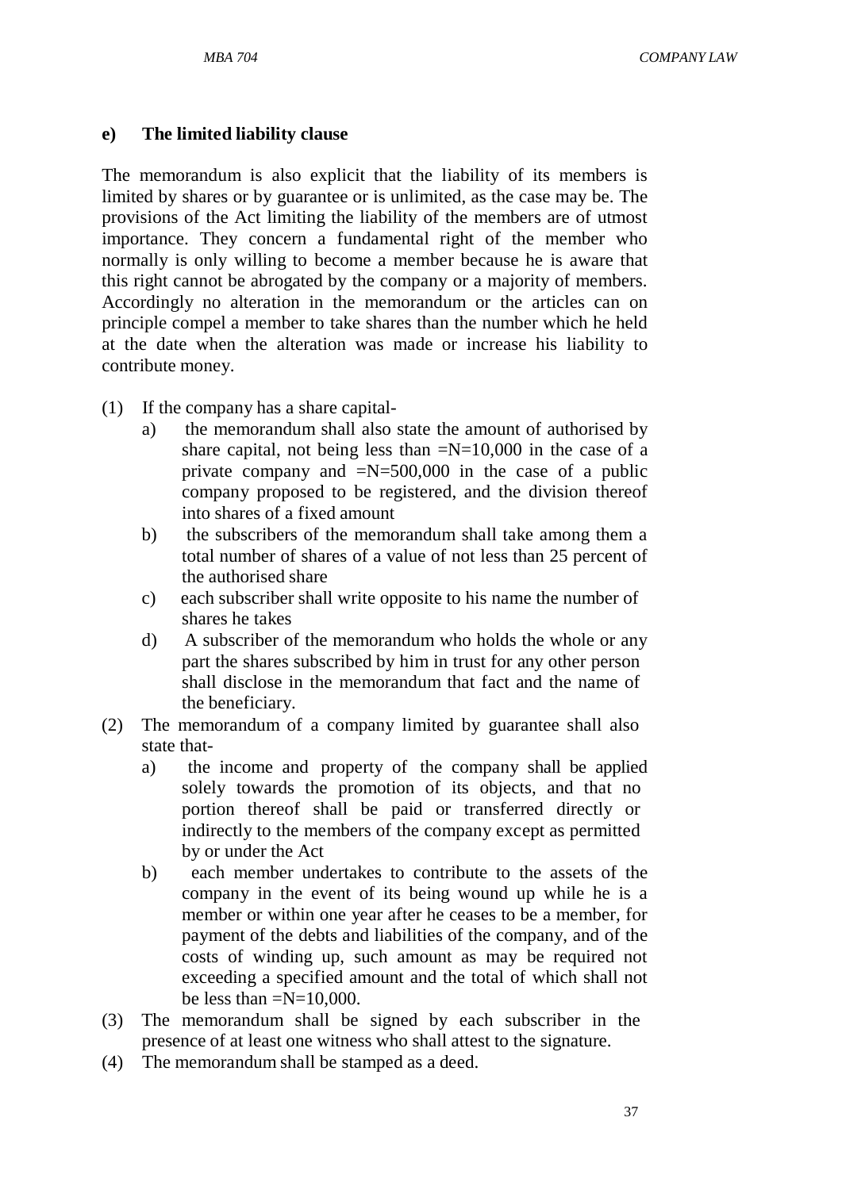**e) The limited liability clause**

The memorandum is also explicit that the liability of its members is limited by shares or by guarantee or is unlimited, as the case may be. The provisions of the Act limiting the liability of the members are of utmost importance. They concern a fundamental right of the member who normally is only willing to become a member because he is aware that this right cannot be abrogated by the company or a majority of members. Accordingly no alteration in the memorandum or the articles can on principle compel a member to take shares than the number which he held at the date when the alteration was made or increase his liability to contribute money.

(1) If the company has a share capital-
   a) the memorandum shall also state the amount of authorised by share capital, not being less than =N=10,000 in the case of a private company and =N=500,000 in the case of a public company proposed to be registered, and the division thereof into shares of a fixed amount
   b) the subscribers of the memorandum shall take among them a total number of shares of a value of not less than 25 percent of the authorised share
   c) each subscriber shall write opposite to his name the number of shares he takes
   d) A subscriber of the memorandum who holds the whole or any part the shares subscribed by him in trust for any other person shall disclose in the memorandum that fact and the name of the beneficiary.
(2) The memorandum of a company limited by guarantee shall also state that-
   a) the income and property of the company shall be applied solely towards the promotion of its objects, and that no portion thereof shall be paid or transferred directly or indirectly to the members of the company except as permitted by or under the Act
   b) each member undertakes to contribute to the assets of the company in the event of its being wound up while he is a member or within one year after he ceases to be a member, for payment of the debts and liabilities of the company, and of the costs of winding up, such amount as may be required not exceeding a specified amount and the total of which shall not be less than =N=10,000.
(3) The memorandum shall be signed by each subscriber in the presence of at least one witness who shall attest to the signature.
(4) The memorandum shall be stamped as a deed.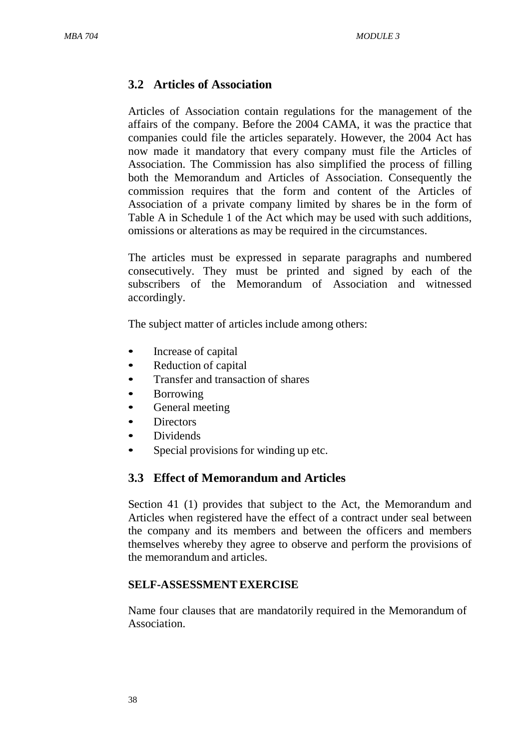## 3.2 Articles of Association

Articles of Association contain regulations for the management of the affairs of the company. Before the 2004 CAMA, it was the practice that companies could file the articles separately. However, the 2004 Act has now made it mandatory that every company must file the Articles of Association. The Commission has also simplified the process of filling both the Memorandum and Articles of Association. Consequently the commission requires that the form and content of the Articles of Association of a private company limited by shares be in the form of Table A in Schedule 1 of the Act which may be used with such additions, omissions or alterations as may be required in the circumstances.

The articles must be expressed in separate paragraphs and numbered consecutively. They must be printed and signed by each of the subscribers of the Memorandum of Association and witnessed accordingly.

The subject matter of articles include among others:

- Increase of capital
- Reduction of capital
- Transfer and transaction of shares
- Borrowing
- General meeting
- Directors
- Dividends
- Special provisions for winding up etc.

## 3.3 Effect of Memorandum and Articles

Section 41 (1) provides that subject to the Act, the Memorandum and Articles when registered have the effect of a contract under seal between the company and its members and between the officers and members themselves whereby they agree to observe and perform the provisions of the memorandum and articles.

**SELF-ASSESSMENT EXERCISE**

Name four clauses that are mandatorily required in the Memorandum of Association.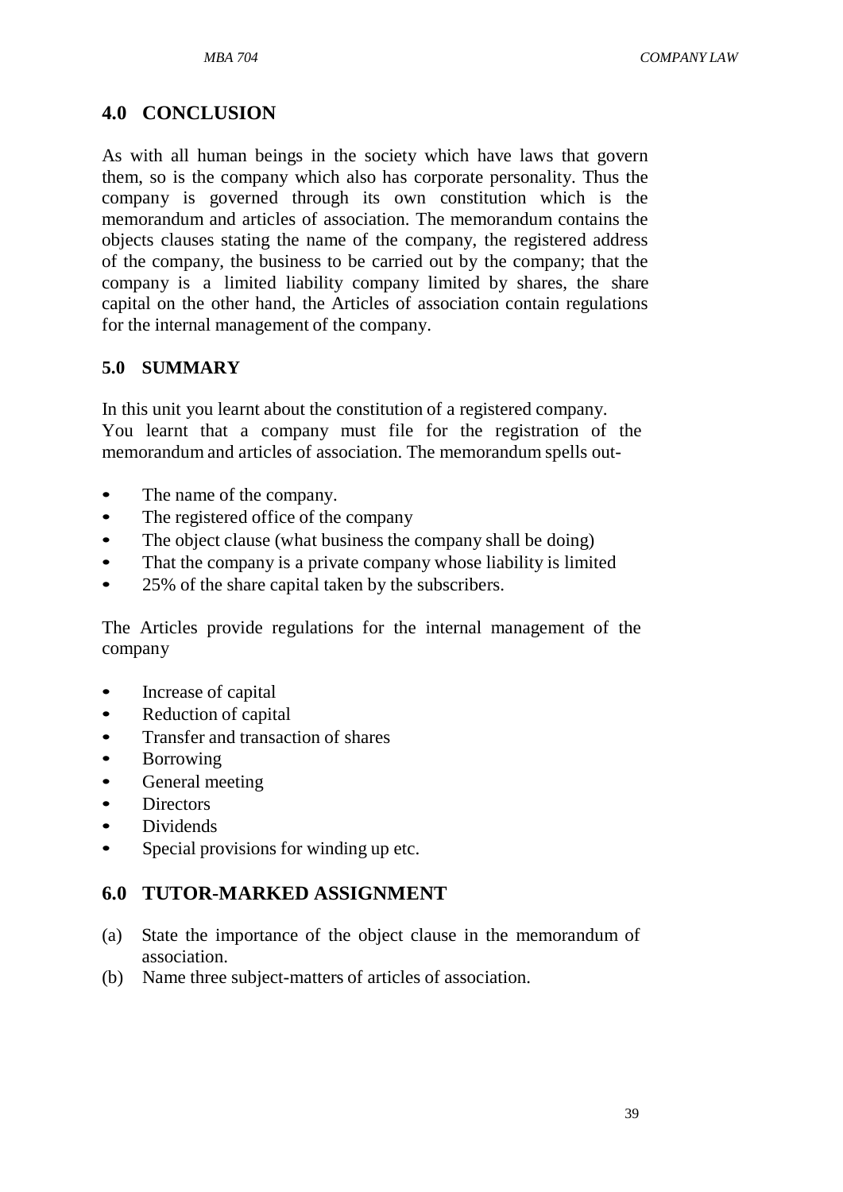## 4.0 CONCLUSION

As with all human beings in the society which have laws that govern them, so is the company which also has corporate personality. Thus the company is governed through its own constitution which is the memorandum and articles of association. The memorandum contains the objects clauses stating the name of the company, the registered address of the company, the business to be carried out by the company; that the company is a limited liability company limited by shares, the share capital on the other hand, the Articles of association contain regulations for the internal management of the company.

## 5.0 SUMMARY

In this unit you learnt about the constitution of a registered company. You learnt that a company must file for the registration of the memorandum and articles of association. The memorandum spells out-

- The name of the company.
- The registered office of the company
- The object clause (what business the company shall be doing)
- That the company is a private company whose liability is limited
- 25% of the share capital taken by the subscribers.

The Articles provide regulations for the internal management of the company

- Increase of capital
- Reduction of capital
- Transfer and transaction of shares
- Borrowing
- General meeting
- Directors
- Dividends
- Special provisions for winding up etc.

## 6.0 TUTOR-MARKED ASSIGNMENT

(a) State the importance of the object clause in the memorandum of association.

(b) Name three subject-matters of articles of association.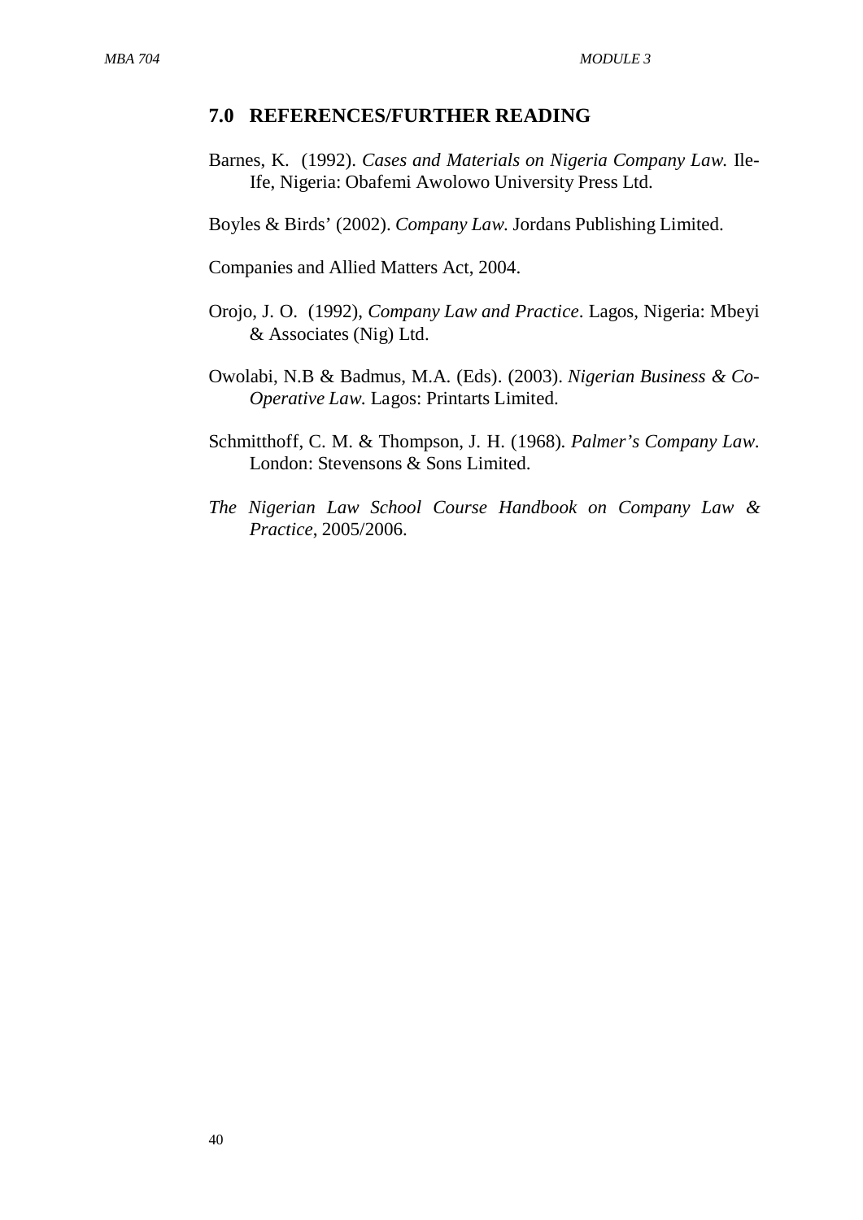## 7.0 REFERENCES/FURTHER READING

Barnes, K. (1992). *Cases and Materials on Nigeria Company Law.* Ile-Ife, Nigeria: Obafemi Awolowo University Press Ltd.

Boyles & Birds' (2002). *Company Law.* Jordans Publishing Limited.

Companies and Allied Matters Act, 2004.

Orojo, J. O. (1992), *Company Law and Practice*. Lagos, Nigeria: Mbeyi & Associates (Nig) Ltd.

Owolabi, N.B & Badmus, M.A. (Eds). (2003). *Nigerian Business & Co-Operative Law.* Lagos: Printarts Limited.

Schmitthoff, C. M. & Thompson, J. H. (1968). *Palmer's Company Law*. London: Stevensons & Sons Limited.

*The Nigerian Law School Course Handbook on Company Law & Practice*, 2005/2006.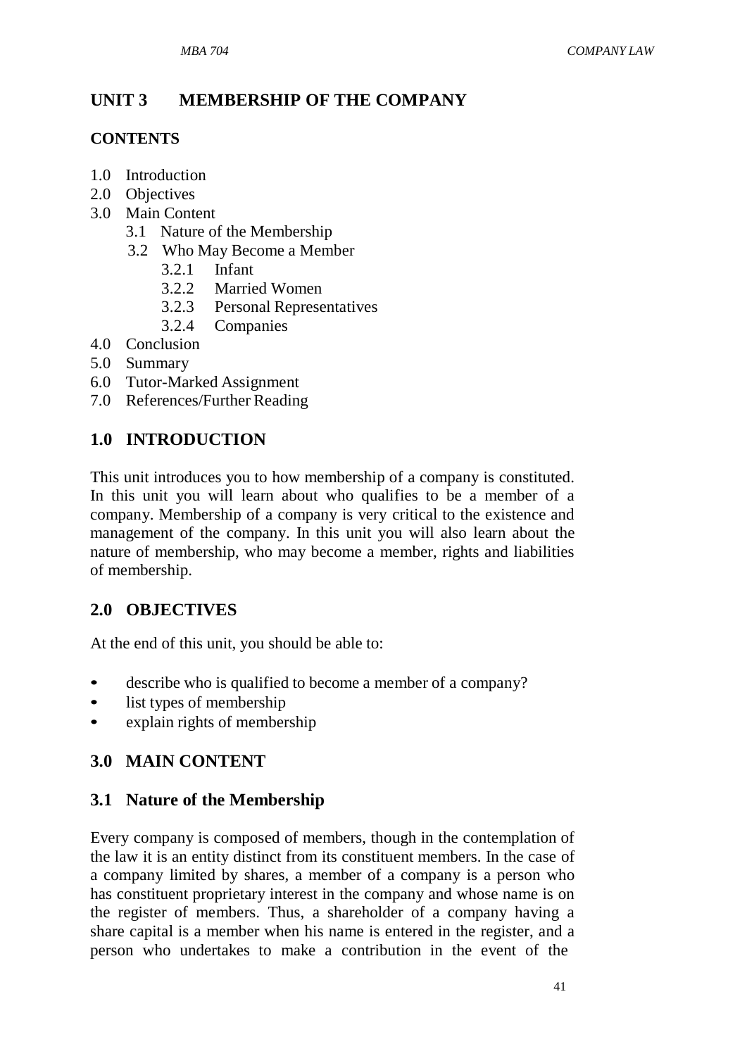# UNIT 3 MEMBERSHIP OF THE COMPANY

## CONTENTS

1.0 Introduction
2.0 Objectives
3.0 Main Content
   3.1 Nature of the Membership
   3.2 Who May Become a Member
      3.2.1 Infant
      3.2.2 Married Women
      3.2.3 Personal Representatives
      3.2.4 Companies
4.0 Conclusion
5.0 Summary
6.0 Tutor-Marked Assignment
7.0 References/Further Reading

## 1.0 INTRODUCTION

This unit introduces you to how membership of a company is constituted. In this unit you will learn about who qualifies to be a member of a company. Membership of a company is very critical to the existence and management of the company. In this unit you will also learn about the nature of membership, who may become a member, rights and liabilities of membership.

## 2.0 OBJECTIVES

At the end of this unit, you should be able to:

- describe who is qualified to become a member of a company?
- list types of membership
- explain rights of membership

## 3.0 MAIN CONTENT

### 3.1 Nature of the Membership

Every company is composed of members, though in the contemplation of the law it is an entity distinct from its constituent members. In the case of a company limited by shares, a member of a company is a person who has constituent proprietary interest in the company and whose name is on the register of members. Thus, a shareholder of a company having a share capital is a member when his name is entered in the register, and a person who undertakes to make a contribution in the event of the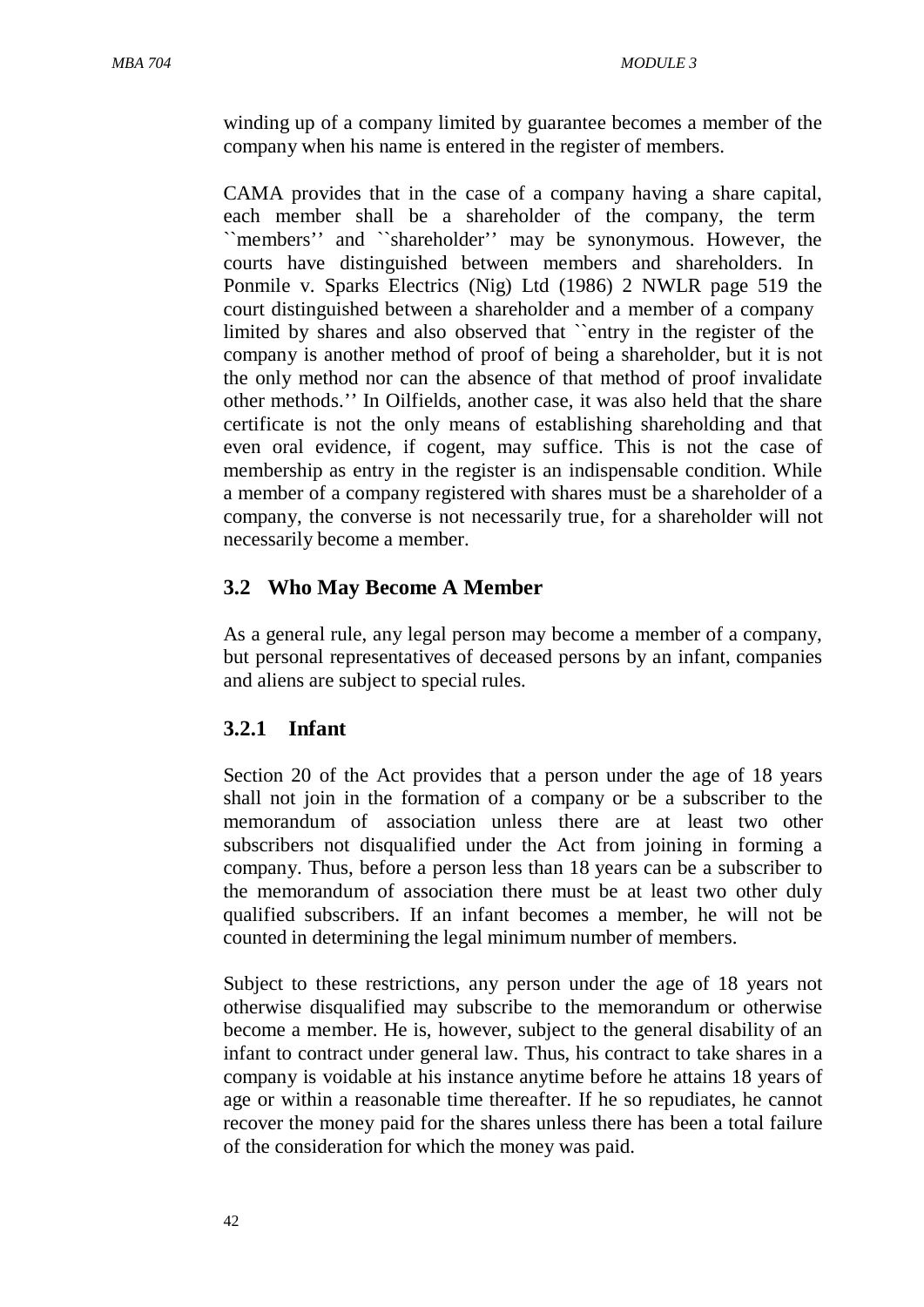winding up of a company limited by guarantee becomes a member of the company when his name is entered in the register of members.

CAMA provides that in the case of a company having a share capital, each member shall be a shareholder of the company, the term ``members'' and ``shareholder'' may be synonymous. However, the courts have distinguished between members and shareholders. In Ponmile v. Sparks Electrics (Nig) Ltd (1986) 2 NWLR page 519 the court distinguished between a shareholder and a member of a company limited by shares and also observed that ``entry in the register of the company is another method of proof of being a shareholder, but it is not the only method nor can the absence of that method of proof invalidate other methods.'' In Oilfields, another case, it was also held that the share certificate is not the only means of establishing shareholding and that even oral evidence, if cogent, may suffice. This is not the case of membership as entry in the register is an indispensable condition. While a member of a company registered with shares must be a shareholder of a company, the converse is not necessarily true, for a shareholder will not necessarily become a member.

## 3.2 Who May Become A Member

As a general rule, any legal person may become a member of a company, but personal representatives of deceased persons by an infant, companies and aliens are subject to special rules.

### 3.2.1 Infant

Section 20 of the Act provides that a person under the age of 18 years shall not join in the formation of a company or be a subscriber to the memorandum of association unless there are at least two other subscribers not disqualified under the Act from joining in forming a company. Thus, before a person less than 18 years can be a subscriber to the memorandum of association there must be at least two other duly qualified subscribers. If an infant becomes a member, he will not be counted in determining the legal minimum number of members.

Subject to these restrictions, any person under the age of 18 years not otherwise disqualified may subscribe to the memorandum or otherwise become a member. He is, however, subject to the general disability of an infant to contract under general law. Thus, his contract to take shares in a company is voidable at his instance anytime before he attains 18 years of age or within a reasonable time thereafter. If he so repudiates, he cannot recover the money paid for the shares unless there has been a total failure of the consideration for which the money was paid.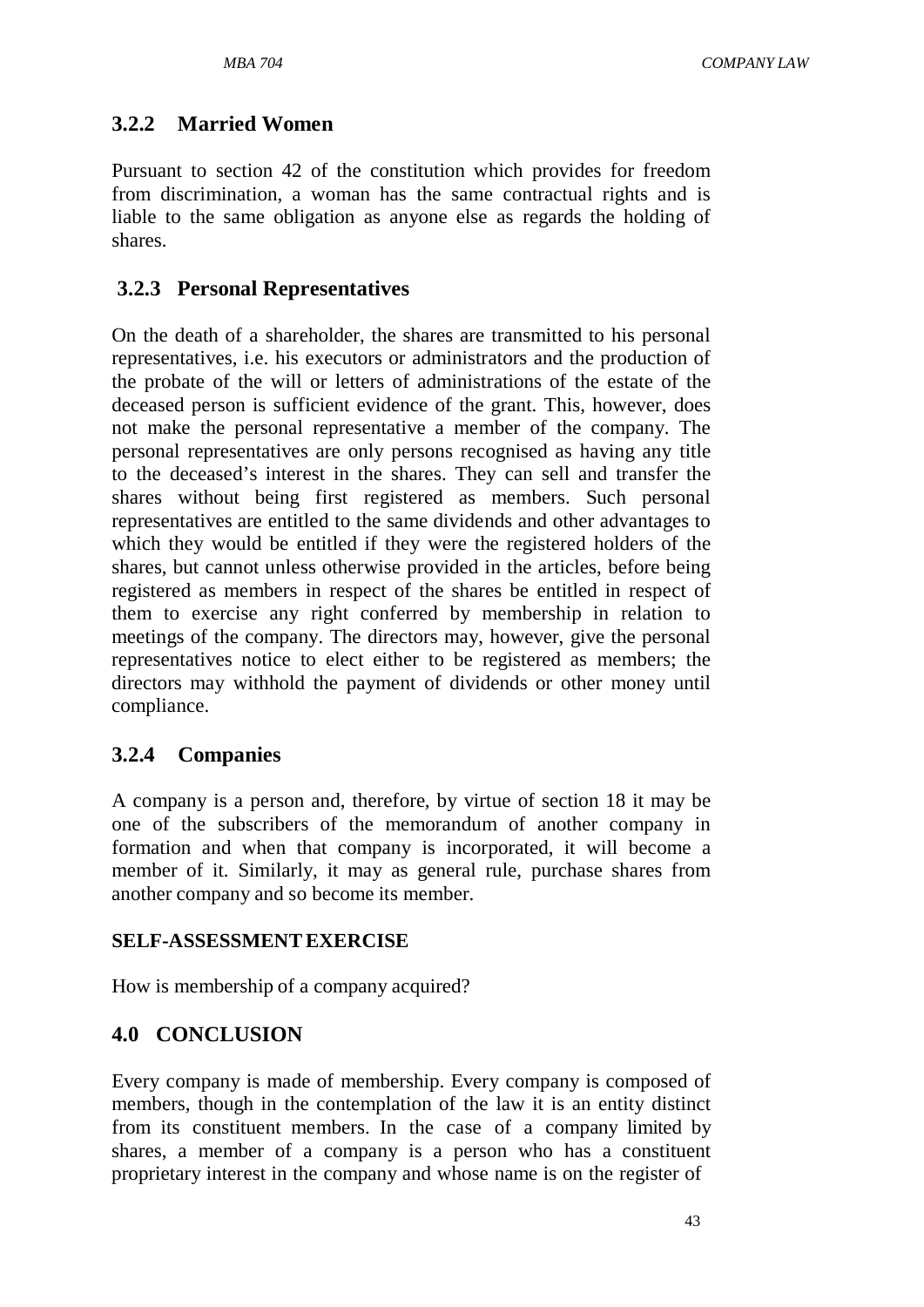### 3.2.2 Married Women

Pursuant to section 42 of the constitution which provides for freedom from discrimination, a woman has the same contractual rights and is liable to the same obligation as anyone else as regards the holding of shares.

### 3.2.3 Personal Representatives

On the death of a shareholder, the shares are transmitted to his personal representatives, i.e. his executors or administrators and the production of the probate of the will or letters of administrations of the estate of the deceased person is sufficient evidence of the grant. This, however, does not make the personal representative a member of the company. The personal representatives are only persons recognised as having any title to the deceased's interest in the shares. They can sell and transfer the shares without being first registered as members. Such personal representatives are entitled to the same dividends and other advantages to which they would be entitled if they were the registered holders of the shares, but cannot unless otherwise provided in the articles, before being registered as members in respect of the shares be entitled in respect of them to exercise any right conferred by membership in relation to meetings of the company. The directors may, however, give the personal representatives notice to elect either to be registered as members; the directors may withhold the payment of dividends or other money until compliance.

### 3.2.4 Companies

A company is a person and, therefore, by virtue of section 18 it may be one of the subscribers of the memorandum of another company in formation and when that company is incorporated, it will become a member of it. Similarly, it may as general rule, purchase shares from another company and so become its member.

**SELF-ASSESSMENT EXERCISE**

How is membership of a company acquired?

## 4.0 CONCLUSION

Every company is made of membership. Every company is composed of members, though in the contemplation of the law it is an entity distinct from its constituent members. In the case of a company limited by shares, a member of a company is a person who has a constituent proprietary interest in the company and whose name is on the register of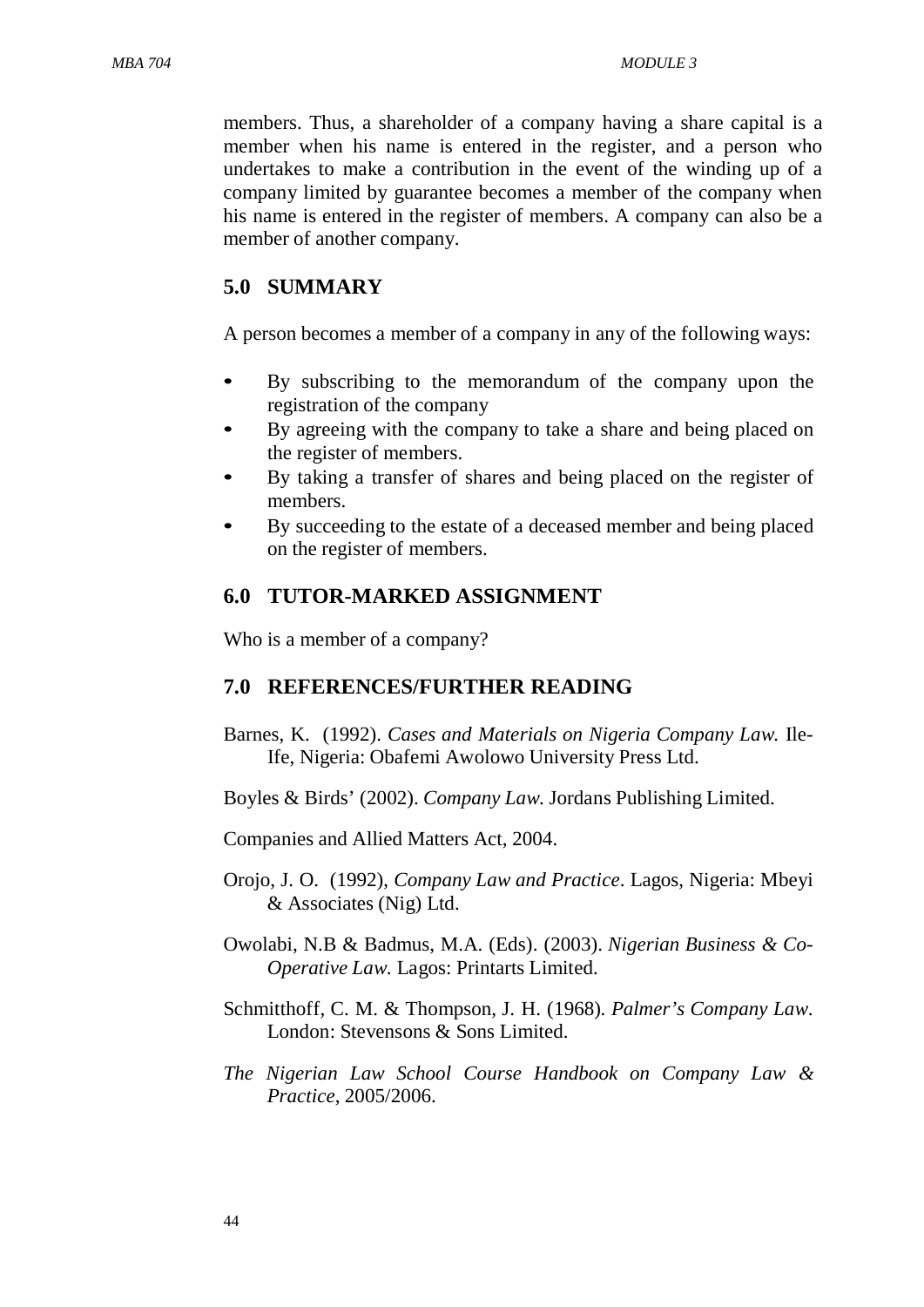members. Thus, a shareholder of a company having a share capital is a member when his name is entered in the register, and a person who undertakes to make a contribution in the event of the winding up of a company limited by guarantee becomes a member of the company when his name is entered in the register of members. A company can also be a member of another company.

## 5.0 SUMMARY

A person becomes a member of a company in any of the following ways:

- By subscribing to the memorandum of the company upon the registration of the company
- By agreeing with the company to take a share and being placed on the register of members.
- By taking a transfer of shares and being placed on the register of members.
- By succeeding to the estate of a deceased member and being placed on the register of members.

## 6.0 TUTOR-MARKED ASSIGNMENT

Who is a member of a company?

## 7.0 REFERENCES/FURTHER READING

Barnes, K. (1992). *Cases and Materials on Nigeria Company Law.* Ile-Ife, Nigeria: Obafemi Awolowo University Press Ltd.

Boyles & Birds' (2002). *Company Law.* Jordans Publishing Limited.

Companies and Allied Matters Act, 2004.

Orojo, J. O. (1992), *Company Law and Practice*. Lagos, Nigeria: Mbeyi & Associates (Nig) Ltd.

Owolabi, N.B & Badmus, M.A. (Eds). (2003). *Nigerian Business & Co-Operative Law.* Lagos: Printarts Limited.

Schmitthoff, C. M. & Thompson, J. H. (1968). *Palmer's Company Law*. London: Stevensons & Sons Limited.

*The Nigerian Law School Course Handbook on Company Law & Practice*, 2005/2006.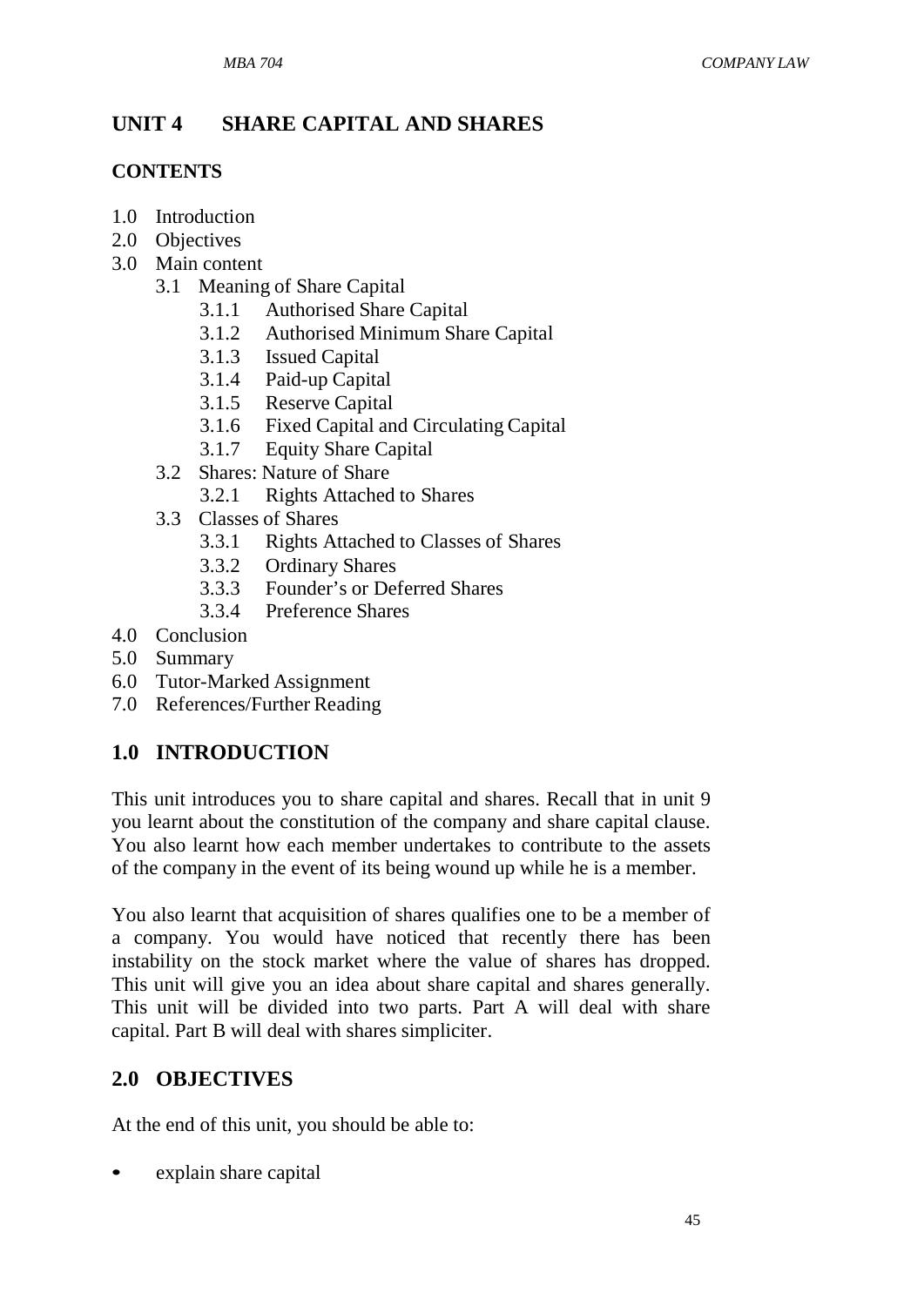# UNIT 4 SHARE CAPITAL AND SHARES

## CONTENTS

- 1.0 Introduction
- 2.0 Objectives
- 3.0 Main content
  - 3.1 Meaning of Share Capital
    - 3.1.1 Authorised Share Capital
    - 3.1.2 Authorised Minimum Share Capital
    - 3.1.3 Issued Capital
    - 3.1.4 Paid-up Capital
    - 3.1.5 Reserve Capital
    - 3.1.6 Fixed Capital and Circulating Capital
    - 3.1.7 Equity Share Capital
  - 3.2 Shares: Nature of Share
    - 3.2.1 Rights Attached to Shares
  - 3.3 Classes of Shares
    - 3.3.1 Rights Attached to Classes of Shares
    - 3.3.2 Ordinary Shares
    - 3.3.3 Founder's or Deferred Shares
    - 3.3.4 Preference Shares
- 4.0 Conclusion
- 5.0 Summary
- 6.0 Tutor-Marked Assignment
- 7.0 References/Further Reading

## 1.0 INTRODUCTION

This unit introduces you to share capital and shares. Recall that in unit 9 you learnt about the constitution of the company and share capital clause. You also learnt how each member undertakes to contribute to the assets of the company in the event of its being wound up while he is a member.

You also learnt that acquisition of shares qualifies one to be a member of a company. You would have noticed that recently there has been instability on the stock market where the value of shares has dropped. This unit will give you an idea about share capital and shares generally. This unit will be divided into two parts. Part A will deal with share capital. Part B will deal with shares simpliciter.

## 2.0 OBJECTIVES

At the end of this unit, you should be able to:

- explain share capital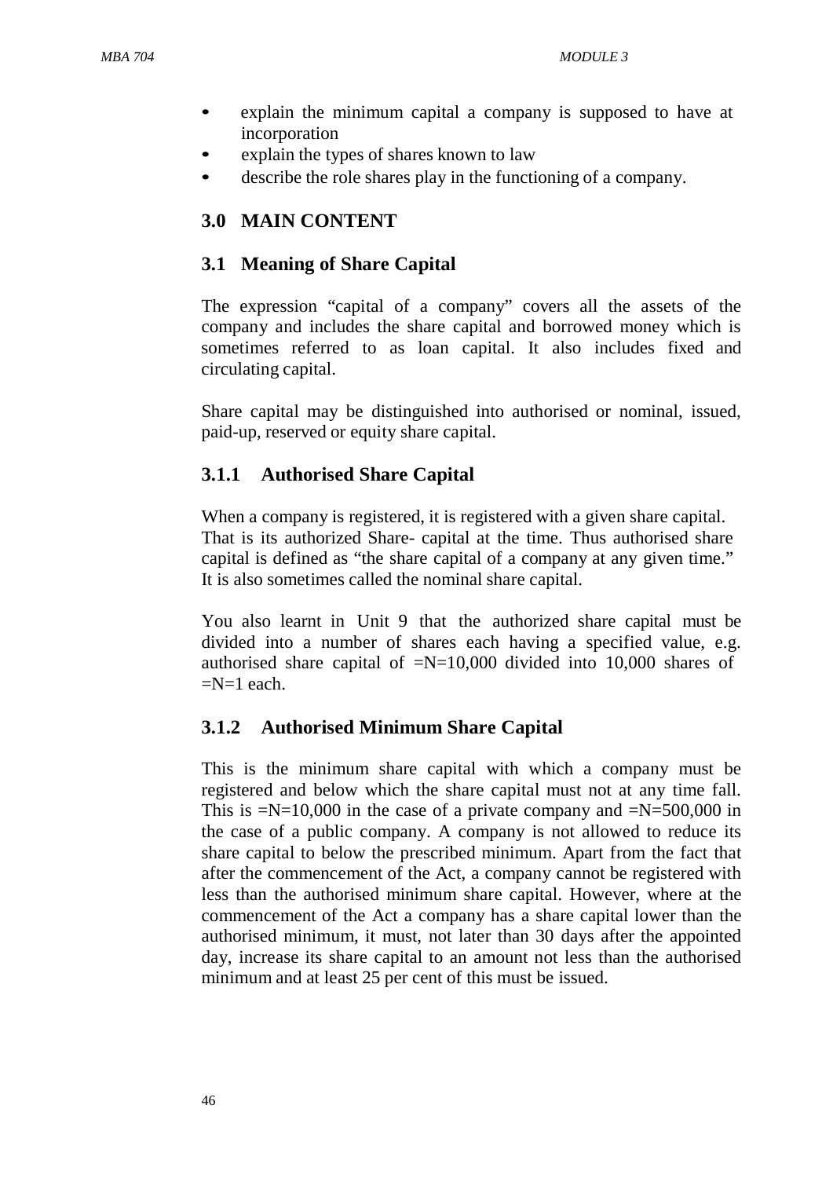- explain the minimum capital a company is supposed to have at incorporation
- explain the types of shares known to law
- describe the role shares play in the functioning of a company.

## 3.0 MAIN CONTENT

### 3.1 Meaning of Share Capital

The expression "capital of a company" covers all the assets of the company and includes the share capital and borrowed money which is sometimes referred to as loan capital. It also includes fixed and circulating capital.

Share capital may be distinguished into authorised or nominal, issued, paid-up, reserved or equity share capital.

#### 3.1.1 Authorised Share Capital

When a company is registered, it is registered with a given share capital. That is its authorized Share- capital at the time. Thus authorised share capital is defined as "the share capital of a company at any given time." It is also sometimes called the nominal share capital.

You also learnt in Unit 9 that the authorized share capital must be divided into a number of shares each having a specified value, e.g. authorised share capital of =N=10,000 divided into 10,000 shares of =N=1 each.

#### 3.1.2 Authorised Minimum Share Capital

This is the minimum share capital with which a company must be registered and below which the share capital must not at any time fall. This is =N=10,000 in the case of a private company and =N=500,000 in the case of a public company. A company is not allowed to reduce its share capital to below the prescribed minimum. Apart from the fact that after the commencement of the Act, a company cannot be registered with less than the authorised minimum share capital. However, where at the commencement of the Act a company has a share capital lower than the authorised minimum, it must, not later than 30 days after the appointed day, increase its share capital to an amount not less than the authorised minimum and at least 25 per cent of this must be issued.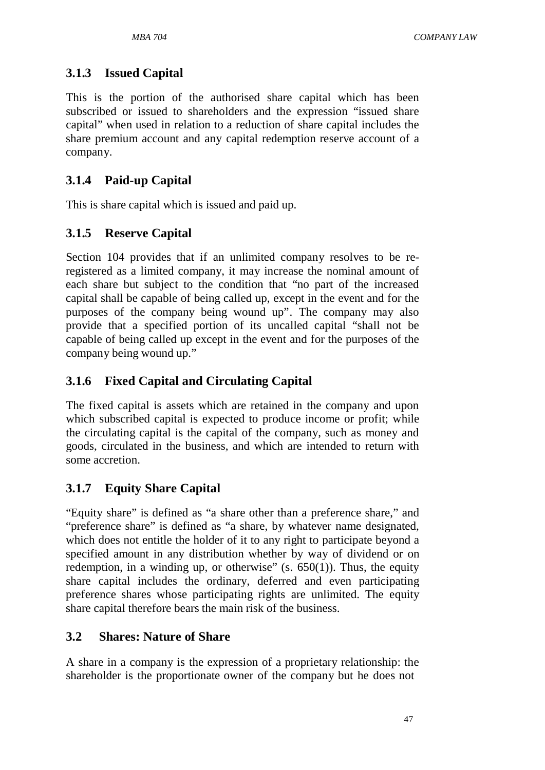### 3.1.3 Issued Capital

This is the portion of the authorised share capital which has been subscribed or issued to shareholders and the expression "issued share capital" when used in relation to a reduction of share capital includes the share premium account and any capital redemption reserve account of a company.

### 3.1.4 Paid-up Capital

This is share capital which is issued and paid up.

### 3.1.5 Reserve Capital

Section 104 provides that if an unlimited company resolves to be re-registered as a limited company, it may increase the nominal amount of each share but subject to the condition that "no part of the increased capital shall be capable of being called up, except in the event and for the purposes of the company being wound up". The company may also provide that a specified portion of its uncalled capital "shall not be capable of being called up except in the event and for the purposes of the company being wound up."

### 3.1.6 Fixed Capital and Circulating Capital

The fixed capital is assets which are retained in the company and upon which subscribed capital is expected to produce income or profit; while the circulating capital is the capital of the company, such as money and goods, circulated in the business, and which are intended to return with some accretion.

### 3.1.7 Equity Share Capital

"Equity share" is defined as "a share other than a preference share," and "preference share" is defined as "a share, by whatever name designated, which does not entitle the holder of it to any right to participate beyond a specified amount in any distribution whether by way of dividend or on redemption, in a winding up, or otherwise" (s. 650(1)). Thus, the equity share capital includes the ordinary, deferred and even participating preference shares whose participating rights are unlimited. The equity share capital therefore bears the main risk of the business.

## 3.2 Shares: Nature of Share

A share in a company is the expression of a proprietary relationship: the shareholder is the proportionate owner of the company but he does not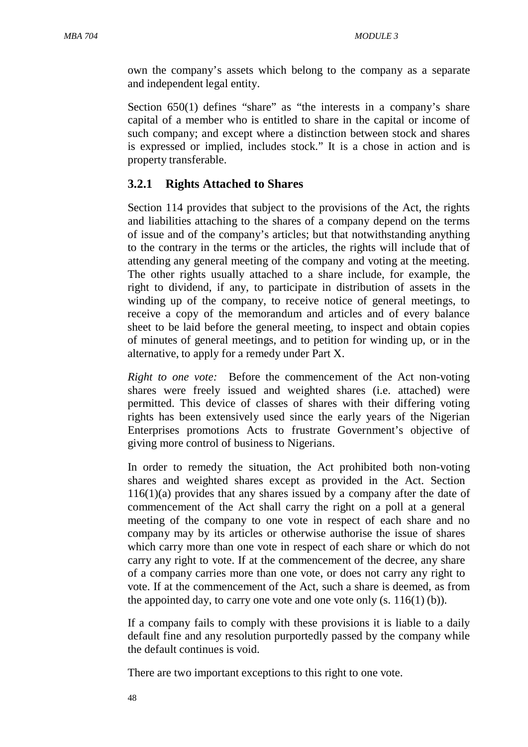own the company's assets which belong to the company as a separate and independent legal entity.

Section 650(1) defines "share" as "the interests in a company's share capital of a member who is entitled to share in the capital or income of such company; and except where a distinction between stock and shares is expressed or implied, includes stock." It is a chose in action and is property transferable.

### 3.2.1 Rights Attached to Shares

Section 114 provides that subject to the provisions of the Act, the rights and liabilities attaching to the shares of a company depend on the terms of issue and of the company's articles; but that notwithstanding anything to the contrary in the terms or the articles, the rights will include that of attending any general meeting of the company and voting at the meeting. The other rights usually attached to a share include, for example, the right to dividend, if any, to participate in distribution of assets in the winding up of the company, to receive notice of general meetings, to receive a copy of the memorandum and articles and of every balance sheet to be laid before the general meeting, to inspect and obtain copies of minutes of general meetings, and to petition for winding up, or in the alternative, to apply for a remedy under Part X.

*Right to one vote:* Before the commencement of the Act non-voting shares were freely issued and weighted shares (i.e. attached) were permitted. This device of classes of shares with their differing voting rights has been extensively used since the early years of the Nigerian Enterprises promotions Acts to frustrate Government's objective of giving more control of business to Nigerians.

In order to remedy the situation, the Act prohibited both non-voting shares and weighted shares except as provided in the Act. Section 116(1)(a) provides that any shares issued by a company after the date of commencement of the Act shall carry the right on a poll at a general meeting of the company to one vote in respect of each share and no company may by its articles or otherwise authorise the issue of shares which carry more than one vote in respect of each share or which do not carry any right to vote. If at the commencement of the decree, any share of a company carries more than one vote, or does not carry any right to vote. If at the commencement of the Act, such a share is deemed, as from the appointed day, to carry one vote and one vote only (s. 116(1) (b)).

If a company fails to comply with these provisions it is liable to a daily default fine and any resolution purportedly passed by the company while the default continues is void.

There are two important exceptions to this right to one vote.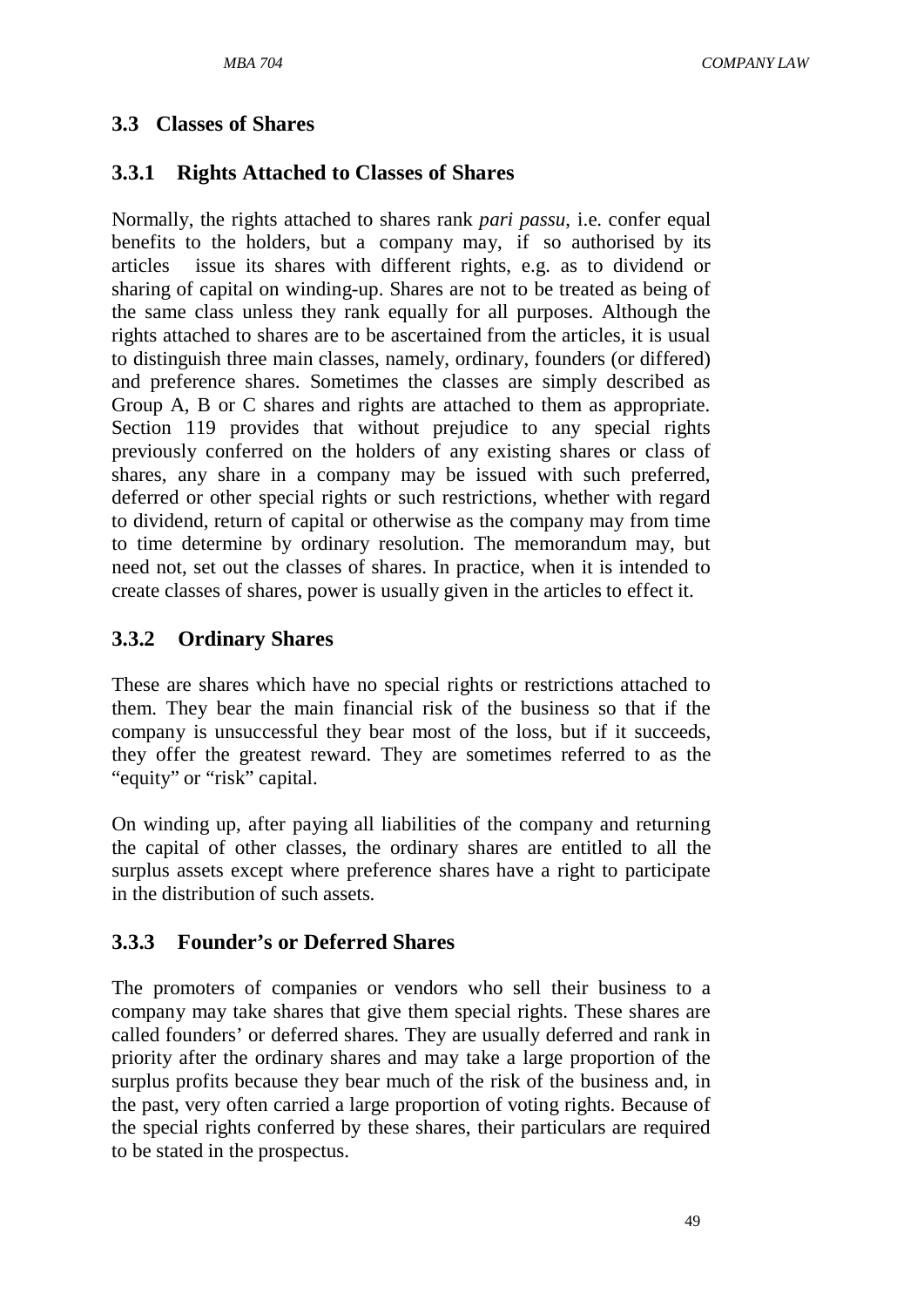## 3.3 Classes of Shares

### 3.3.1 Rights Attached to Classes of Shares

Normally, the rights attached to shares rank *pari passu*, i.e. confer equal benefits to the holders, but a company may, if so authorised by its articles issue its shares with different rights, e.g. as to dividend or sharing of capital on winding-up. Shares are not to be treated as being of the same class unless they rank equally for all purposes. Although the rights attached to shares are to be ascertained from the articles, it is usual to distinguish three main classes, namely, ordinary, founders (or differed) and preference shares. Sometimes the classes are simply described as Group A, B or C shares and rights are attached to them as appropriate. Section 119 provides that without prejudice to any special rights previously conferred on the holders of any existing shares or class of shares, any share in a company may be issued with such preferred, deferred or other special rights or such restrictions, whether with regard to dividend, return of capital or otherwise as the company may from time to time determine by ordinary resolution. The memorandum may, but need not, set out the classes of shares. In practice, when it is intended to create classes of shares, power is usually given in the articles to effect it.

### 3.3.2 Ordinary Shares

These are shares which have no special rights or restrictions attached to them. They bear the main financial risk of the business so that if the company is unsuccessful they bear most of the loss, but if it succeeds, they offer the greatest reward. They are sometimes referred to as the "equity" or "risk" capital.

On winding up, after paying all liabilities of the company and returning the capital of other classes, the ordinary shares are entitled to all the surplus assets except where preference shares have a right to participate in the distribution of such assets.

### 3.3.3 Founder's or Deferred Shares

The promoters of companies or vendors who sell their business to a company may take shares that give them special rights. These shares are called founders' or deferred shares. They are usually deferred and rank in priority after the ordinary shares and may take a large proportion of the surplus profits because they bear much of the risk of the business and, in the past, very often carried a large proportion of voting rights. Because of the special rights conferred by these shares, their particulars are required to be stated in the prospectus.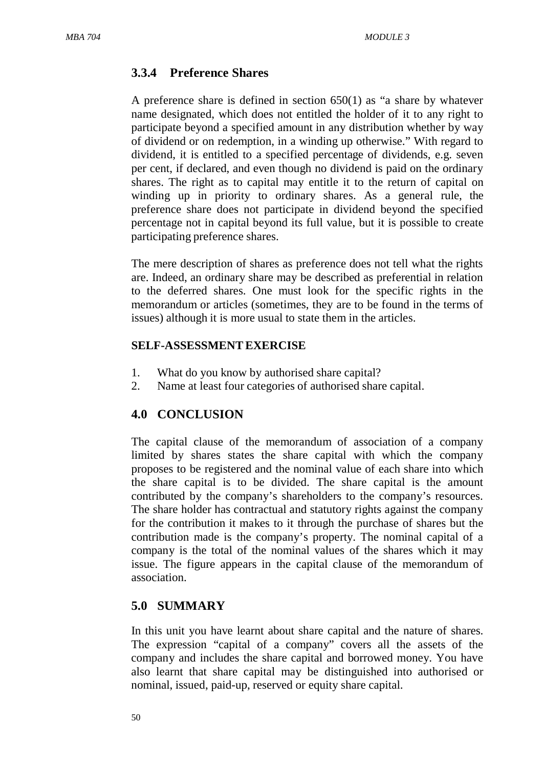### 3.3.4 Preference Shares

A preference share is defined in section 650(1) as "a share by whatever name designated, which does not entitled the holder of it to any right to participate beyond a specified amount in any distribution whether by way of dividend or on redemption, in a winding up otherwise." With regard to dividend, it is entitled to a specified percentage of dividends, e.g. seven per cent, if declared, and even though no dividend is paid on the ordinary shares. The right as to capital may entitle it to the return of capital on winding up in priority to ordinary shares. As a general rule, the preference share does not participate in dividend beyond the specified percentage not in capital beyond its full value, but it is possible to create participating preference shares.

The mere description of shares as preference does not tell what the rights are. Indeed, an ordinary share may be described as preferential in relation to the deferred shares. One must look for the specific rights in the memorandum or articles (sometimes, they are to be found in the terms of issues) although it is more usual to state them in the articles.

#### SELF-ASSESSMENT EXERCISE

1. What do you know by authorised share capital?
2. Name at least four categories of authorised share capital.

## 4.0 CONCLUSION

The capital clause of the memorandum of association of a company limited by shares states the share capital with which the company proposes to be registered and the nominal value of each share into which the share capital is to be divided. The share capital is the amount contributed by the company's shareholders to the company's resources. The share holder has contractual and statutory rights against the company for the contribution it makes to it through the purchase of shares but the contribution made is the company's property. The nominal capital of a company is the total of the nominal values of the shares which it may issue. The figure appears in the capital clause of the memorandum of association.

## 5.0 SUMMARY

In this unit you have learnt about share capital and the nature of shares. The expression "capital of a company" covers all the assets of the company and includes the share capital and borrowed money. You have also learnt that share capital may be distinguished into authorised or nominal, issued, paid-up, reserved or equity share capital.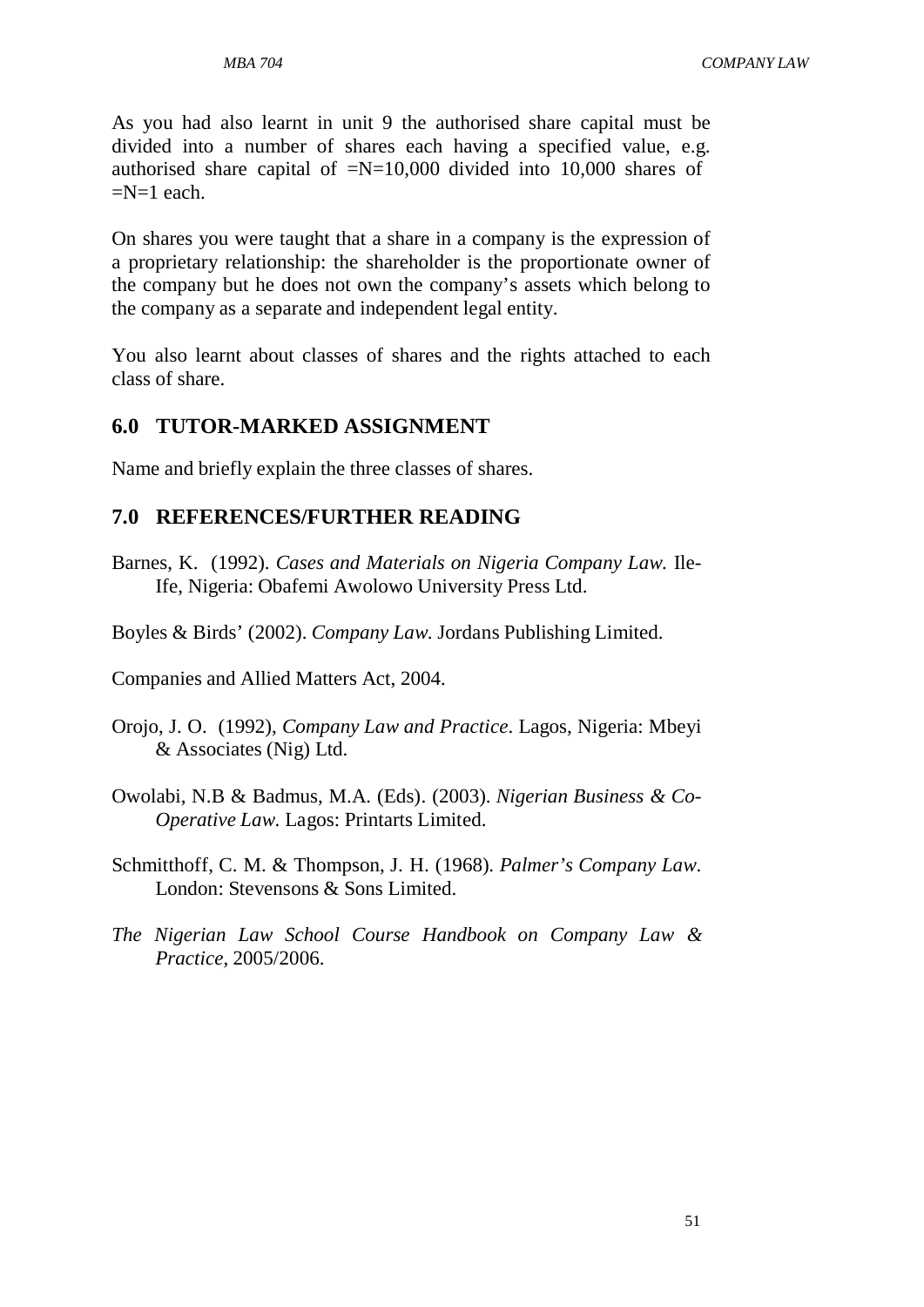As you had also learnt in unit 9 the authorised share capital must be divided into a number of shares each having a specified value, e.g. authorised share capital of =N=10,000 divided into 10,000 shares of =N=1 each.

On shares you were taught that a share in a company is the expression of a proprietary relationship: the shareholder is the proportionate owner of the company but he does not own the company's assets which belong to the company as a separate and independent legal entity.

You also learnt about classes of shares and the rights attached to each class of share.

## 6.0 TUTOR-MARKED ASSIGNMENT

Name and briefly explain the three classes of shares.

## 7.0 REFERENCES/FURTHER READING

Barnes, K. (1992). *Cases and Materials on Nigeria Company Law.* Ile-Ife, Nigeria: Obafemi Awolowo University Press Ltd.

Boyles & Birds' (2002). *Company Law.* Jordans Publishing Limited.

Companies and Allied Matters Act, 2004.

Orojo, J. O. (1992), *Company Law and Practice*. Lagos, Nigeria: Mbeyi & Associates (Nig) Ltd.

Owolabi, N.B & Badmus, M.A. (Eds). (2003). *Nigerian Business & Co-Operative Law.* Lagos: Printarts Limited.

Schmitthoff, C. M. & Thompson, J. H. (1968). *Palmer's Company Law*. London: Stevensons & Sons Limited.

*The Nigerian Law School Course Handbook on Company Law & Practice*, 2005/2006.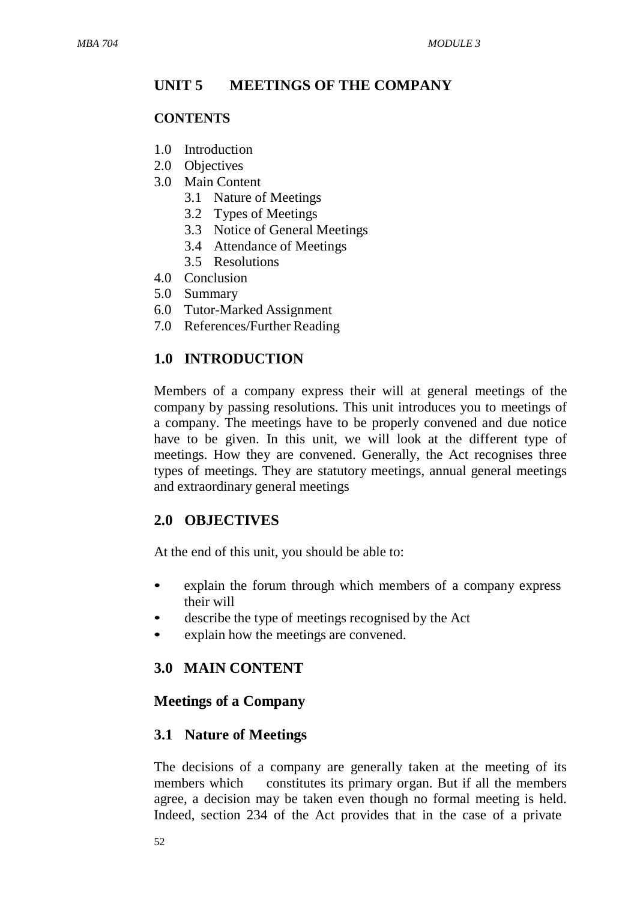# UNIT 5 MEETINGS OF THE COMPANY

**CONTENTS**

- 1.0 Introduction
- 2.0 Objectives
- 3.0 Main Content
  - 3.1 Nature of Meetings
  - 3.2 Types of Meetings
  - 3.3 Notice of General Meetings
  - 3.4 Attendance of Meetings
  - 3.5 Resolutions
- 4.0 Conclusion
- 5.0 Summary
- 6.0 Tutor-Marked Assignment
- 7.0 References/Further Reading

## 1.0 INTRODUCTION

Members of a company express their will at general meetings of the company by passing resolutions. This unit introduces you to meetings of a company. The meetings have to be properly convened and due notice have to be given. In this unit, we will look at the different type of meetings. How they are convened. Generally, the Act recognises three types of meetings. They are statutory meetings, annual general meetings and extraordinary general meetings

## 2.0 OBJECTIVES

At the end of this unit, you should be able to:

- explain the forum through which members of a company express their will
- describe the type of meetings recognised by the Act
- explain how the meetings are convened.

## 3.0 MAIN CONTENT

### Meetings of a Company

### 3.1 Nature of Meetings

The decisions of a company are generally taken at the meeting of its members which constitutes its primary organ. But if all the members agree, a decision may be taken even though no formal meeting is held. Indeed, section 234 of the Act provides that in the case of a private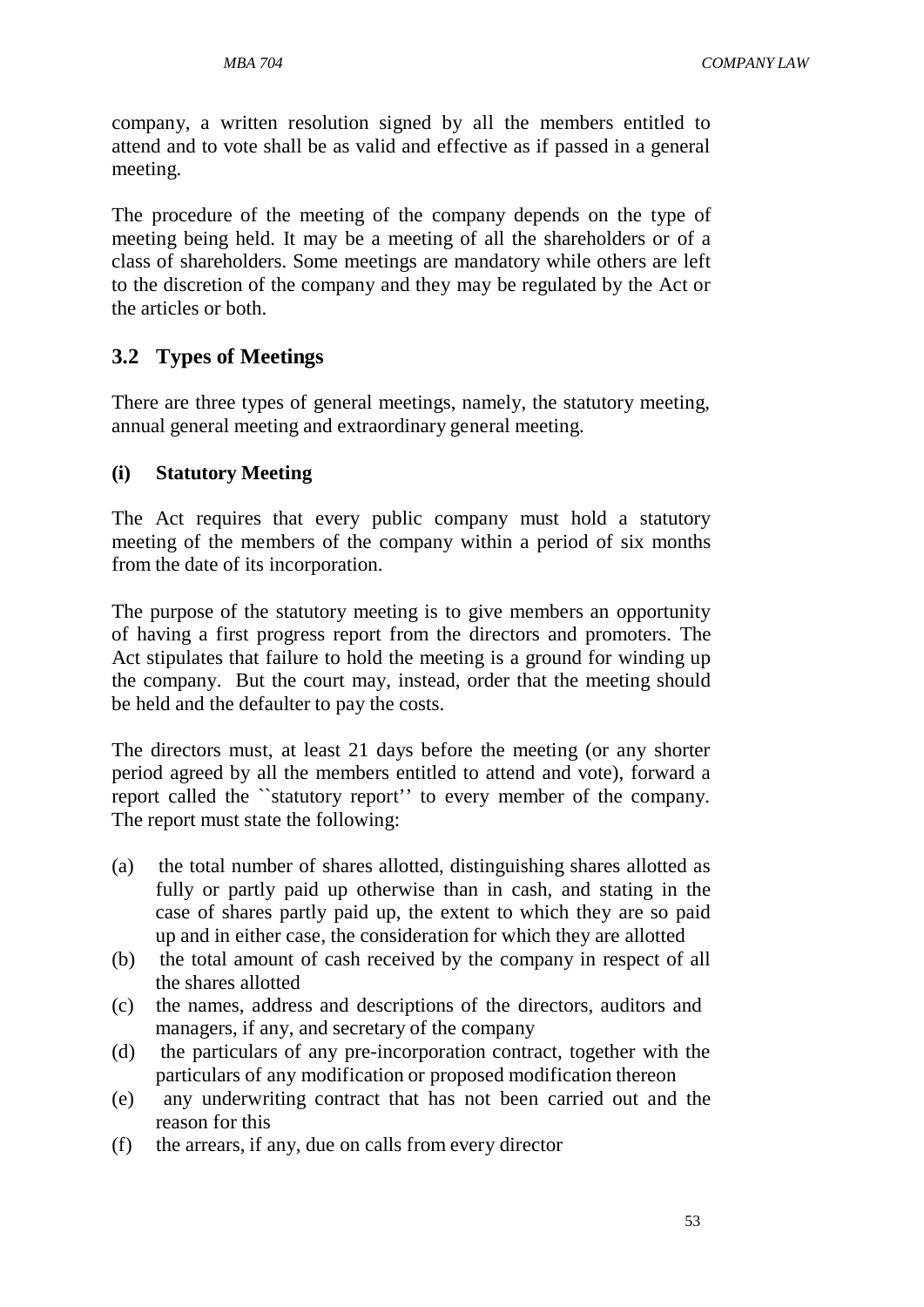company, a written resolution signed by all the members entitled to attend and to vote shall be as valid and effective as if passed in a general meeting.

The procedure of the meeting of the company depends on the type of meeting being held. It may be a meeting of all the shareholders or of a class of shareholders. Some meetings are mandatory while others are left to the discretion of the company and they may be regulated by the Act or the articles or both.

## 3.2 Types of Meetings

There are three types of general meetings, namely, the statutory meeting, annual general meeting and extraordinary general meeting.

### (i) Statutory Meeting

The Act requires that every public company must hold a statutory meeting of the members of the company within a period of six months from the date of its incorporation.

The purpose of the statutory meeting is to give members an opportunity of having a first progress report from the directors and promoters. The Act stipulates that failure to hold the meeting is a ground for winding up the company. But the court may, instead, order that the meeting should be held and the defaulter to pay the costs.

The directors must, at least 21 days before the meeting (or any shorter period agreed by all the members entitled to attend and vote), forward a report called the ``statutory report'' to every member of the company. The report must state the following:

(a) the total number of shares allotted, distinguishing shares allotted as fully or partly paid up otherwise than in cash, and stating in the case of shares partly paid up, the extent to which they are so paid up and in either case, the consideration for which they are allotted

(b) the total amount of cash received by the company in respect of all the shares allotted

(c) the names, address and descriptions of the directors, auditors and managers, if any, and secretary of the company

(d) the particulars of any pre-incorporation contract, together with the particulars of any modification or proposed modification thereon

(e) any underwriting contract that has not been carried out and the reason for this

(f) the arrears, if any, due on calls from every director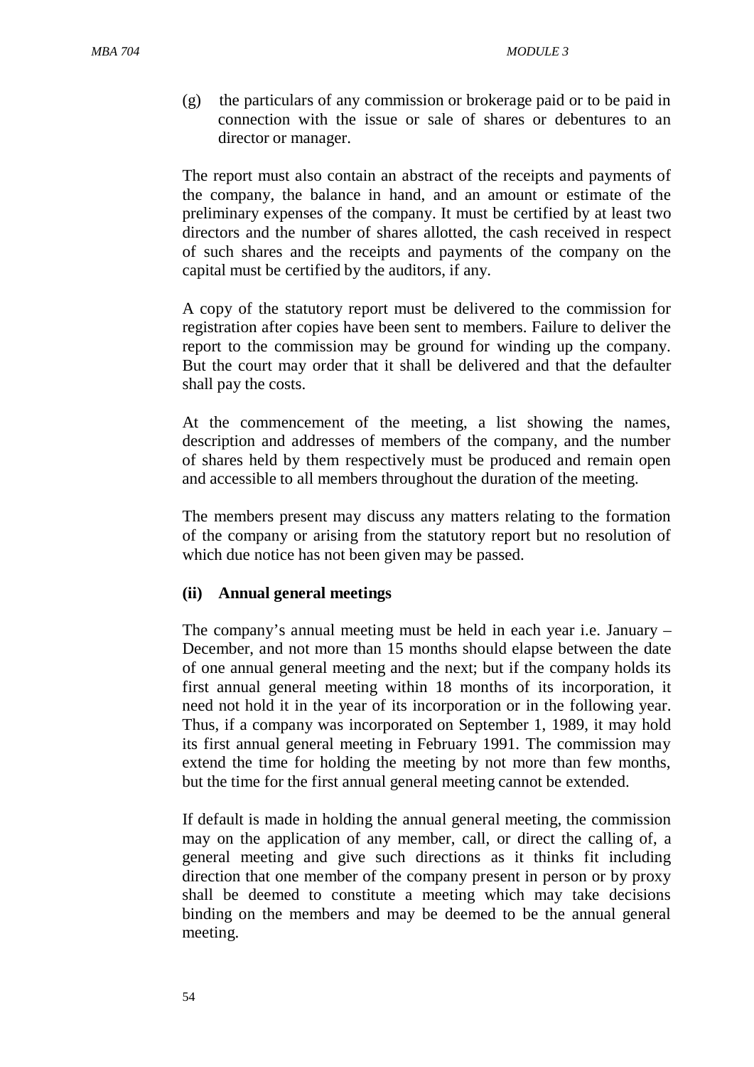(g) the particulars of any commission or brokerage paid or to be paid in connection with the issue or sale of shares or debentures to an director or manager.

The report must also contain an abstract of the receipts and payments of the company, the balance in hand, and an amount or estimate of the preliminary expenses of the company. It must be certified by at least two directors and the number of shares allotted, the cash received in respect of such shares and the receipts and payments of the company on the capital must be certified by the auditors, if any.

A copy of the statutory report must be delivered to the commission for registration after copies have been sent to members. Failure to deliver the report to the commission may be ground for winding up the company. But the court may order that it shall be delivered and that the defaulter shall pay the costs.

At the commencement of the meeting, a list showing the names, description and addresses of members of the company, and the number of shares held by them respectively must be produced and remain open and accessible to all members throughout the duration of the meeting.

The members present may discuss any matters relating to the formation of the company or arising from the statutory report but no resolution of which due notice has not been given may be passed.

**(ii) Annual general meetings**

The company's annual meeting must be held in each year i.e. January – December, and not more than 15 months should elapse between the date of one annual general meeting and the next; but if the company holds its first annual general meeting within 18 months of its incorporation, it need not hold it in the year of its incorporation or in the following year. Thus, if a company was incorporated on September 1, 1989, it may hold its first annual general meeting in February 1991. The commission may extend the time for holding the meeting by not more than few months, but the time for the first annual general meeting cannot be extended.

If default is made in holding the annual general meeting, the commission may on the application of any member, call, or direct the calling of, a general meeting and give such directions as it thinks fit including direction that one member of the company present in person or by proxy shall be deemed to constitute a meeting which may take decisions binding on the members and may be deemed to be the annual general meeting.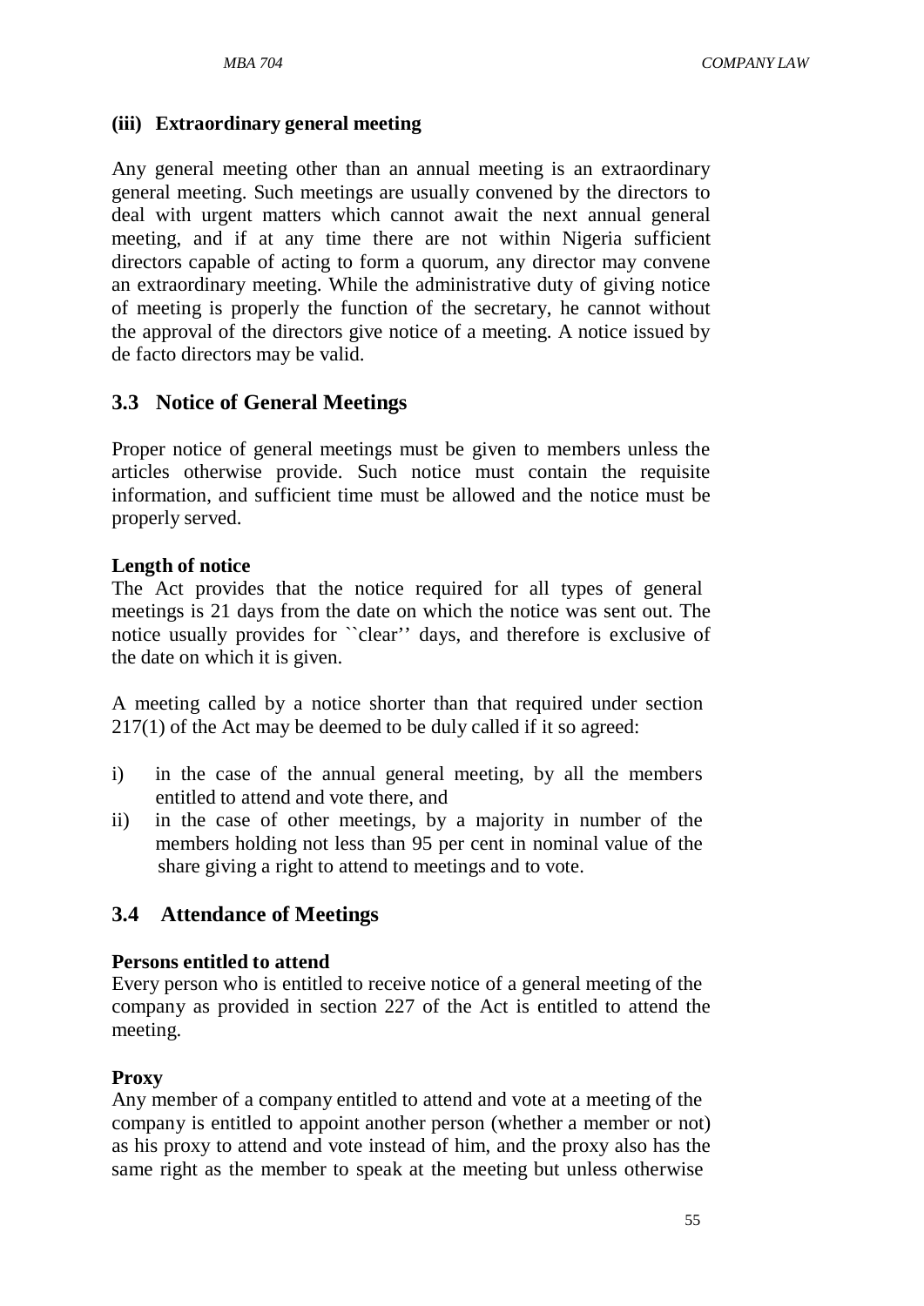**(iii) Extraordinary general meeting**

Any general meeting other than an annual meeting is an extraordinary general meeting. Such meetings are usually convened by the directors to deal with urgent matters which cannot await the next annual general meeting, and if at any time there are not within Nigeria sufficient directors capable of acting to form a quorum, any director may convene an extraordinary meeting. While the administrative duty of giving notice of meeting is properly the function of the secretary, he cannot without the approval of the directors give notice of a meeting. A notice issued by de facto directors may be valid.

## 3.3 Notice of General Meetings

Proper notice of general meetings must be given to members unless the articles otherwise provide. Such notice must contain the requisite information, and sufficient time must be allowed and the notice must be properly served.

**Length of notice**

The Act provides that the notice required for all types of general meetings is 21 days from the date on which the notice was sent out. The notice usually provides for ``clear'' days, and therefore is exclusive of the date on which it is given.

A meeting called by a notice shorter than that required under section 217(1) of the Act may be deemed to be duly called if it so agreed:

i) in the case of the annual general meeting, by all the members entitled to attend and vote there, and
ii) in the case of other meetings, by a majority in number of the members holding not less than 95 per cent in nominal value of the share giving a right to attend to meetings and to vote.

## 3.4 Attendance of Meetings

**Persons entitled to attend**

Every person who is entitled to receive notice of a general meeting of the company as provided in section 227 of the Act is entitled to attend the meeting.

**Proxy**

Any member of a company entitled to attend and vote at a meeting of the company is entitled to appoint another person (whether a member or not) as his proxy to attend and vote instead of him, and the proxy also has the same right as the member to speak at the meeting but unless otherwise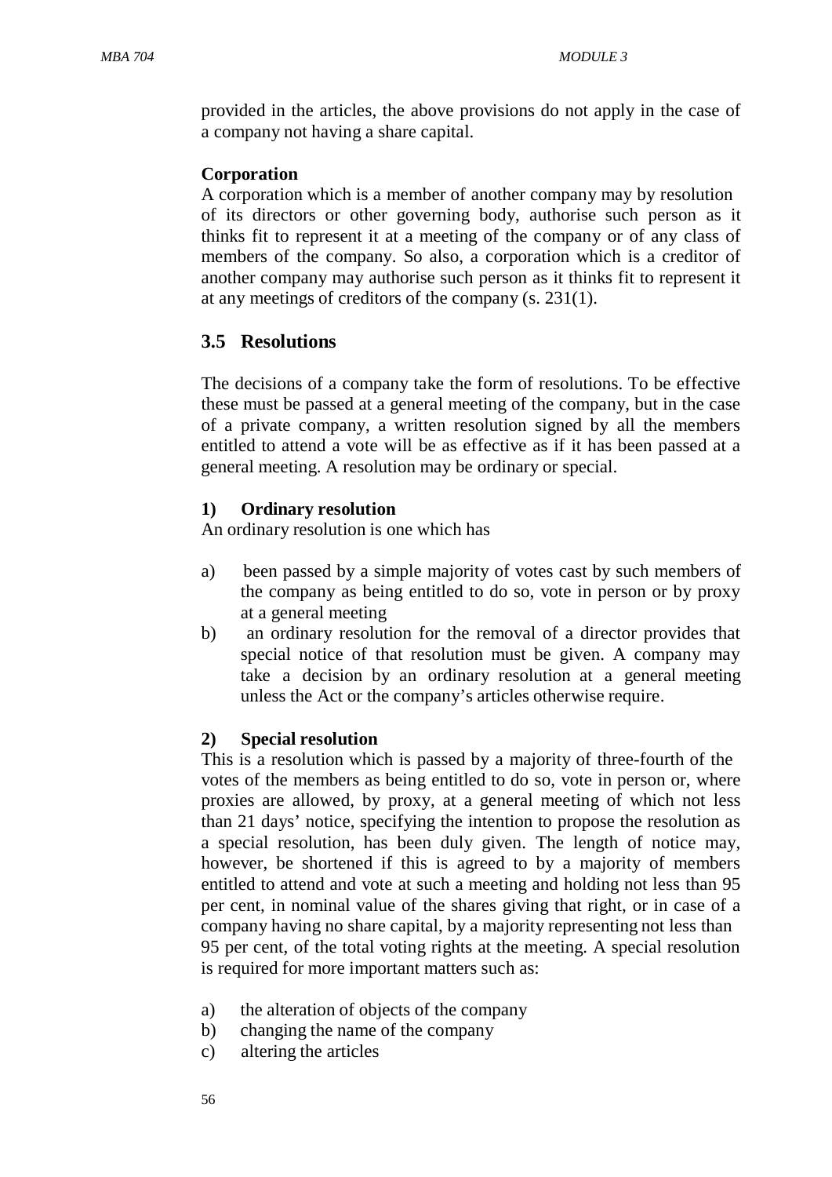provided in the articles, the above provisions do not apply in the case of a company not having a share capital.

**Corporation**

A corporation which is a member of another company may by resolution of its directors or other governing body, authorise such person as it thinks fit to represent it at a meeting of the company or of any class of members of the company. So also, a corporation which is a creditor of another company may authorise such person as it thinks fit to represent it at any meetings of creditors of the company (s. 231(1).

## 3.5 Resolutions

The decisions of a company take the form of resolutions. To be effective these must be passed at a general meeting of the company, but in the case of a private company, a written resolution signed by all the members entitled to attend a vote will be as effective as if it has been passed at a general meeting. A resolution may be ordinary or special.

**1) Ordinary resolution**

An ordinary resolution is one which has

a) been passed by a simple majority of votes cast by such members of the company as being entitled to do so, vote in person or by proxy at a general meeting
b) an ordinary resolution for the removal of a director provides that special notice of that resolution must be given. A company may take a decision by an ordinary resolution at a general meeting unless the Act or the company's articles otherwise require.

**2) Special resolution**

This is a resolution which is passed by a majority of three-fourth of the votes of the members as being entitled to do so, vote in person or, where proxies are allowed, by proxy, at a general meeting of which not less than 21 days' notice, specifying the intention to propose the resolution as a special resolution, has been duly given. The length of notice may, however, be shortened if this is agreed to by a majority of members entitled to attend and vote at such a meeting and holding not less than 95 per cent, in nominal value of the shares giving that right, or in case of a company having no share capital, by a majority representing not less than 95 per cent, of the total voting rights at the meeting. A special resolution is required for more important matters such as:

a) the alteration of objects of the company
b) changing the name of the company
c) altering the articles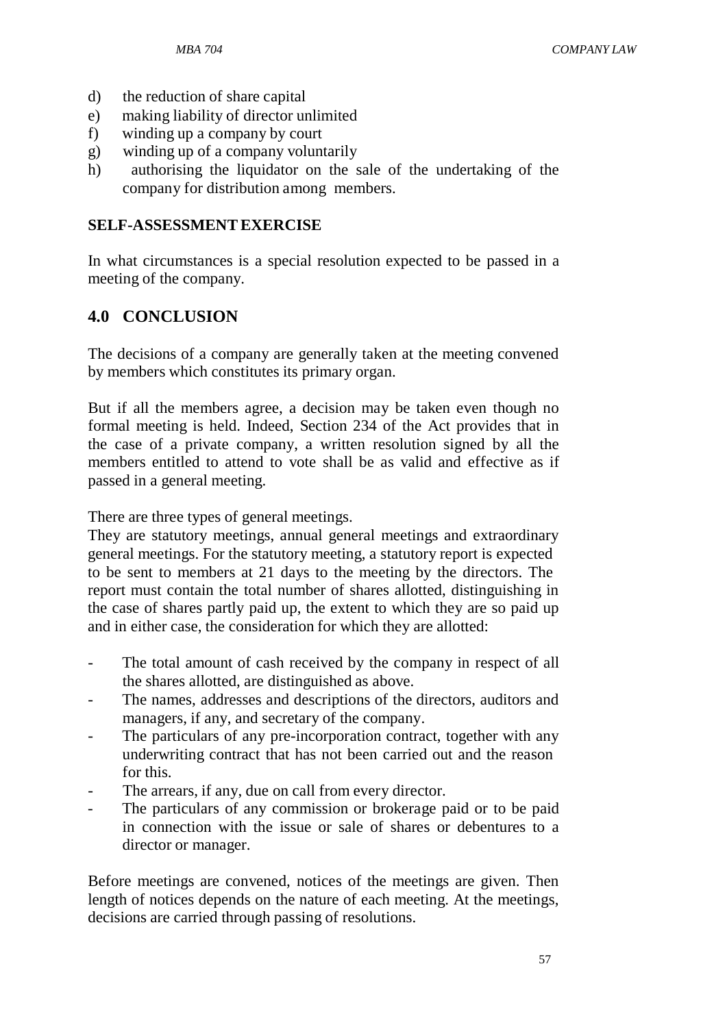d) the reduction of share capital
e) making liability of director unlimited
f) winding up a company by court
g) winding up of a company voluntarily
h) authorising the liquidator on the sale of the undertaking of the company for distribution among members.

**SELF-ASSESSMENT EXERCISE**

In what circumstances is a special resolution expected to be passed in a meeting of the company.

## 4.0 CONCLUSION

The decisions of a company are generally taken at the meeting convened by members which constitutes its primary organ.

But if all the members agree, a decision may be taken even though no formal meeting is held. Indeed, Section 234 of the Act provides that in the case of a private company, a written resolution signed by all the members entitled to attend to vote shall be as valid and effective as if passed in a general meeting.

There are three types of general meetings.
They are statutory meetings, annual general meetings and extraordinary general meetings. For the statutory meeting, a statutory report is expected to be sent to members at 21 days to the meeting by the directors. The report must contain the total number of shares allotted, distinguishing in the case of shares partly paid up, the extent to which they are so paid up and in either case, the consideration for which they are allotted:

- The total amount of cash received by the company in respect of all the shares allotted, are distinguished as above.
- The names, addresses and descriptions of the directors, auditors and managers, if any, and secretary of the company.
- The particulars of any pre-incorporation contract, together with any underwriting contract that has not been carried out and the reason for this.
- The arrears, if any, due on call from every director.
- The particulars of any commission or brokerage paid or to be paid in connection with the issue or sale of shares or debentures to a director or manager.

Before meetings are convened, notices of the meetings are given. Then length of notices depends on the nature of each meeting. At the meetings, decisions are carried through passing of resolutions.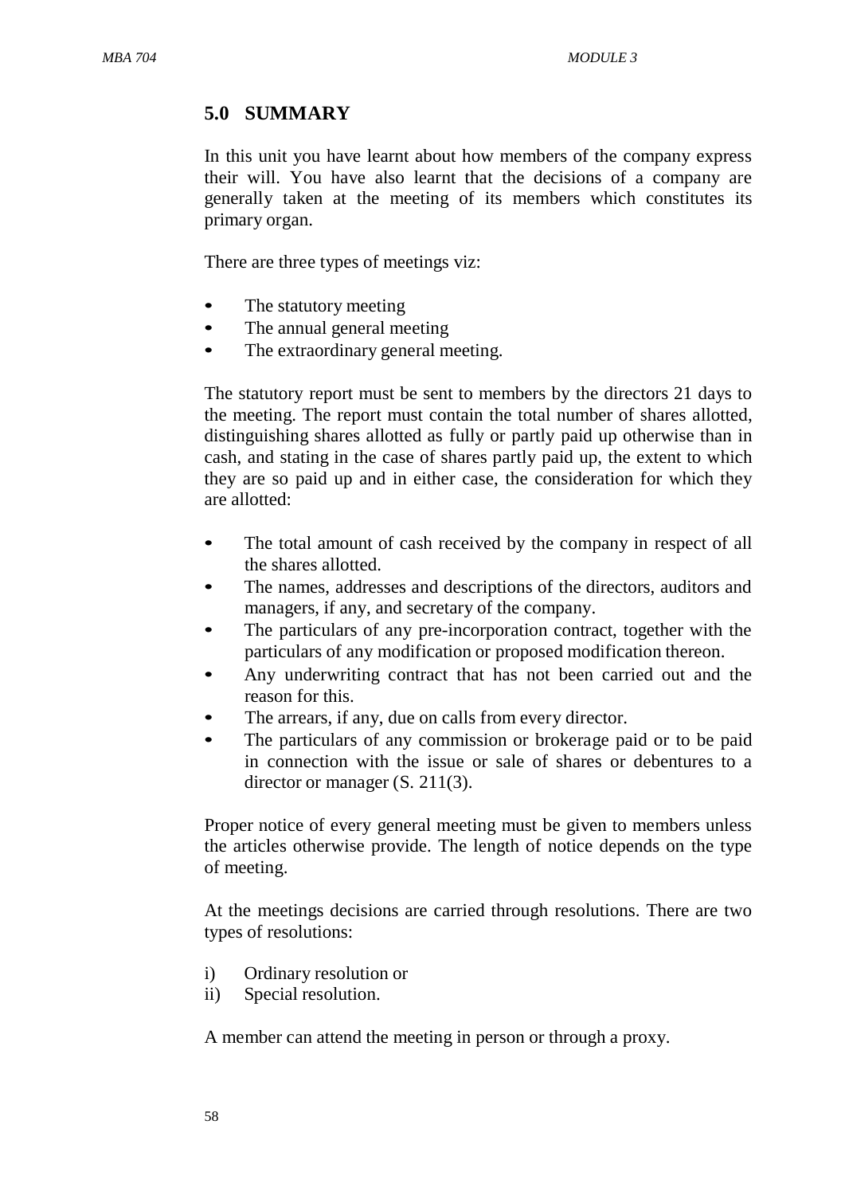## 5.0 SUMMARY

In this unit you have learnt about how members of the company express their will. You have also learnt that the decisions of a company are generally taken at the meeting of its members which constitutes its primary organ.

There are three types of meetings viz:

- The statutory meeting
- The annual general meeting
- The extraordinary general meeting.

The statutory report must be sent to members by the directors 21 days to the meeting. The report must contain the total number of shares allotted, distinguishing shares allotted as fully or partly paid up otherwise than in cash, and stating in the case of shares partly paid up, the extent to which they are so paid up and in either case, the consideration for which they are allotted:

- The total amount of cash received by the company in respect of all the shares allotted.
- The names, addresses and descriptions of the directors, auditors and managers, if any, and secretary of the company.
- The particulars of any pre-incorporation contract, together with the particulars of any modification or proposed modification thereon.
- Any underwriting contract that has not been carried out and the reason for this.
- The arrears, if any, due on calls from every director.
- The particulars of any commission or brokerage paid or to be paid in connection with the issue or sale of shares or debentures to a director or manager (S. 211(3).

Proper notice of every general meeting must be given to members unless the articles otherwise provide. The length of notice depends on the type of meeting.

At the meetings decisions are carried through resolutions. There are two types of resolutions:

i) Ordinary resolution or
ii) Special resolution.

A member can attend the meeting in person or through a proxy.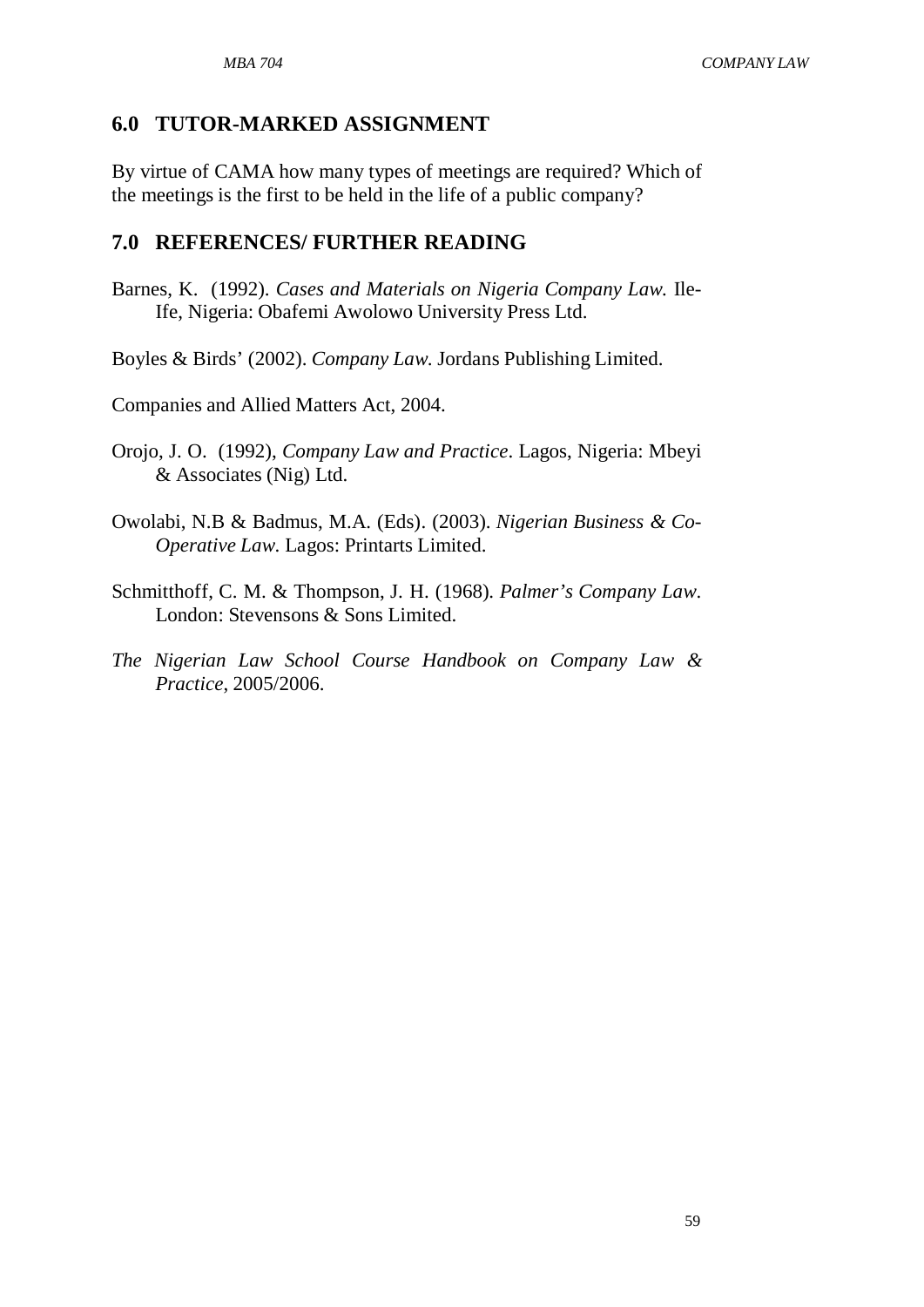## 6.0 TUTOR-MARKED ASSIGNMENT

By virtue of CAMA how many types of meetings are required? Which of the meetings is the first to be held in the life of a public company?

## 7.0 REFERENCES/ FURTHER READING

Barnes, K. (1992). *Cases and Materials on Nigeria Company Law.* Ile-Ife, Nigeria: Obafemi Awolowo University Press Ltd.

Boyles & Birds' (2002). *Company Law.* Jordans Publishing Limited.

Companies and Allied Matters Act, 2004.

Orojo, J. O. (1992), *Company Law and Practice*. Lagos, Nigeria: Mbeyi & Associates (Nig) Ltd.

Owolabi, N.B & Badmus, M.A. (Eds). (2003). *Nigerian Business & Co-Operative Law.* Lagos: Printarts Limited.

Schmitthoff, C. M. & Thompson, J. H. (1968). *Palmer's Company Law*. London: Stevensons & Sons Limited.

*The Nigerian Law School Course Handbook on Company Law & Practice*, 2005/2006.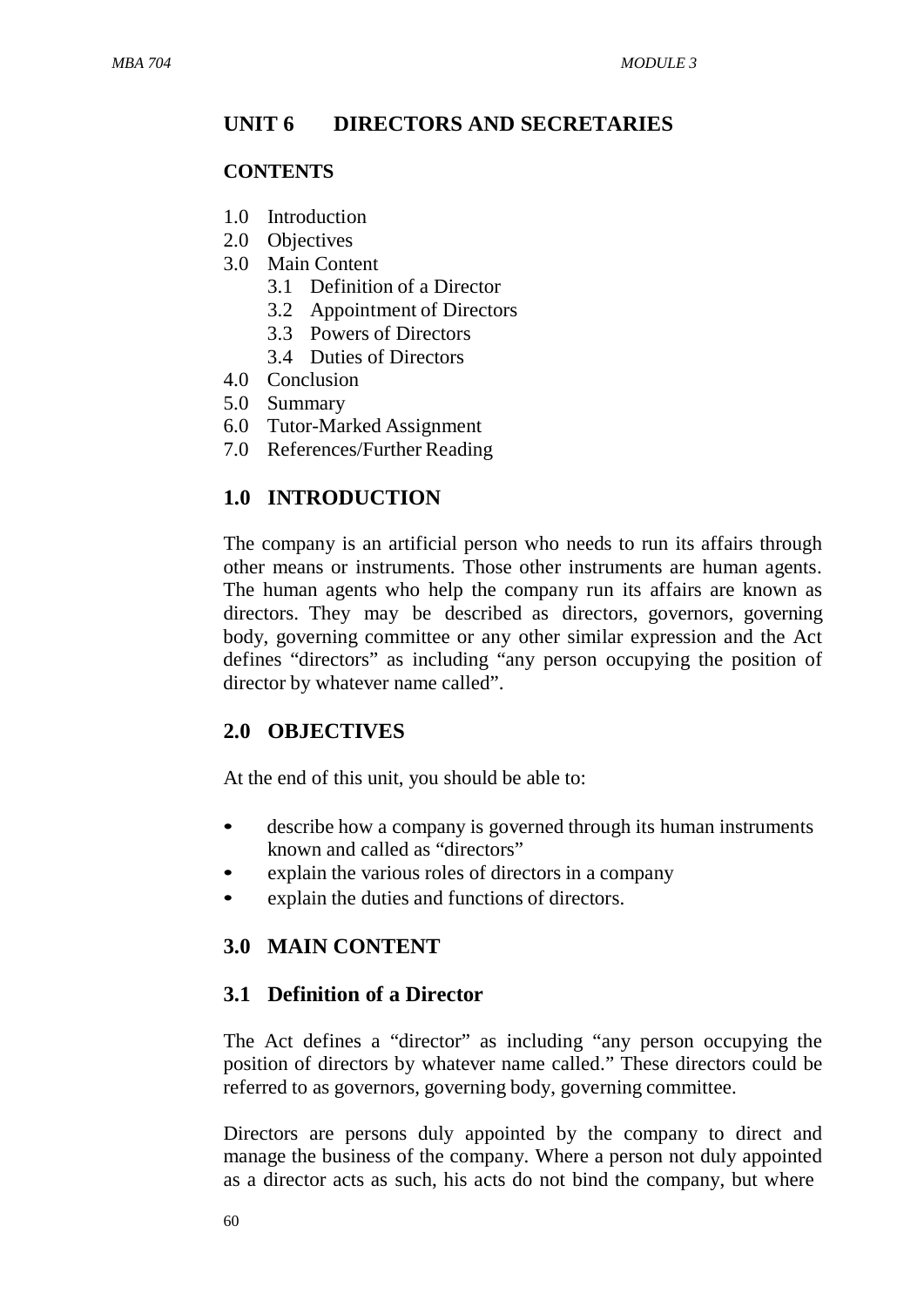## UNIT 6 DIRECTORS AND SECRETARIES

### CONTENTS

- 1.0 Introduction
- 2.0 Objectives
- 3.0 Main Content
  - 3.1 Definition of a Director
  - 3.2 Appointment of Directors
  - 3.3 Powers of Directors
  - 3.4 Duties of Directors
- 4.0 Conclusion
- 5.0 Summary
- 6.0 Tutor-Marked Assignment
- 7.0 References/Further Reading

### 1.0 INTRODUCTION

The company is an artificial person who needs to run its affairs through other means or instruments. Those other instruments are human agents. The human agents who help the company run its affairs are known as directors. They may be described as directors, governors, governing body, governing committee or any other similar expression and the Act defines "directors" as including "any person occupying the position of director by whatever name called".

### 2.0 OBJECTIVES

At the end of this unit, you should be able to:

- describe how a company is governed through its human instruments known and called as "directors"
- explain the various roles of directors in a company
- explain the duties and functions of directors.

### 3.0 MAIN CONTENT

#### 3.1 Definition of a Director

The Act defines a "director" as including "any person occupying the position of directors by whatever name called." These directors could be referred to as governors, governing body, governing committee.

Directors are persons duly appointed by the company to direct and manage the business of the company. Where a person not duly appointed as a director acts as such, his acts do not bind the company, but where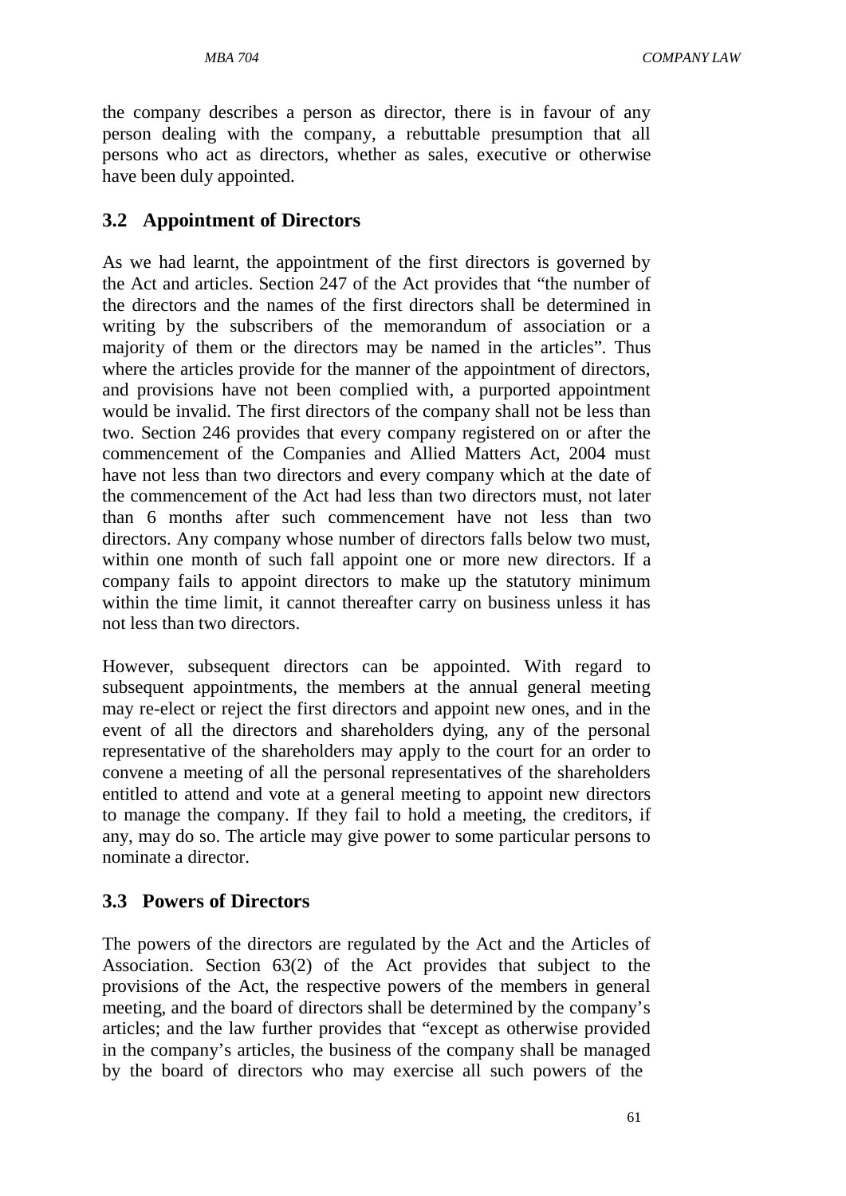the company describes a person as director, there is in favour of any person dealing with the company, a rebuttable presumption that all persons who act as directors, whether as sales, executive or otherwise have been duly appointed.

## 3.2 Appointment of Directors

As we had learnt, the appointment of the first directors is governed by the Act and articles. Section 247 of the Act provides that "the number of the directors and the names of the first directors shall be determined in writing by the subscribers of the memorandum of association or a majority of them or the directors may be named in the articles". Thus where the articles provide for the manner of the appointment of directors, and provisions have not been complied with, a purported appointment would be invalid. The first directors of the company shall not be less than two. Section 246 provides that every company registered on or after the commencement of the Companies and Allied Matters Act, 2004 must have not less than two directors and every company which at the date of the commencement of the Act had less than two directors must, not later than 6 months after such commencement have not less than two directors. Any company whose number of directors falls below two must, within one month of such fall appoint one or more new directors. If a company fails to appoint directors to make up the statutory minimum within the time limit, it cannot thereafter carry on business unless it has not less than two directors.

However, subsequent directors can be appointed. With regard to subsequent appointments, the members at the annual general meeting may re-elect or reject the first directors and appoint new ones, and in the event of all the directors and shareholders dying, any of the personal representative of the shareholders may apply to the court for an order to convene a meeting of all the personal representatives of the shareholders entitled to attend and vote at a general meeting to appoint new directors to manage the company. If they fail to hold a meeting, the creditors, if any, may do so. The article may give power to some particular persons to nominate a director.

## 3.3 Powers of Directors

The powers of the directors are regulated by the Act and the Articles of Association. Section 63(2) of the Act provides that subject to the provisions of the Act, the respective powers of the members in general meeting, and the board of directors shall be determined by the company's articles; and the law further provides that "except as otherwise provided in the company's articles, the business of the company shall be managed by the board of directors who may exercise all such powers of the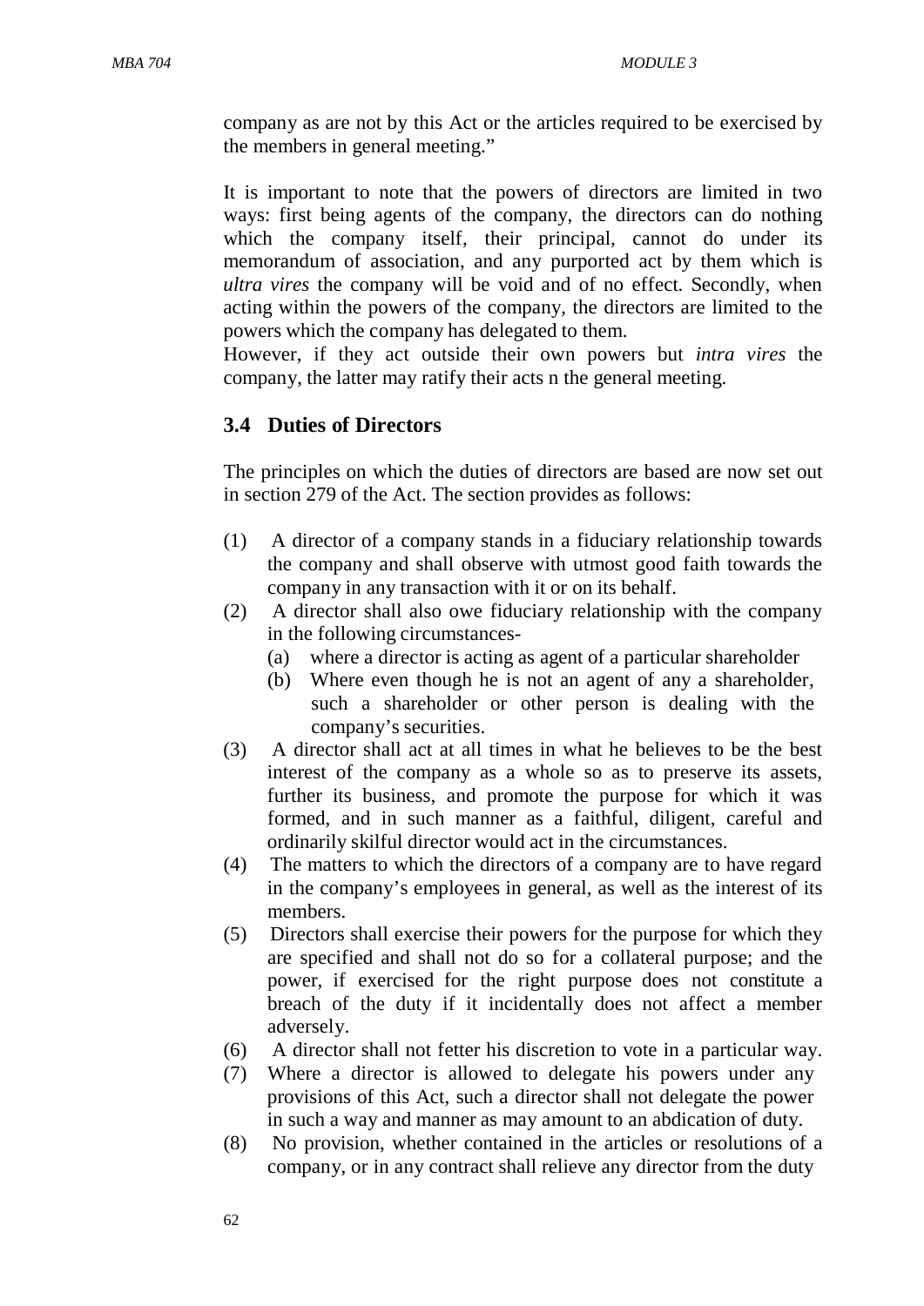company as are not by this Act or the articles required to be exercised by the members in general meeting."

It is important to note that the powers of directors are limited in two ways: first being agents of the company, the directors can do nothing which the company itself, their principal, cannot do under its memorandum of association, and any purported act by them which is *ultra vires* the company will be void and of no effect. Secondly, when acting within the powers of the company, the directors are limited to the powers which the company has delegated to them.
However, if they act outside their own powers but *intra vires* the company, the latter may ratify their acts n the general meeting.

### 3.4 Duties of Directors

The principles on which the duties of directors are based are now set out in section 279 of the Act. The section provides as follows:

(1) A director of a company stands in a fiduciary relationship towards the company and shall observe with utmost good faith towards the company in any transaction with it or on its behalf.
(2) A director shall also owe fiduciary relationship with the company in the following circumstances-
   (a) where a director is acting as agent of a particular shareholder
   (b) Where even though he is not an agent of any a shareholder, such a shareholder or other person is dealing with the company's securities.
(3) A director shall act at all times in what he believes to be the best interest of the company as a whole so as to preserve its assets, further its business, and promote the purpose for which it was formed, and in such manner as a faithful, diligent, careful and ordinarily skilful director would act in the circumstances.
(4) The matters to which the directors of a company are to have regard in the company's employees in general, as well as the interest of its members.
(5) Directors shall exercise their powers for the purpose for which they are specified and shall not do so for a collateral purpose; and the power, if exercised for the right purpose does not constitute a breach of the duty if it incidentally does not affect a member adversely.
(6) A director shall not fetter his discretion to vote in a particular way.
(7) Where a director is allowed to delegate his powers under any provisions of this Act, such a director shall not delegate the power in such a way and manner as may amount to an abdication of duty.
(8) No provision, whether contained in the articles or resolutions of a company, or in any contract shall relieve any director from the duty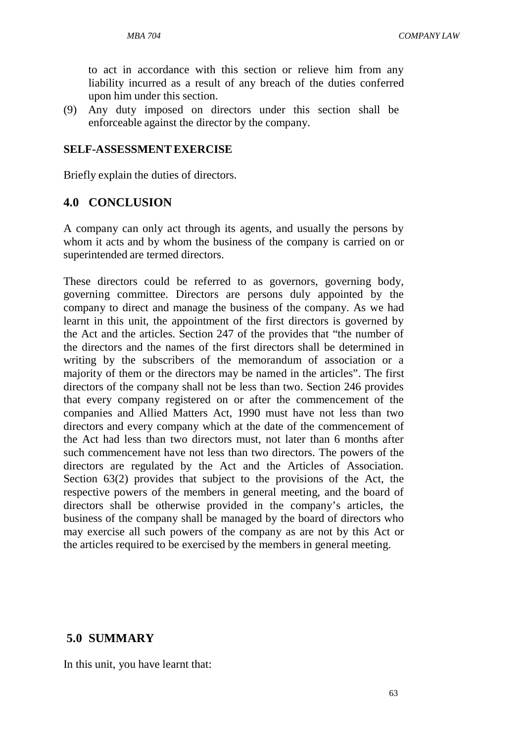to act in accordance with this section or relieve him from any liability incurred as a result of any breach of the duties conferred upon him under this section.

(9) Any duty imposed on directors under this section shall be enforceable against the director by the company.

**SELF-ASSESSMENT EXERCISE**

Briefly explain the duties of directors.

## 4.0 CONCLUSION

A company can only act through its agents, and usually the persons by whom it acts and by whom the business of the company is carried on or superintended are termed directors.

These directors could be referred to as governors, governing body, governing committee. Directors are persons duly appointed by the company to direct and manage the business of the company. As we had learnt in this unit, the appointment of the first directors is governed by the Act and the articles. Section 247 of the provides that "the number of the directors and the names of the first directors shall be determined in writing by the subscribers of the memorandum of association or a majority of them or the directors may be named in the articles". The first directors of the company shall not be less than two. Section 246 provides that every company registered on or after the commencement of the companies and Allied Matters Act, 1990 must have not less than two directors and every company which at the date of the commencement of the Act had less than two directors must, not later than 6 months after such commencement have not less than two directors. The powers of the directors are regulated by the Act and the Articles of Association. Section 63(2) provides that subject to the provisions of the Act, the respective powers of the members in general meeting, and the board of directors shall be otherwise provided in the company's articles, the business of the company shall be managed by the board of directors who may exercise all such powers of the company as are not by this Act or the articles required to be exercised by the members in general meeting.

## 5.0 SUMMARY

In this unit, you have learnt that: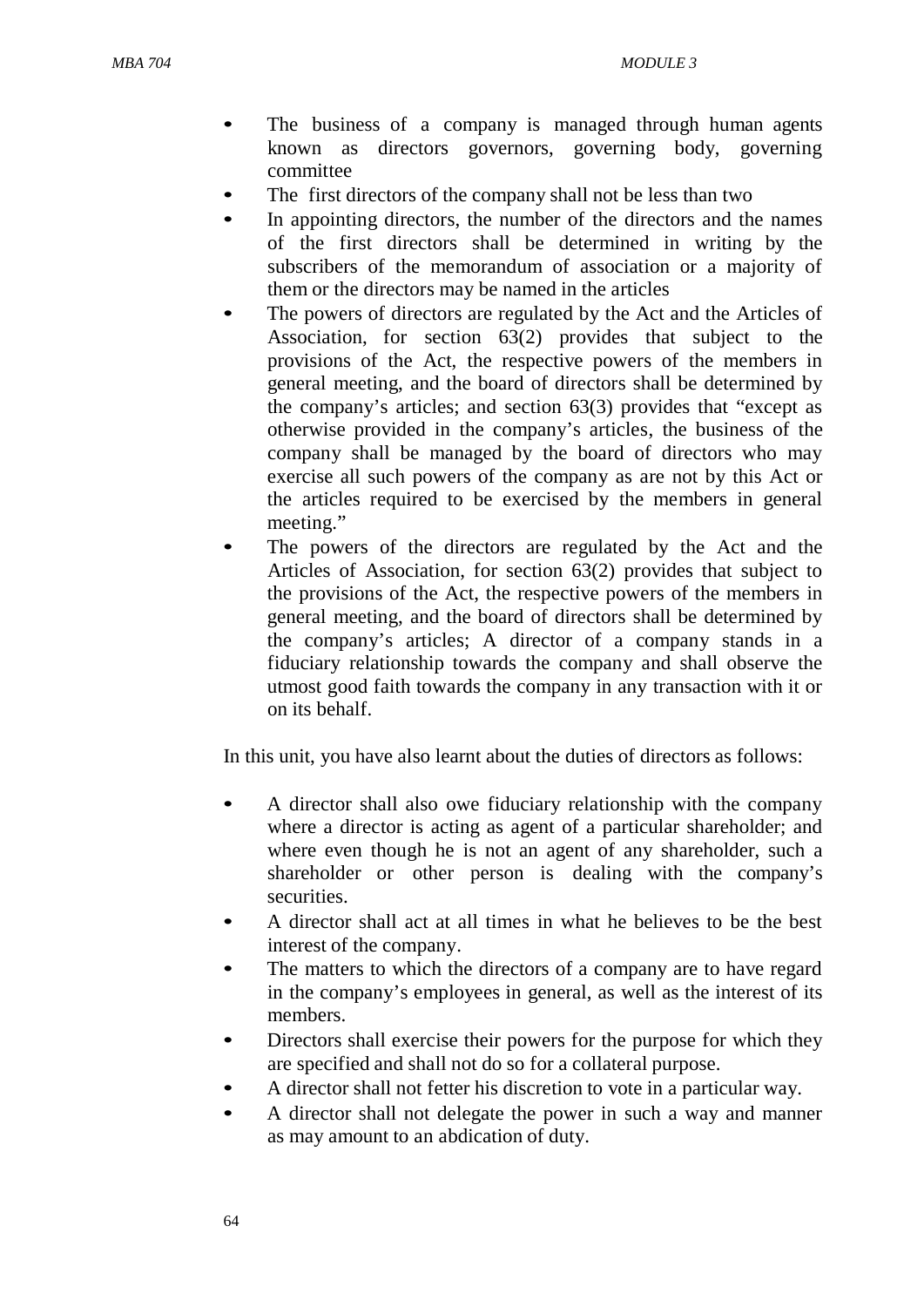- The business of a company is managed through human agents known as directors governors, governing body, governing committee
- The first directors of the company shall not be less than two
- In appointing directors, the number of the directors and the names of the first directors shall be determined in writing by the subscribers of the memorandum of association or a majority of them or the directors may be named in the articles
- The powers of directors are regulated by the Act and the Articles of Association, for section 63(2) provides that subject to the provisions of the Act, the respective powers of the members in general meeting, and the board of directors shall be determined by the company's articles; and section 63(3) provides that "except as otherwise provided in the company's articles, the business of the company shall be managed by the board of directors who may exercise all such powers of the company as are not by this Act or the articles required to be exercised by the members in general meeting."
- The powers of the directors are regulated by the Act and the Articles of Association, for section 63(2) provides that subject to the provisions of the Act, the respective powers of the members in general meeting, and the board of directors shall be determined by the company's articles; A director of a company stands in a fiduciary relationship towards the company and shall observe the utmost good faith towards the company in any transaction with it or on its behalf.

In this unit, you have also learnt about the duties of directors as follows:

- A director shall also owe fiduciary relationship with the company where a director is acting as agent of a particular shareholder; and where even though he is not an agent of any shareholder, such a shareholder or other person is dealing with the company's securities.
- A director shall act at all times in what he believes to be the best interest of the company.
- The matters to which the directors of a company are to have regard in the company's employees in general, as well as the interest of its members.
- Directors shall exercise their powers for the purpose for which they are specified and shall not do so for a collateral purpose.
- A director shall not fetter his discretion to vote in a particular way.
- A director shall not delegate the power in such a way and manner as may amount to an abdication of duty.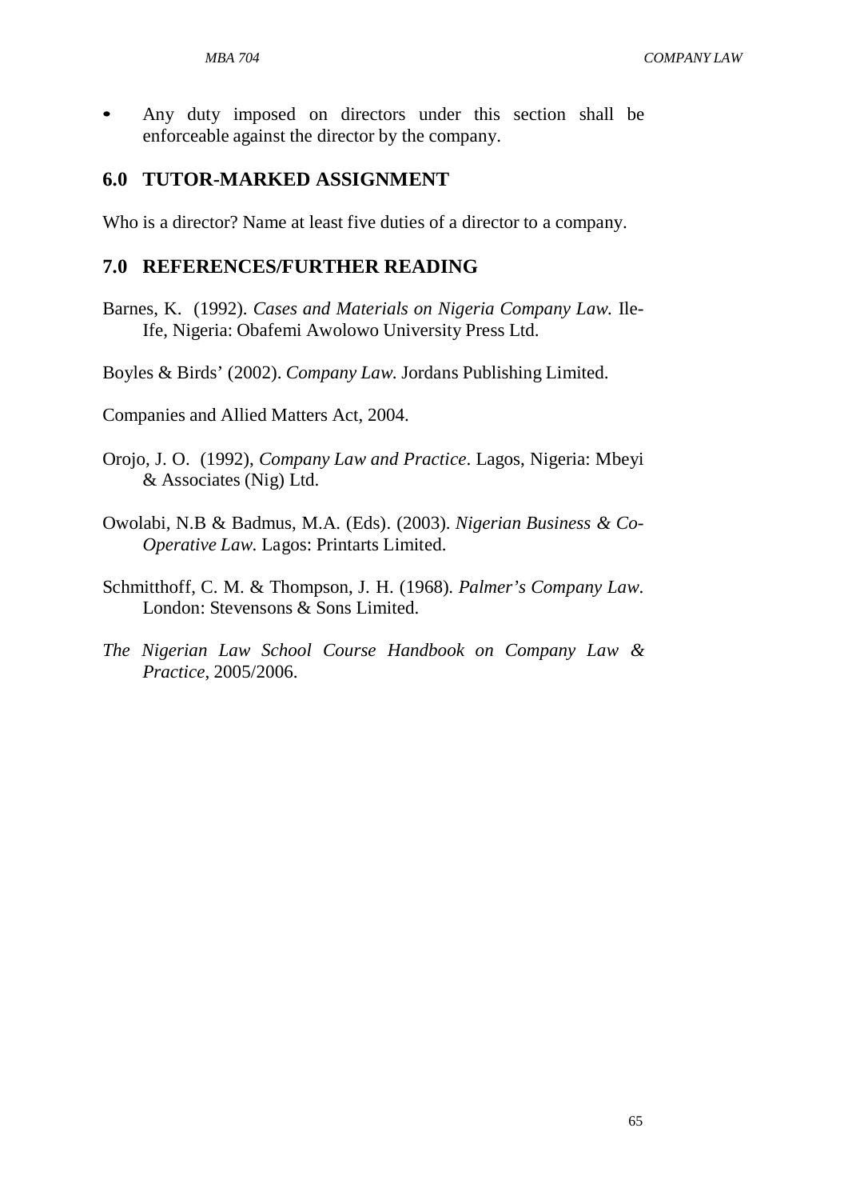- Any duty imposed on directors under this section shall be enforceable against the director by the company.

## 6.0 TUTOR-MARKED ASSIGNMENT

Who is a director? Name at least five duties of a director to a company.

## 7.0 REFERENCES/FURTHER READING

Barnes, K. (1992). *Cases and Materials on Nigeria Company Law.* Ile-Ife, Nigeria: Obafemi Awolowo University Press Ltd.

Boyles & Birds' (2002). *Company Law.* Jordans Publishing Limited.

Companies and Allied Matters Act, 2004.

Orojo, J. O. (1992), *Company Law and Practice*. Lagos, Nigeria: Mbeyi & Associates (Nig) Ltd.

Owolabi, N.B & Badmus, M.A. (Eds). (2003). *Nigerian Business & Co-Operative Law.* Lagos: Printarts Limited.

Schmitthoff, C. M. & Thompson, J. H. (1968). *Palmer's Company Law.* London: Stevensons & Sons Limited.

*The Nigerian Law School Course Handbook on Company Law & Practice*, 2005/2006.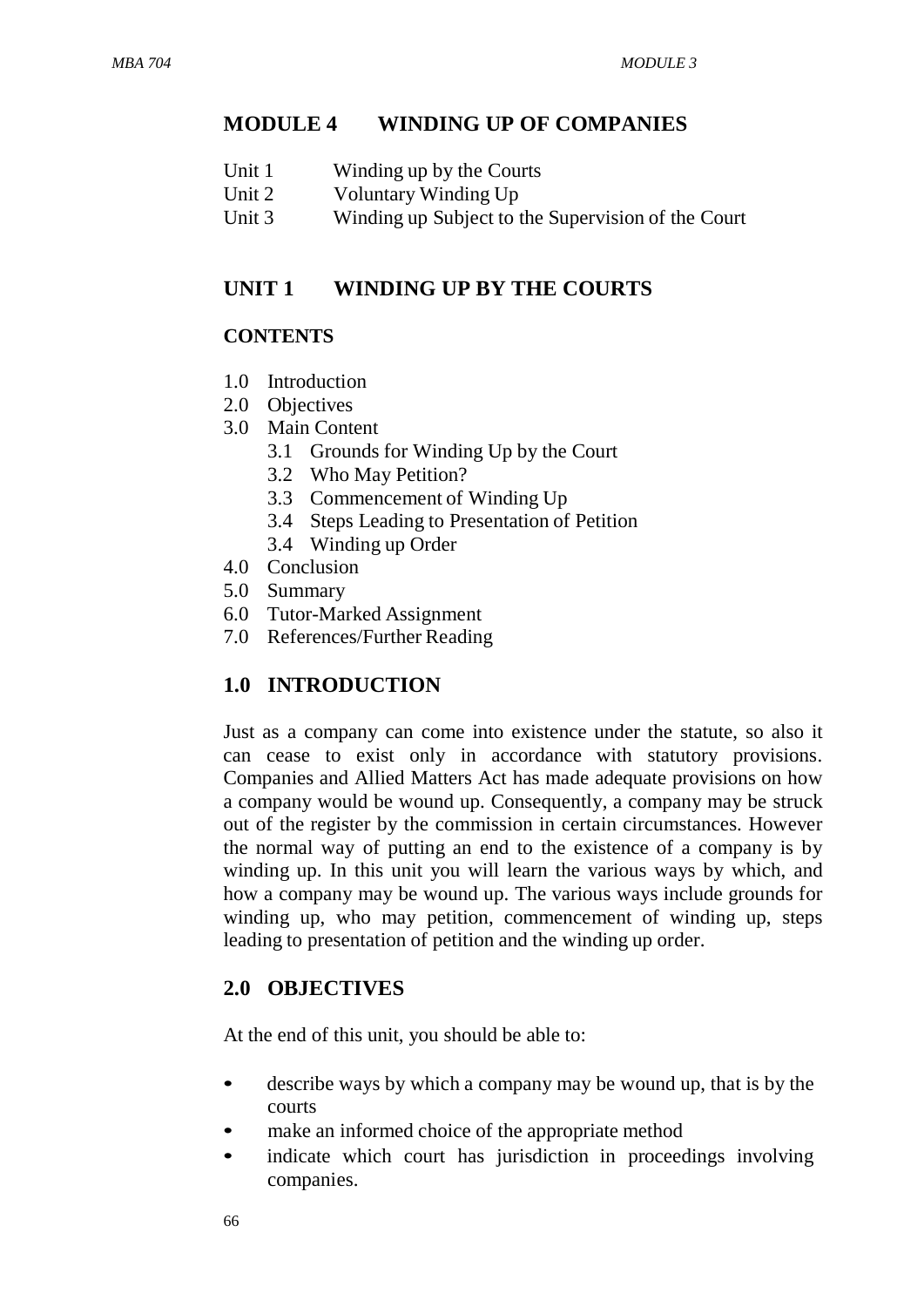# MODULE 4 WINDING UP OF COMPANIES

Unit 1 Winding up by the Courts
Unit 2 Voluntary Winding Up
Unit 3 Winding up Subject to the Supervision of the Court

## UNIT 1 WINDING UP BY THE COURTS

### CONTENTS

1.0 Introduction
2.0 Objectives
3.0 Main Content
   3.1 Grounds for Winding Up by the Court
   3.2 Who May Petition?
   3.3 Commencement of Winding Up
   3.4 Steps Leading to Presentation of Petition
   3.4 Winding up Order
4.0 Conclusion
5.0 Summary
6.0 Tutor-Marked Assignment
7.0 References/Further Reading

## 1.0 INTRODUCTION

Just as a company can come into existence under the statute, so also it can cease to exist only in accordance with statutory provisions. Companies and Allied Matters Act has made adequate provisions on how a company would be wound up. Consequently, a company may be struck out of the register by the commission in certain circumstances. However the normal way of putting an end to the existence of a company is by winding up. In this unit you will learn the various ways by which, and how a company may be wound up. The various ways include grounds for winding up, who may petition, commencement of winding up, steps leading to presentation of petition and the winding up order.

## 2.0 OBJECTIVES

At the end of this unit, you should be able to:

- describe ways by which a company may be wound up, that is by the courts
- make an informed choice of the appropriate method
- indicate which court has jurisdiction in proceedings involving companies.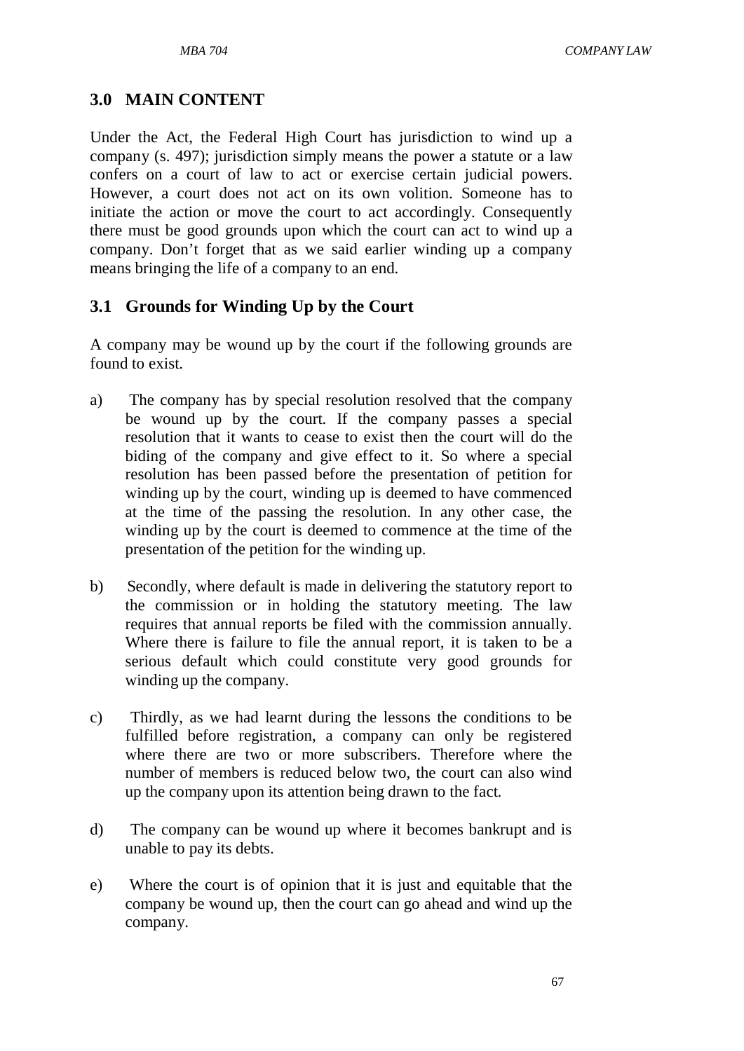## 3.0 MAIN CONTENT

Under the Act, the Federal High Court has jurisdiction to wind up a company (s. 497); jurisdiction simply means the power a statute or a law confers on a court of law to act or exercise certain judicial powers. However, a court does not act on its own volition. Someone has to initiate the action or move the court to act accordingly. Consequently there must be good grounds upon which the court can act to wind up a company. Don't forget that as we said earlier winding up a company means bringing the life of a company to an end.

### 3.1 Grounds for Winding Up by the Court

A company may be wound up by the court if the following grounds are found to exist.

a) The company has by special resolution resolved that the company be wound up by the court. If the company passes a special resolution that it wants to cease to exist then the court will do the biding of the company and give effect to it. So where a special resolution has been passed before the presentation of petition for winding up by the court, winding up is deemed to have commenced at the time of the passing the resolution. In any other case, the winding up by the court is deemed to commence at the time of the presentation of the petition for the winding up.

b) Secondly, where default is made in delivering the statutory report to the commission or in holding the statutory meeting. The law requires that annual reports be filed with the commission annually. Where there is failure to file the annual report, it is taken to be a serious default which could constitute very good grounds for winding up the company.

c) Thirdly, as we had learnt during the lessons the conditions to be fulfilled before registration, a company can only be registered where there are two or more subscribers. Therefore where the number of members is reduced below two, the court can also wind up the company upon its attention being drawn to the fact.

d) The company can be wound up where it becomes bankrupt and is unable to pay its debts.

e) Where the court is of opinion that it is just and equitable that the company be wound up, then the court can go ahead and wind up the company.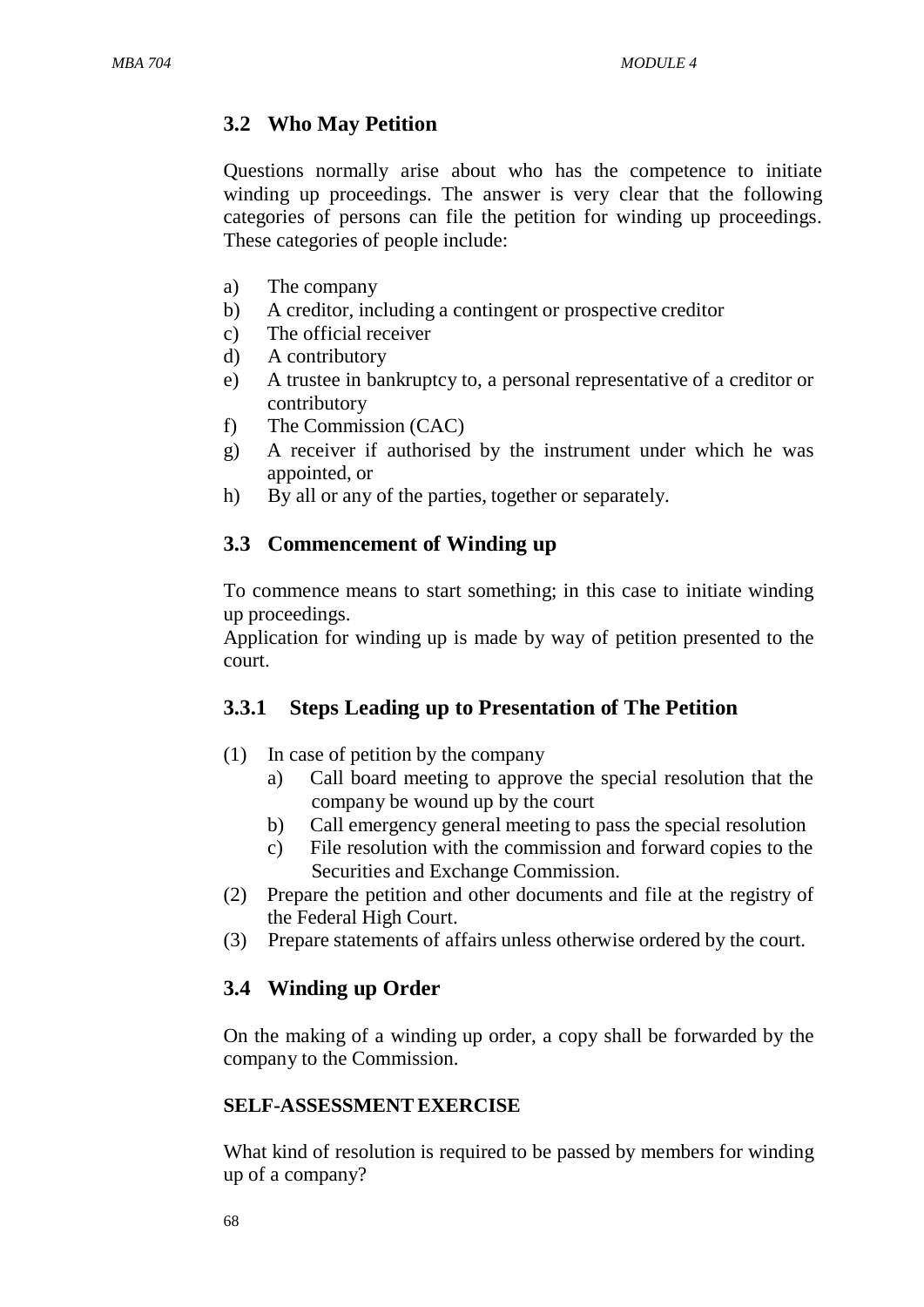## 3.2 Who May Petition

Questions normally arise about who has the competence to initiate winding up proceedings. The answer is very clear that the following categories of persons can file the petition for winding up proceedings. These categories of people include:

a) The company
b) A creditor, including a contingent or prospective creditor
c) The official receiver
d) A contributory
e) A trustee in bankruptcy to, a personal representative of a creditor or contributory
f) The Commission (CAC)
g) A receiver if authorised by the instrument under which he was appointed, or
h) By all or any of the parties, together or separately.

## 3.3 Commencement of Winding up

To commence means to start something; in this case to initiate winding up proceedings.

Application for winding up is made by way of petition presented to the court.

### 3.3.1 Steps Leading up to Presentation of The Petition

(1) In case of petition by the company
   a) Call board meeting to approve the special resolution that the company be wound up by the court
   b) Call emergency general meeting to pass the special resolution
   c) File resolution with the commission and forward copies to the Securities and Exchange Commission.
(2) Prepare the petition and other documents and file at the registry of the Federal High Court.
(3) Prepare statements of affairs unless otherwise ordered by the court.

## 3.4 Winding up Order

On the making of a winding up order, a copy shall be forwarded by the company to the Commission.

**SELF-ASSESSMENT EXERCISE**

What kind of resolution is required to be passed by members for winding up of a company?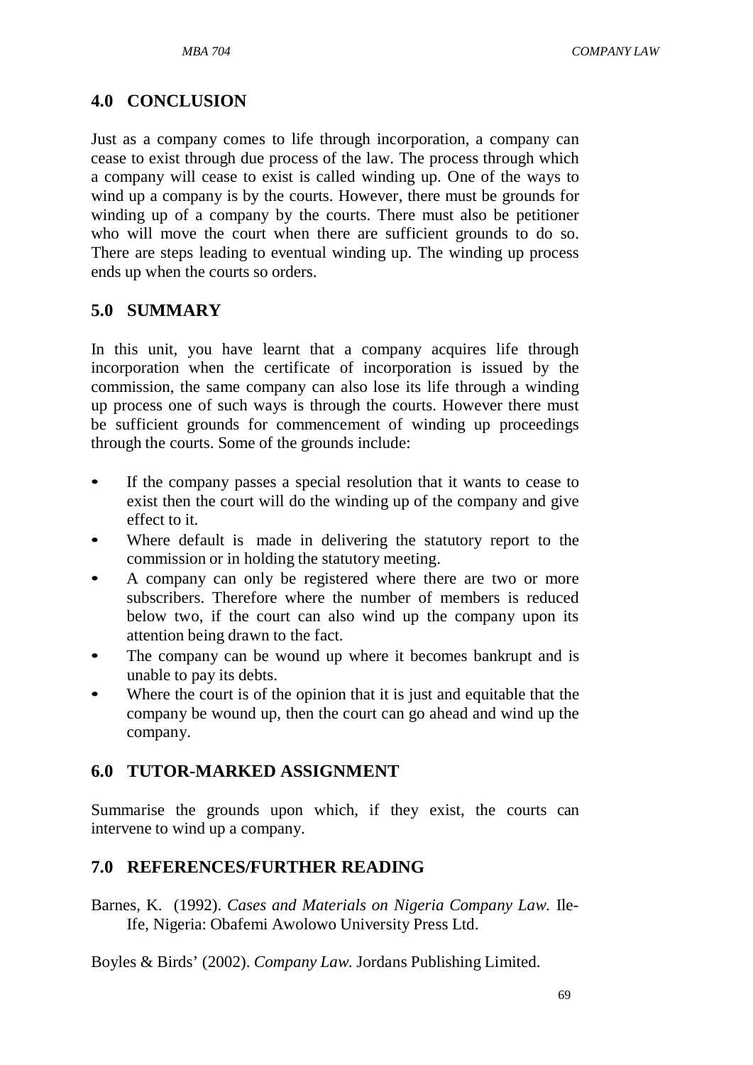## 4.0 CONCLUSION

Just as a company comes to life through incorporation, a company can cease to exist through due process of the law. The process through which a company will cease to exist is called winding up. One of the ways to wind up a company is by the courts. However, there must be grounds for winding up of a company by the courts. There must also be petitioner who will move the court when there are sufficient grounds to do so. There are steps leading to eventual winding up. The winding up process ends up when the courts so orders.

## 5.0 SUMMARY

In this unit, you have learnt that a company acquires life through incorporation when the certificate of incorporation is issued by the commission, the same company can also lose its life through a winding up process one of such ways is through the courts. However there must be sufficient grounds for commencement of winding up proceedings through the courts. Some of the grounds include:

- If the company passes a special resolution that it wants to cease to exist then the court will do the winding up of the company and give effect to it.
- Where default is made in delivering the statutory report to the commission or in holding the statutory meeting.
- A company can only be registered where there are two or more subscribers. Therefore where the number of members is reduced below two, if the court can also wind up the company upon its attention being drawn to the fact.
- The company can be wound up where it becomes bankrupt and is unable to pay its debts.
- Where the court is of the opinion that it is just and equitable that the company be wound up, then the court can go ahead and wind up the company.

## 6.0 TUTOR-MARKED ASSIGNMENT

Summarise the grounds upon which, if they exist, the courts can intervene to wind up a company.

## 7.0 REFERENCES/FURTHER READING

Barnes, K. (1992). *Cases and Materials on Nigeria Company Law.* Ile-Ife, Nigeria: Obafemi Awolowo University Press Ltd.

Boyles & Birds' (2002). *Company Law.* Jordans Publishing Limited.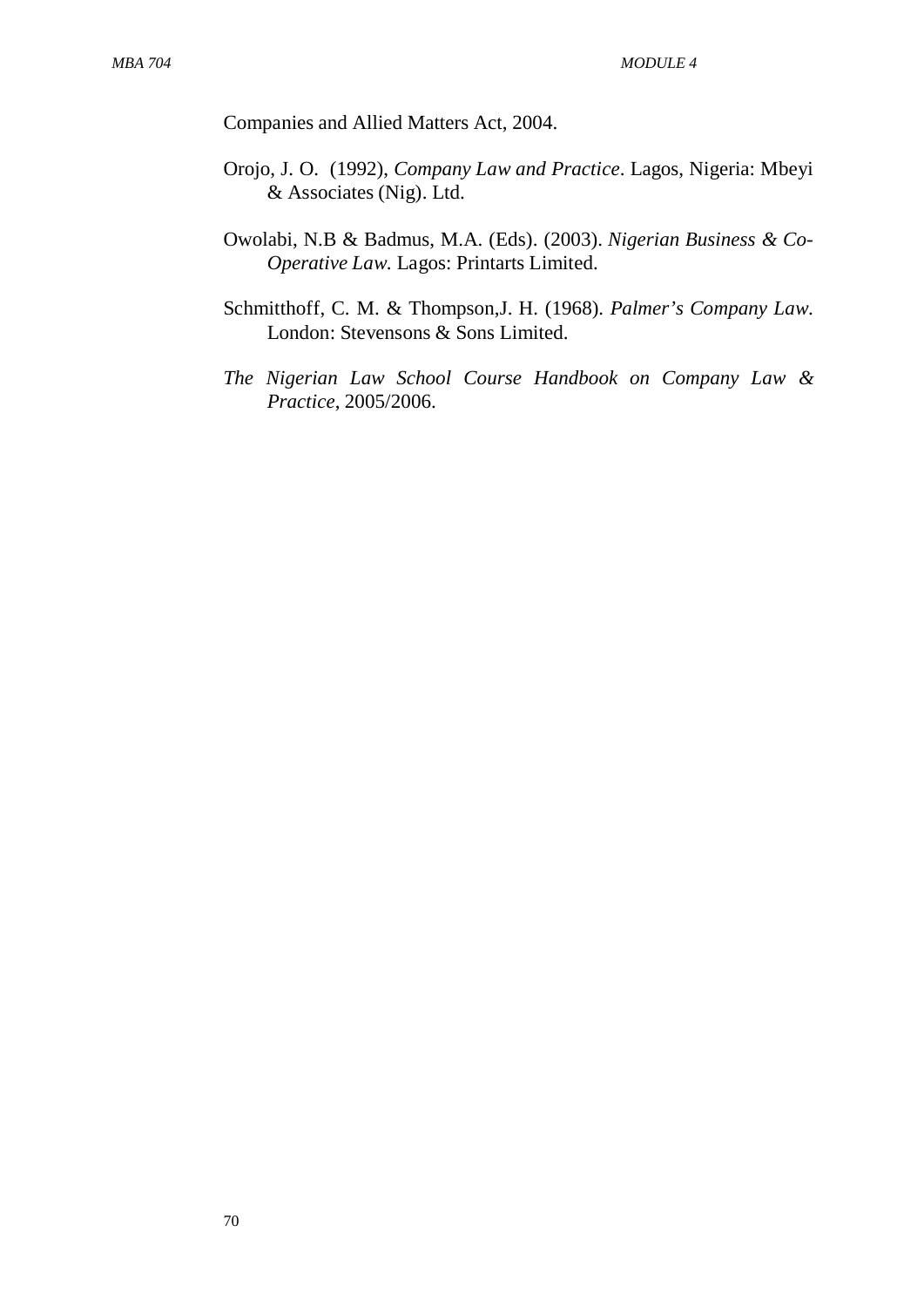Companies and Allied Matters Act, 2004.

Orojo, J. O. (1992), *Company Law and Practice*. Lagos, Nigeria: Mbeyi & Associates (Nig). Ltd.

Owolabi, N.B & Badmus, M.A. (Eds). (2003). *Nigerian Business & Co-Operative Law.* Lagos: Printarts Limited.

Schmitthoff, C. M. & Thompson,J. H. (1968). *Palmer's Company Law.* London: Stevensons & Sons Limited.

*The Nigerian Law School Course Handbook on Company Law & Practice*, 2005/2006.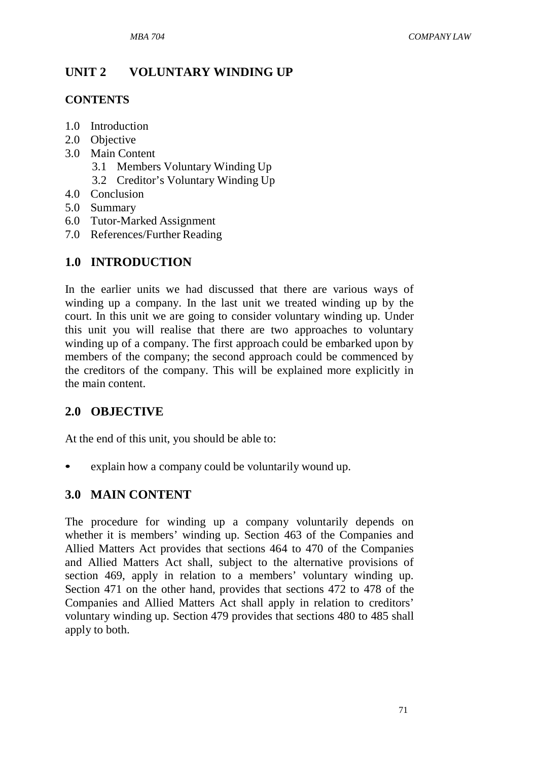## UNIT 2 VOLUNTARY WINDING UP

### CONTENTS

1.0 Introduction
2.0 Objective
3.0 Main Content
  3.1 Members Voluntary Winding Up
  3.2 Creditor's Voluntary Winding Up
4.0 Conclusion
5.0 Summary
6.0 Tutor-Marked Assignment
7.0 References/Further Reading

### 1.0 INTRODUCTION

In the earlier units we had discussed that there are various ways of winding up a company. In the last unit we treated winding up by the court. In this unit we are going to consider voluntary winding up. Under this unit you will realise that there are two approaches to voluntary winding up of a company. The first approach could be embarked upon by members of the company; the second approach could be commenced by the creditors of the company. This will be explained more explicitly in the main content.

### 2.0 OBJECTIVE

At the end of this unit, you should be able to:

- explain how a company could be voluntarily wound up.

### 3.0 MAIN CONTENT

The procedure for winding up a company voluntarily depends on whether it is members' winding up. Section 463 of the Companies and Allied Matters Act provides that sections 464 to 470 of the Companies and Allied Matters Act shall, subject to the alternative provisions of section 469, apply in relation to a members' voluntary winding up. Section 471 on the other hand, provides that sections 472 to 478 of the Companies and Allied Matters Act shall apply in relation to creditors' voluntary winding up. Section 479 provides that sections 480 to 485 shall apply to both.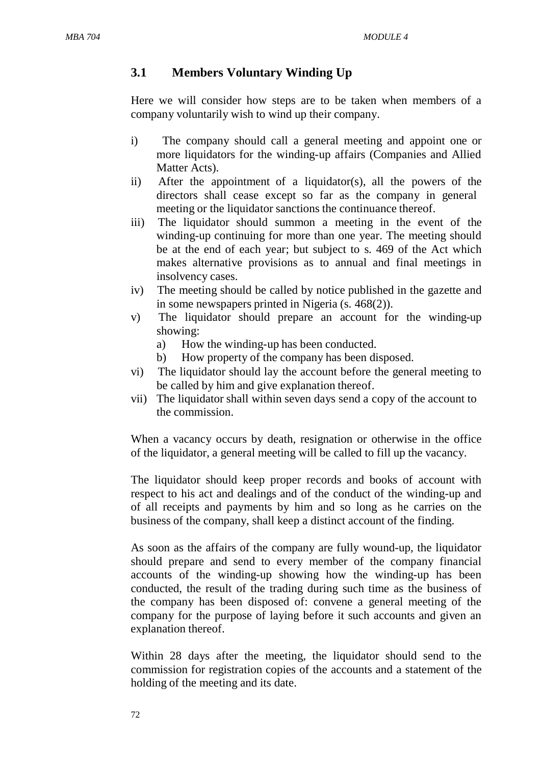## 3.1 Members Voluntary Winding Up

Here we will consider how steps are to be taken when members of a company voluntarily wish to wind up their company.

i) The company should call a general meeting and appoint one or more liquidators for the winding-up affairs (Companies and Allied Matter Acts).
ii) After the appointment of a liquidator(s), all the powers of the directors shall cease except so far as the company in general meeting or the liquidator sanctions the continuance thereof.
iii) The liquidator should summon a meeting in the event of the winding-up continuing for more than one year. The meeting should be at the end of each year; but subject to s. 469 of the Act which makes alternative provisions as to annual and final meetings in insolvency cases.
iv) The meeting should be called by notice published in the gazette and in some newspapers printed in Nigeria (s. 468(2)).
v) The liquidator should prepare an account for the winding-up showing:
   a) How the winding-up has been conducted.
   b) How property of the company has been disposed.
vi) The liquidator should lay the account before the general meeting to be called by him and give explanation thereof.
vii) The liquidator shall within seven days send a copy of the account to the commission.

When a vacancy occurs by death, resignation or otherwise in the office of the liquidator, a general meeting will be called to fill up the vacancy.

The liquidator should keep proper records and books of account with respect to his act and dealings and of the conduct of the winding-up and of all receipts and payments by him and so long as he carries on the business of the company, shall keep a distinct account of the finding.

As soon as the affairs of the company are fully wound-up, the liquidator should prepare and send to every member of the company financial accounts of the winding-up showing how the winding-up has been conducted, the result of the trading during such time as the business of the company has been disposed of: convene a general meeting of the company for the purpose of laying before it such accounts and given an explanation thereof.

Within 28 days after the meeting, the liquidator should send to the commission for registration copies of the accounts and a statement of the holding of the meeting and its date.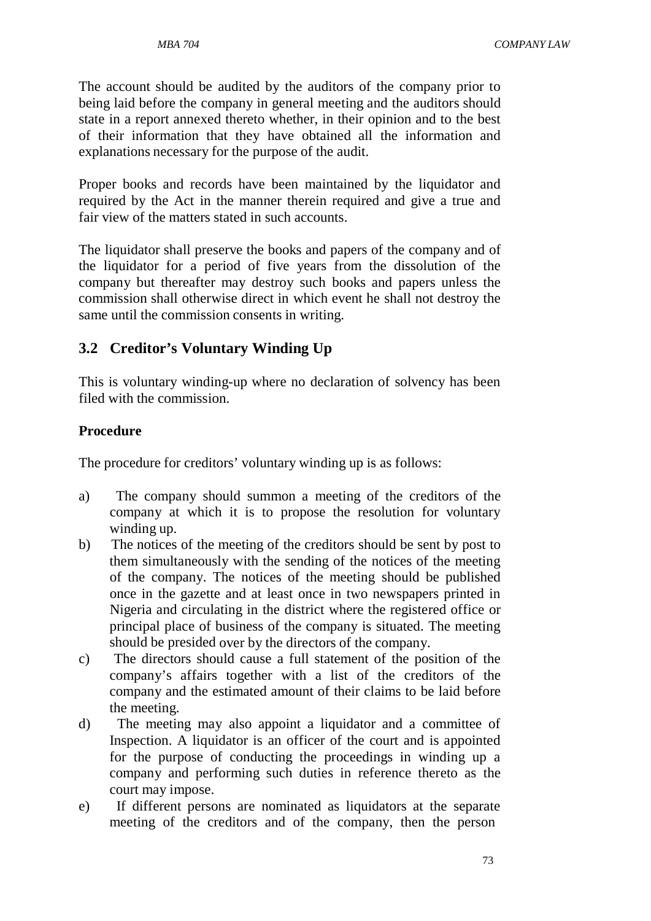The account should be audited by the auditors of the company prior to being laid before the company in general meeting and the auditors should state in a report annexed thereto whether, in their opinion and to the best of their information that they have obtained all the information and explanations necessary for the purpose of the audit.

Proper books and records have been maintained by the liquidator and required by the Act in the manner therein required and give a true and fair view of the matters stated in such accounts.

The liquidator shall preserve the books and papers of the company and of the liquidator for a period of five years from the dissolution of the company but thereafter may destroy such books and papers unless the commission shall otherwise direct in which event he shall not destroy the same until the commission consents in writing.

## 3.2 Creditor's Voluntary Winding Up

This is voluntary winding-up where no declaration of solvency has been filed with the commission.

**Procedure**

The procedure for creditors' voluntary winding up is as follows:

a) The company should summon a meeting of the creditors of the company at which it is to propose the resolution for voluntary winding up.
b) The notices of the meeting of the creditors should be sent by post to them simultaneously with the sending of the notices of the meeting of the company. The notices of the meeting should be published once in the gazette and at least once in two newspapers printed in Nigeria and circulating in the district where the registered office or principal place of business of the company is situated. The meeting should be presided over by the directors of the company.
c) The directors should cause a full statement of the position of the company's affairs together with a list of the creditors of the company and the estimated amount of their claims to be laid before the meeting.
d) The meeting may also appoint a liquidator and a committee of Inspection. A liquidator is an officer of the court and is appointed for the purpose of conducting the proceedings in winding up a company and performing such duties in reference thereto as the court may impose.
e) If different persons are nominated as liquidators at the separate meeting of the creditors and of the company, then the person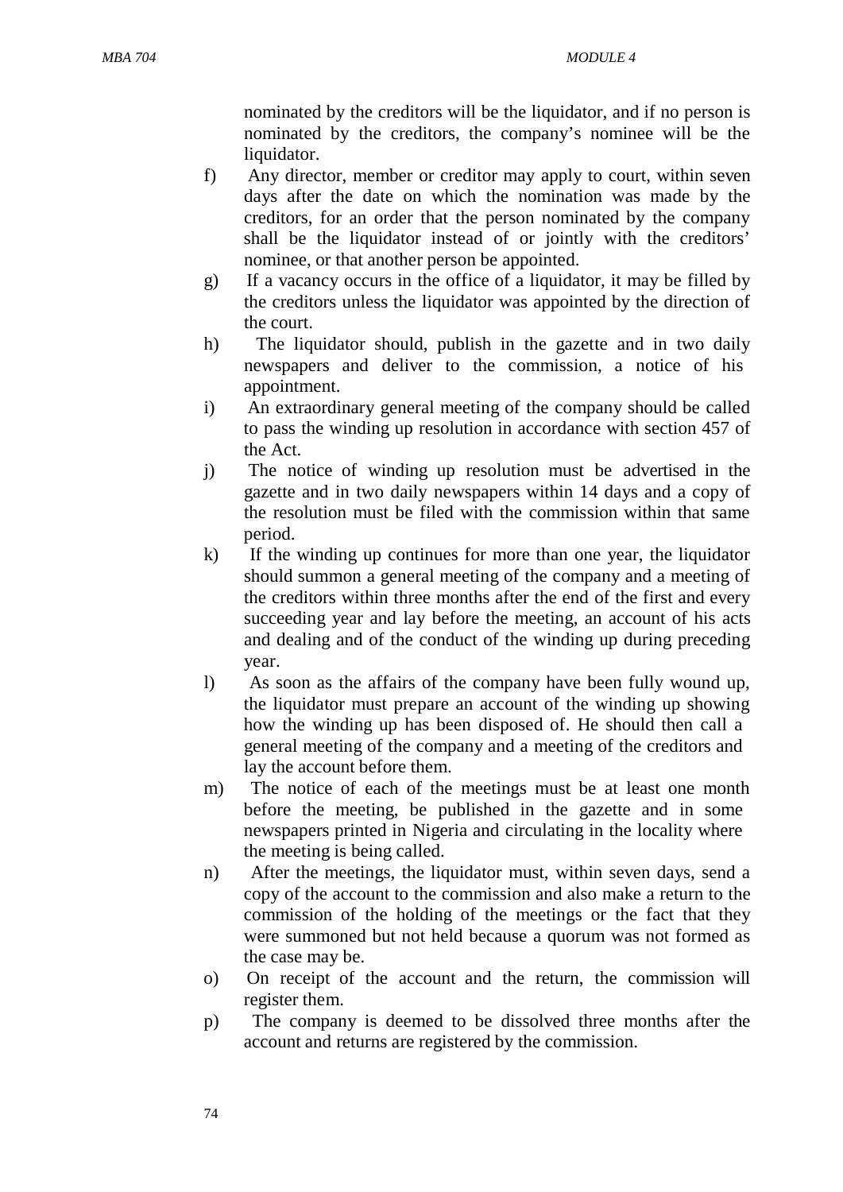nominated by the creditors will be the liquidator, and if no person is nominated by the creditors, the company's nominee will be the liquidator.

f) Any director, member or creditor may apply to court, within seven days after the date on which the nomination was made by the creditors, for an order that the person nominated by the company shall be the liquidator instead of or jointly with the creditors' nominee, or that another person be appointed.

g) If a vacancy occurs in the office of a liquidator, it may be filled by the creditors unless the liquidator was appointed by the direction of the court.

h) The liquidator should, publish in the gazette and in two daily newspapers and deliver to the commission, a notice of his appointment.

i) An extraordinary general meeting of the company should be called to pass the winding up resolution in accordance with section 457 of the Act.

j) The notice of winding up resolution must be advertised in the gazette and in two daily newspapers within 14 days and a copy of the resolution must be filed with the commission within that same period.

k) If the winding up continues for more than one year, the liquidator should summon a general meeting of the company and a meeting of the creditors within three months after the end of the first and every succeeding year and lay before the meeting, an account of his acts and dealing and of the conduct of the winding up during preceding year.

l) As soon as the affairs of the company have been fully wound up, the liquidator must prepare an account of the winding up showing how the winding up has been disposed of. He should then call a general meeting of the company and a meeting of the creditors and lay the account before them.

m) The notice of each of the meetings must be at least one month before the meeting, be published in the gazette and in some newspapers printed in Nigeria and circulating in the locality where the meeting is being called.

n) After the meetings, the liquidator must, within seven days, send a copy of the account to the commission and also make a return to the commission of the holding of the meetings or the fact that they were summoned but not held because a quorum was not formed as the case may be.

o) On receipt of the account and the return, the commission will register them.

p) The company is deemed to be dissolved three months after the account and returns are registered by the commission.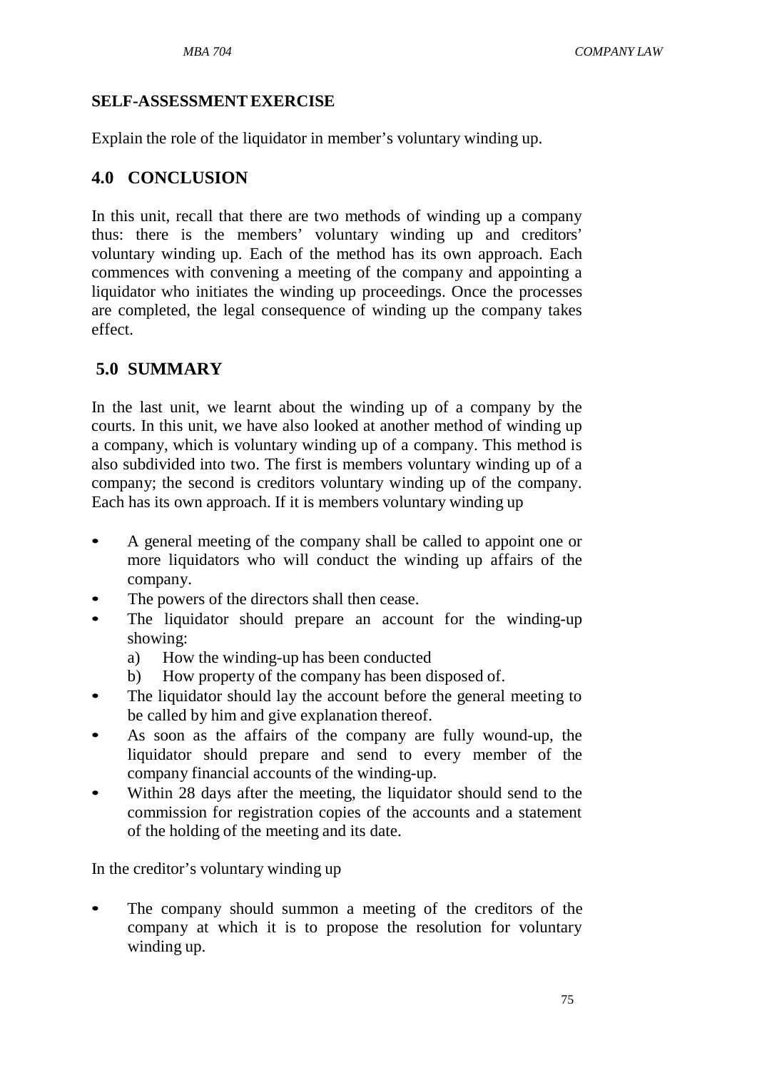**SELF-ASSESSMENT EXERCISE**

Explain the role of the liquidator in member's voluntary winding up.

## 4.0 CONCLUSION

In this unit, recall that there are two methods of winding up a company thus: there is the members' voluntary winding up and creditors' voluntary winding up. Each of the method has its own approach. Each commences with convening a meeting of the company and appointing a liquidator who initiates the winding up proceedings. Once the processes are completed, the legal consequence of winding up the company takes effect.

## 5.0 SUMMARY

In the last unit, we learnt about the winding up of a company by the courts. In this unit, we have also looked at another method of winding up a company, which is voluntary winding up of a company. This method is also subdivided into two. The first is members voluntary winding up of a company; the second is creditors voluntary winding up of the company. Each has its own approach. If it is members voluntary winding up

- A general meeting of the company shall be called to appoint one or more liquidators who will conduct the winding up affairs of the company.
- The powers of the directors shall then cease.
- The liquidator should prepare an account for the winding-up showing:
  a) How the winding-up has been conducted
  b) How property of the company has been disposed of.
- The liquidator should lay the account before the general meeting to be called by him and give explanation thereof.
- As soon as the affairs of the company are fully wound-up, the liquidator should prepare and send to every member of the company financial accounts of the winding-up.
- Within 28 days after the meeting, the liquidator should send to the commission for registration copies of the accounts and a statement of the holding of the meeting and its date.

In the creditor's voluntary winding up

- The company should summon a meeting of the creditors of the company at which it is to propose the resolution for voluntary winding up.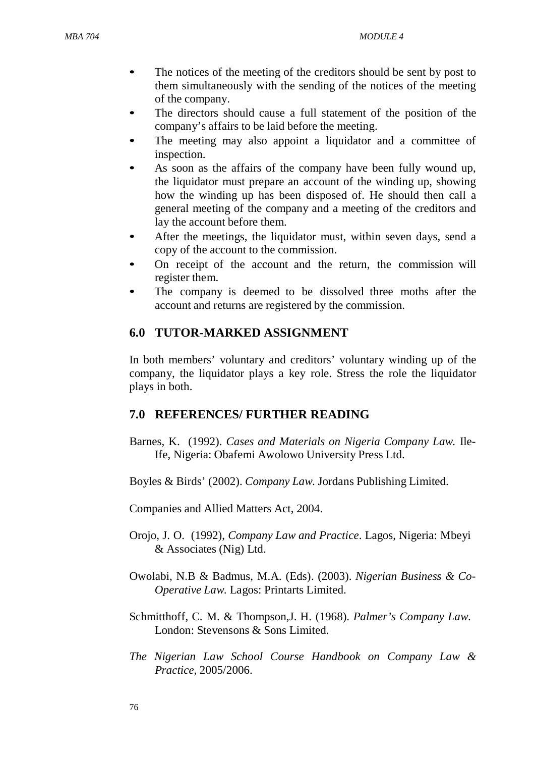- The notices of the meeting of the creditors should be sent by post to them simultaneously with the sending of the notices of the meeting of the company.
- The directors should cause a full statement of the position of the company's affairs to be laid before the meeting.
- The meeting may also appoint a liquidator and a committee of inspection.
- As soon as the affairs of the company have been fully wound up, the liquidator must prepare an account of the winding up, showing how the winding up has been disposed of. He should then call a general meeting of the company and a meeting of the creditors and lay the account before them.
- After the meetings, the liquidator must, within seven days, send a copy of the account to the commission.
- On receipt of the account and the return, the commission will register them.
- The company is deemed to be dissolved three moths after the account and returns are registered by the commission.

## 6.0 TUTOR-MARKED ASSIGNMENT

In both members' voluntary and creditors' voluntary winding up of the company, the liquidator plays a key role. Stress the role the liquidator plays in both.

## 7.0 REFERENCES/ FURTHER READING

Barnes, K. (1992). *Cases and Materials on Nigeria Company Law.* Ile-Ife, Nigeria: Obafemi Awolowo University Press Ltd.

Boyles & Birds' (2002). *Company Law.* Jordans Publishing Limited.

Companies and Allied Matters Act, 2004.

Orojo, J. O. (1992), *Company Law and Practice*. Lagos, Nigeria: Mbeyi & Associates (Nig) Ltd.

Owolabi, N.B & Badmus, M.A. (Eds). (2003). *Nigerian Business & Co-Operative Law.* Lagos: Printarts Limited.

Schmitthoff, C. M. & Thompson,J. H. (1968). *Palmer's Company Law.* London: Stevensons & Sons Limited.

*The Nigerian Law School Course Handbook on Company Law & Practice*, 2005/2006.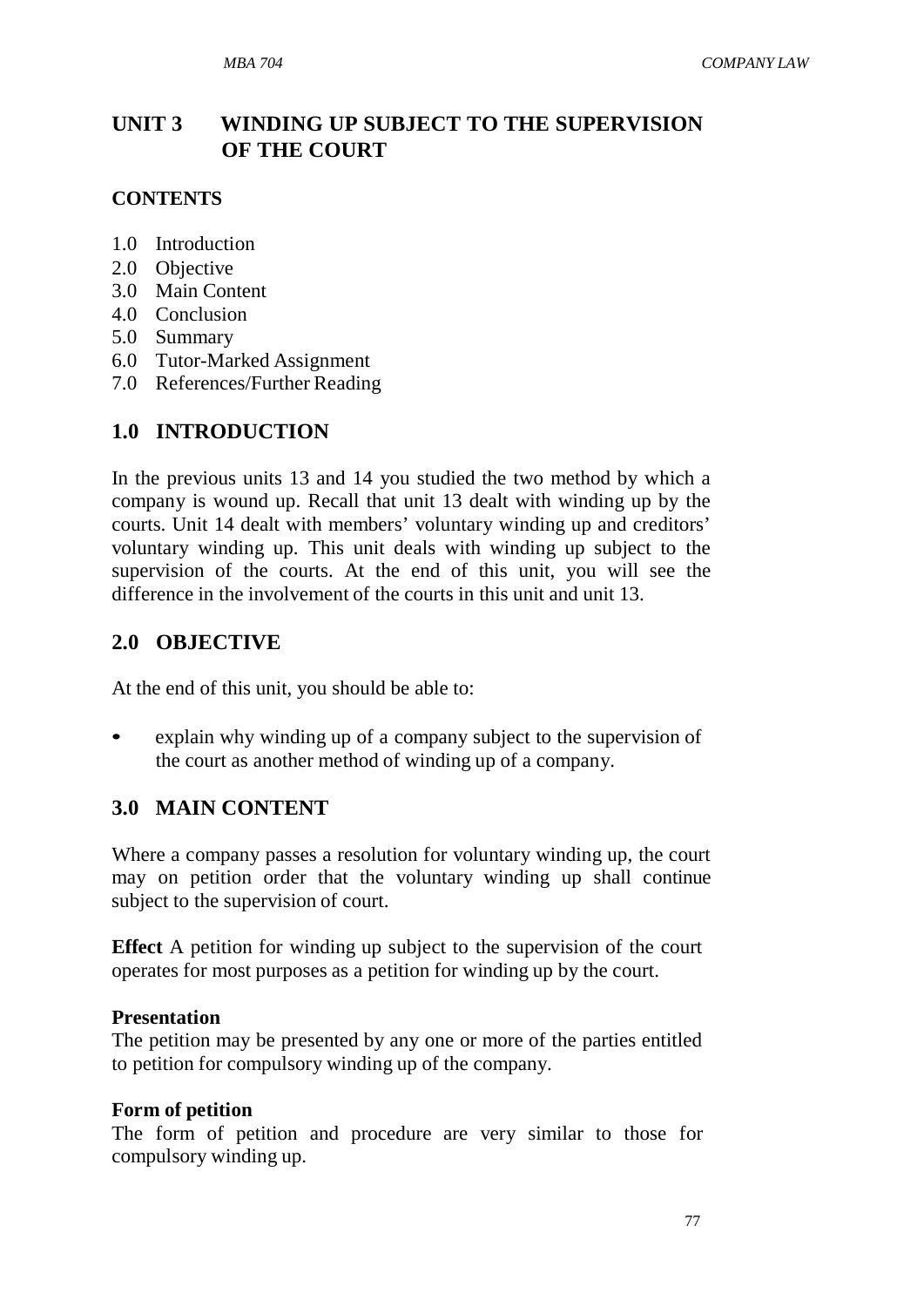# UNIT 3 WINDING UP SUBJECT TO THE SUPERVISION OF THE COURT

## CONTENTS

1.0 Introduction
2.0 Objective
3.0 Main Content
4.0 Conclusion
5.0 Summary
6.0 Tutor-Marked Assignment
7.0 References/Further Reading

## 1.0 INTRODUCTION

In the previous units 13 and 14 you studied the two method by which a company is wound up. Recall that unit 13 dealt with winding up by the courts. Unit 14 dealt with members' voluntary winding up and creditors' voluntary winding up. This unit deals with winding up subject to the supervision of the courts. At the end of this unit, you will see the difference in the involvement of the courts in this unit and unit 13.

## 2.0 OBJECTIVE

At the end of this unit, you should be able to:

- explain why winding up of a company subject to the supervision of the court as another method of winding up of a company.

## 3.0 MAIN CONTENT

Where a company passes a resolution for voluntary winding up, the court may on petition order that the voluntary winding up shall continue subject to the supervision of court.

**Effect** A petition for winding up subject to the supervision of the court operates for most purposes as a petition for winding up by the court.

**Presentation**
The petition may be presented by any one or more of the parties entitled to petition for compulsory winding up of the company.

**Form of petition**
The form of petition and procedure are very similar to those for compulsory winding up.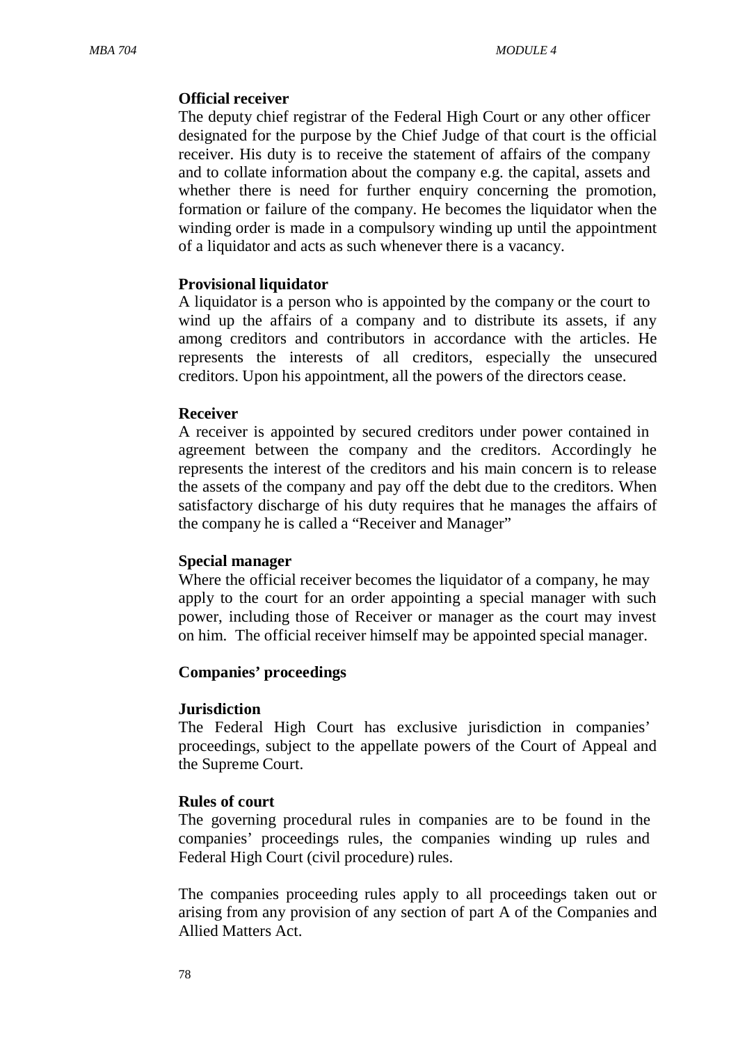**Official receiver**

The deputy chief registrar of the Federal High Court or any other officer designated for the purpose by the Chief Judge of that court is the official receiver. His duty is to receive the statement of affairs of the company and to collate information about the company e.g. the capital, assets and whether there is need for further enquiry concerning the promotion, formation or failure of the company. He becomes the liquidator when the winding order is made in a compulsory winding up until the appointment of a liquidator and acts as such whenever there is a vacancy.

**Provisional liquidator**

A liquidator is a person who is appointed by the company or the court to wind up the affairs of a company and to distribute its assets, if any among creditors and contributors in accordance with the articles. He represents the interests of all creditors, especially the unsecured creditors. Upon his appointment, all the powers of the directors cease.

**Receiver**

A receiver is appointed by secured creditors under power contained in agreement between the company and the creditors. Accordingly he represents the interest of the creditors and his main concern is to release the assets of the company and pay off the debt due to the creditors. When satisfactory discharge of his duty requires that he manages the affairs of the company he is called a "Receiver and Manager"

**Special manager**

Where the official receiver becomes the liquidator of a company, he may apply to the court for an order appointing a special manager with such power, including those of Receiver or manager as the court may invest on him. The official receiver himself may be appointed special manager.

**Companies' proceedings**

**Jurisdiction**

The Federal High Court has exclusive jurisdiction in companies' proceedings, subject to the appellate powers of the Court of Appeal and the Supreme Court.

**Rules of court**

The governing procedural rules in companies are to be found in the companies' proceedings rules, the companies winding up rules and Federal High Court (civil procedure) rules.

The companies proceeding rules apply to all proceedings taken out or arising from any provision of any section of part A of the Companies and Allied Matters Act.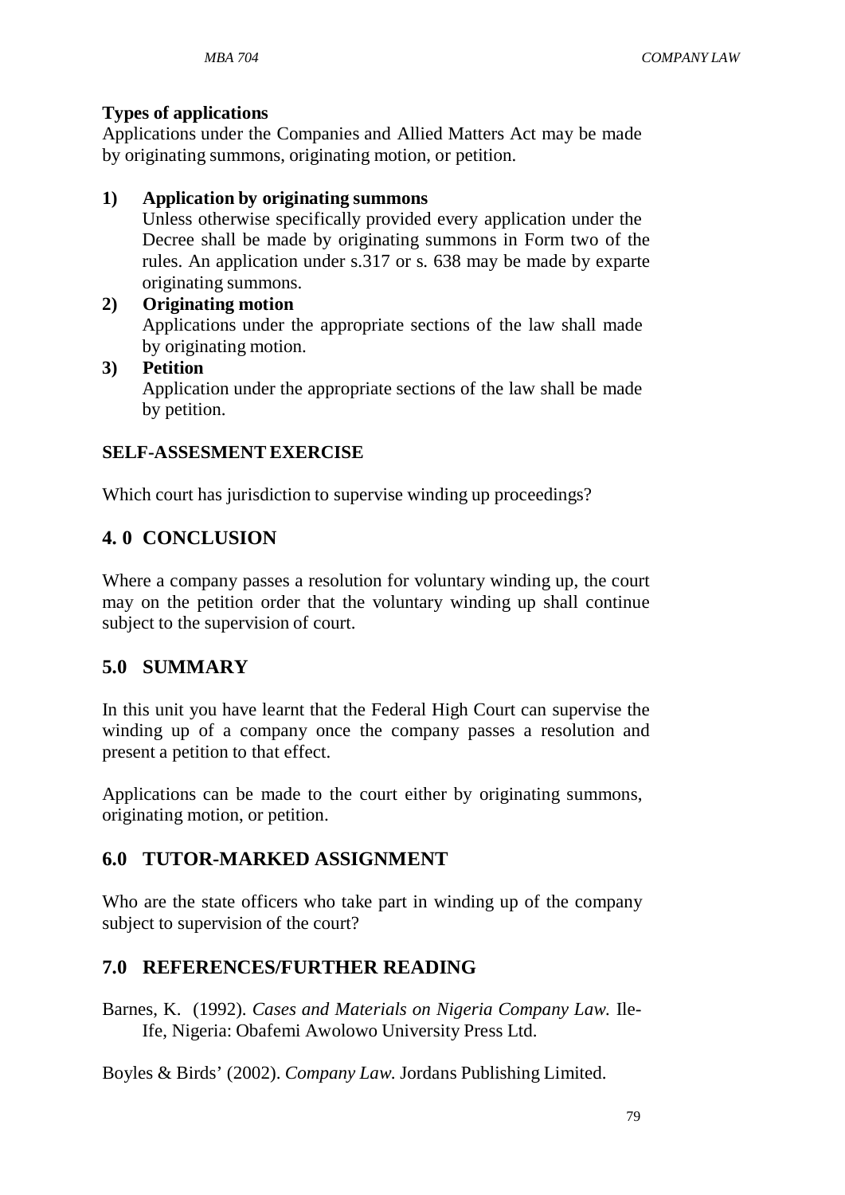**Types of applications**

Applications under the Companies and Allied Matters Act may be made by originating summons, originating motion, or petition.

**1) Application by originating summons**

Unless otherwise specifically provided every application under the Decree shall be made by originating summons in Form two of the rules. An application under s.317 or s. 638 may be made by exparte originating summons.

**2) Originating motion**

Applications under the appropriate sections of the law shall made by originating motion.

**3) Petition**

Application under the appropriate sections of the law shall be made by petition.

**SELF-ASSESMENT EXERCISE**

Which court has jurisdiction to supervise winding up proceedings?

## 4. 0 CONCLUSION

Where a company passes a resolution for voluntary winding up, the court may on the petition order that the voluntary winding up shall continue subject to the supervision of court.

## 5.0 SUMMARY

In this unit you have learnt that the Federal High Court can supervise the winding up of a company once the company passes a resolution and present a petition to that effect.

Applications can be made to the court either by originating summons, originating motion, or petition.

## 6.0 TUTOR-MARKED ASSIGNMENT

Who are the state officers who take part in winding up of the company subject to supervision of the court?

## 7.0 REFERENCES/FURTHER READING

Barnes, K. (1992). *Cases and Materials on Nigeria Company Law.* Ile-Ife, Nigeria: Obafemi Awolowo University Press Ltd.

Boyles & Birds' (2002). *Company Law.* Jordans Publishing Limited.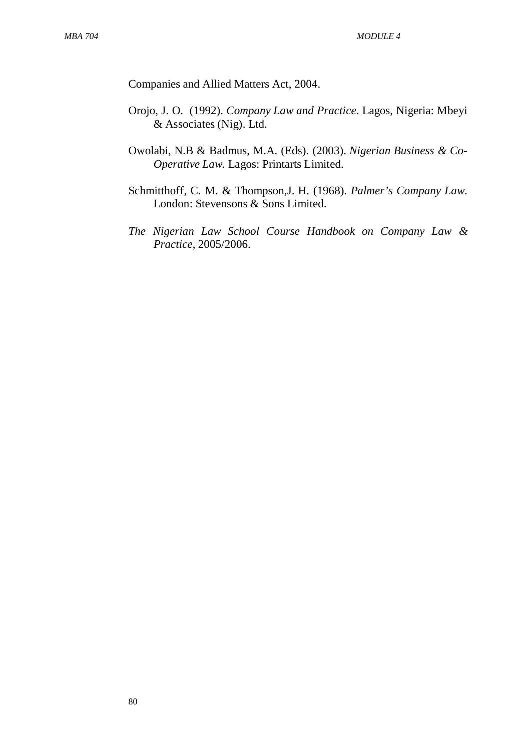Companies and Allied Matters Act, 2004.

Orojo, J. O. (1992). *Company Law and Practice*. Lagos, Nigeria: Mbeyi & Associates (Nig). Ltd.

Owolabi, N.B & Badmus, M.A. (Eds). (2003). *Nigerian Business & Co-Operative Law.* Lagos: Printarts Limited.

Schmitthoff, C. M. & Thompson,J. H. (1968). *Palmer's Company Law.* London: Stevensons & Sons Limited.

*The Nigerian Law School Course Handbook on Company Law & Practice*, 2005/2006.